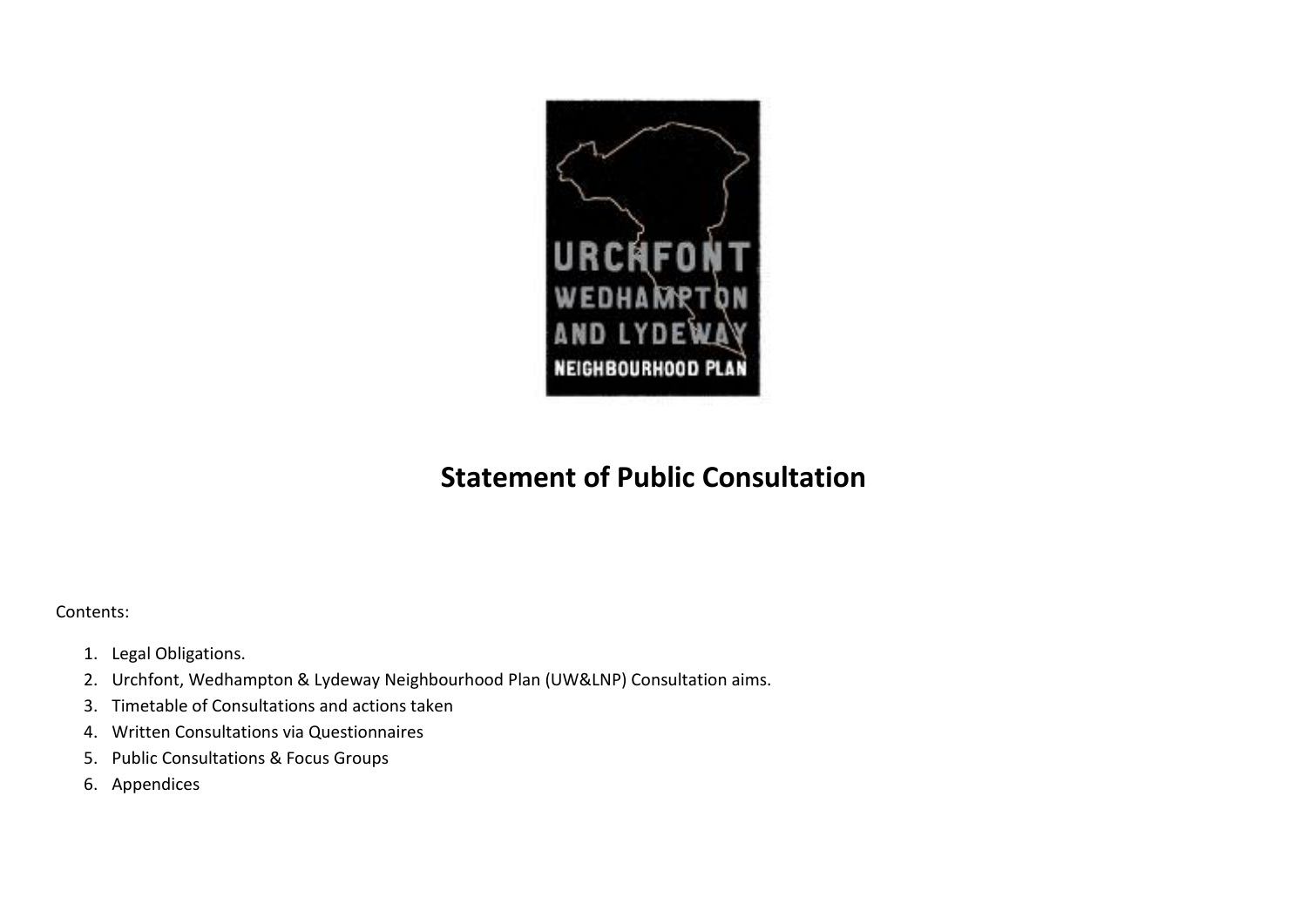URCHFONT
WEDHAMPTON
AND LYDEWAY
NEIGHBOURHOOD PLAN

# Statement of Public Consultation

Contents:

1. Legal Obligations.
2. Urchfont, Wedhampton & Lydeway Neighbourhood Plan (UW&LNP) Consultation aims.
3. Timetable of Consultations and actions taken
4. Written Consultations via Questionnaires
5. Public Consultations & Focus Groups
6. Appendices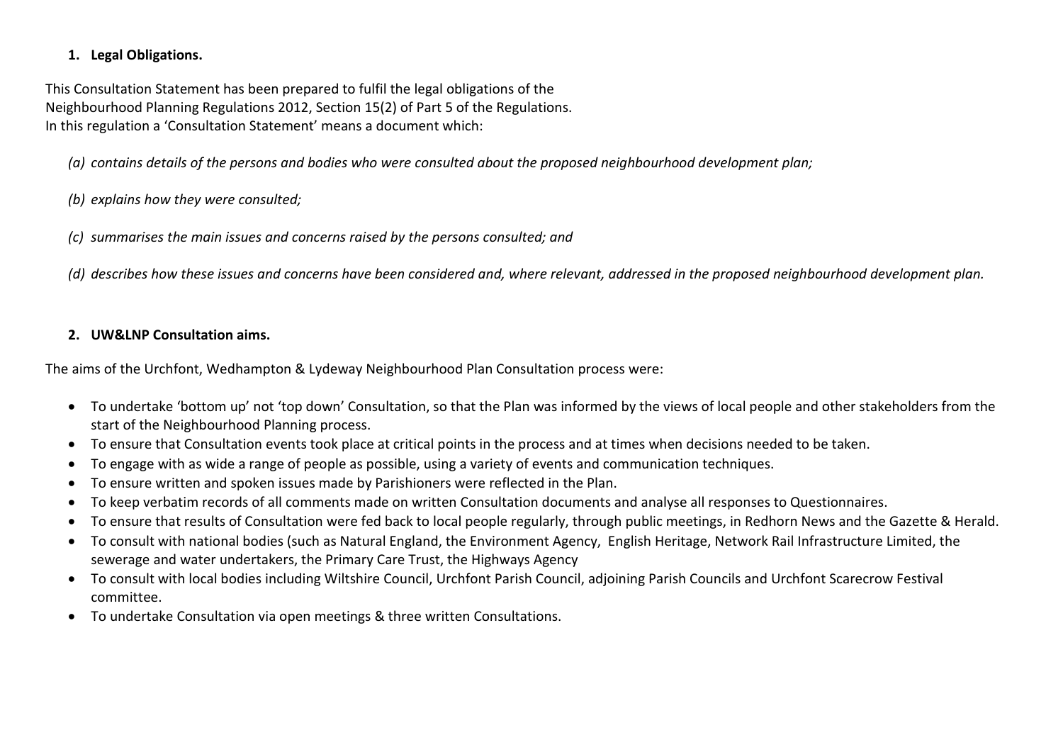## 1. Legal Obligations.

This Consultation Statement has been prepared to fulfil the legal obligations of the Neighbourhood Planning Regulations 2012, Section 15(2) of Part 5 of the Regulations. In this regulation a 'Consultation Statement' means a document which:

*(a) contains details of the persons and bodies who were consulted about the proposed neighbourhood development plan;*

*(b) explains how they were consulted;*

*(c) summarises the main issues and concerns raised by the persons consulted; and*

*(d) describes how these issues and concerns have been considered and, where relevant, addressed in the proposed neighbourhood development plan.*

## 2. UW&LNP Consultation aims.

The aims of the Urchfont, Wedhampton & Lydeway Neighbourhood Plan Consultation process were:

- To undertake 'bottom up' not 'top down' Consultation, so that the Plan was informed by the views of local people and other stakeholders from the start of the Neighbourhood Planning process.
- To ensure that Consultation events took place at critical points in the process and at times when decisions needed to be taken.
- To engage with as wide a range of people as possible, using a variety of events and communication techniques.
- To ensure written and spoken issues made by Parishioners were reflected in the Plan.
- To keep verbatim records of all comments made on written Consultation documents and analyse all responses to Questionnaires.
- To ensure that results of Consultation were fed back to local people regularly, through public meetings, in Redhorn News and the Gazette & Herald.
- To consult with national bodies (such as Natural England, the Environment Agency, English Heritage, Network Rail Infrastructure Limited, the sewerage and water undertakers, the Primary Care Trust, the Highways Agency
- To consult with local bodies including Wiltshire Council, Urchfont Parish Council, adjoining Parish Councils and Urchfont Scarecrow Festival committee.
- To undertake Consultation via open meetings & three written Consultations.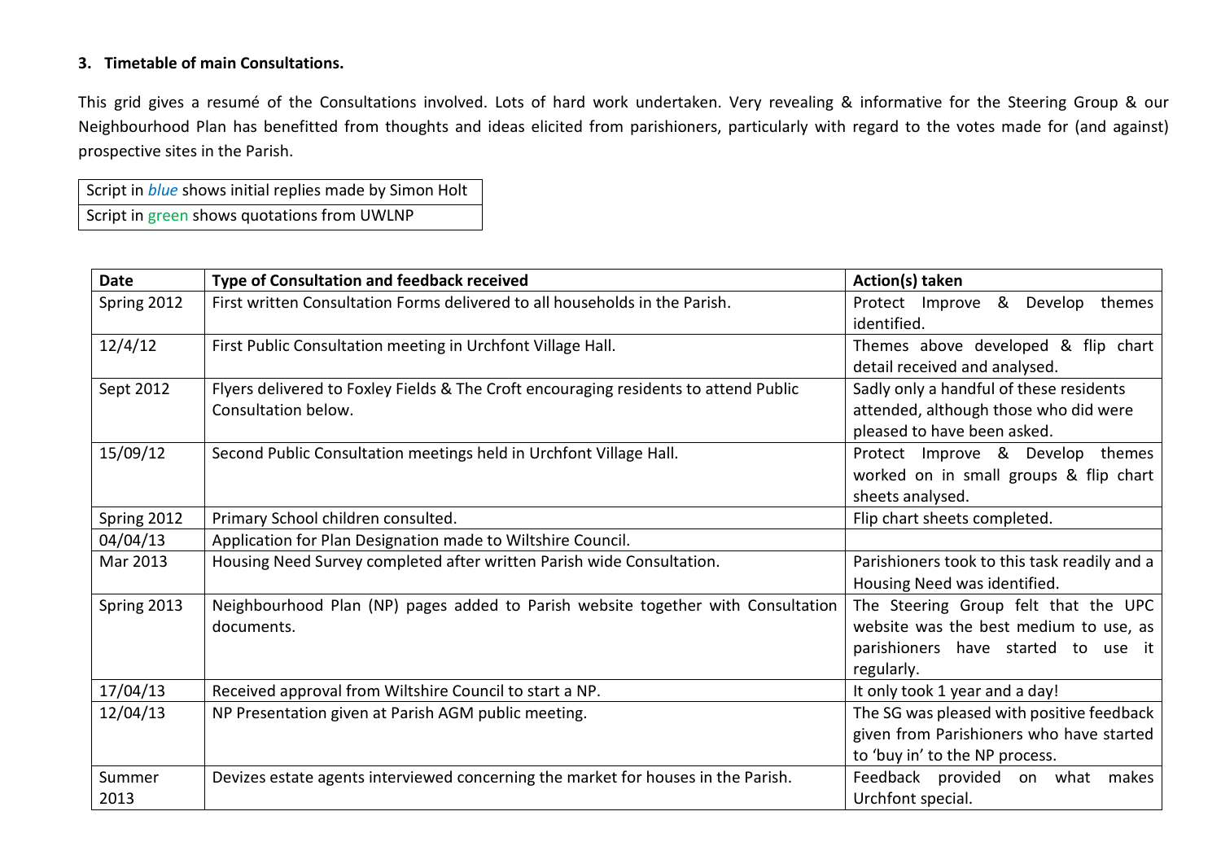### 3. Timetable of main Consultations.

This grid gives a resumé of the Consultations involved. Lots of hard work undertaken. Very revealing & informative for the Steering Group & our Neighbourhood Plan has benefitted from thoughts and ideas elicited from parishioners, particularly with regard to the votes made for (and against) prospective sites in the Parish.

| Script in *blue* shows initial replies made by Simon Holt |
|---|
| Script in green shows quotations from UWLNP |

| Date | Type of Consultation and feedback received | Action(s) taken |
|---|---|---|
| Spring 2012 | First written Consultation Forms delivered to all households in the Parish. | Protect Improve & Develop themes identified. |
| 12/4/12 | First Public Consultation meeting in Urchfont Village Hall. | Themes above developed & flip chart detail received and analysed. |
| Sept 2012 | Flyers delivered to Foxley Fields & The Croft encouraging residents to attend Public Consultation below. | Sadly only a handful of these residents attended, although those who did were pleased to have been asked. |
| 15/09/12 | Second Public Consultation meetings held in Urchfont Village Hall. | Protect Improve & Develop themes worked on in small groups & flip chart sheets analysed. |
| Spring 2012 | Primary School children consulted. | Flip chart sheets completed. |
| 04/04/13 | Application for Plan Designation made to Wiltshire Council. | |
| Mar 2013 | Housing Need Survey completed after written Parish wide Consultation. | Parishioners took to this task readily and a Housing Need was identified. |
| Spring 2013 | Neighbourhood Plan (NP) pages added to Parish website together with Consultation documents. | The Steering Group felt that the UPC website was the best medium to use, as parishioners have started to use it regularly. |
| 17/04/13 | Received approval from Wiltshire Council to start a NP. | It only took 1 year and a day! |
| 12/04/13 | NP Presentation given at Parish AGM public meeting. | The SG was pleased with positive feedback given from Parishioners who have started to 'buy in' to the NP process. |
| Summer 2013 | Devizes estate agents interviewed concerning the market for houses in the Parish. | Feedback provided on what makes Urchfont special. |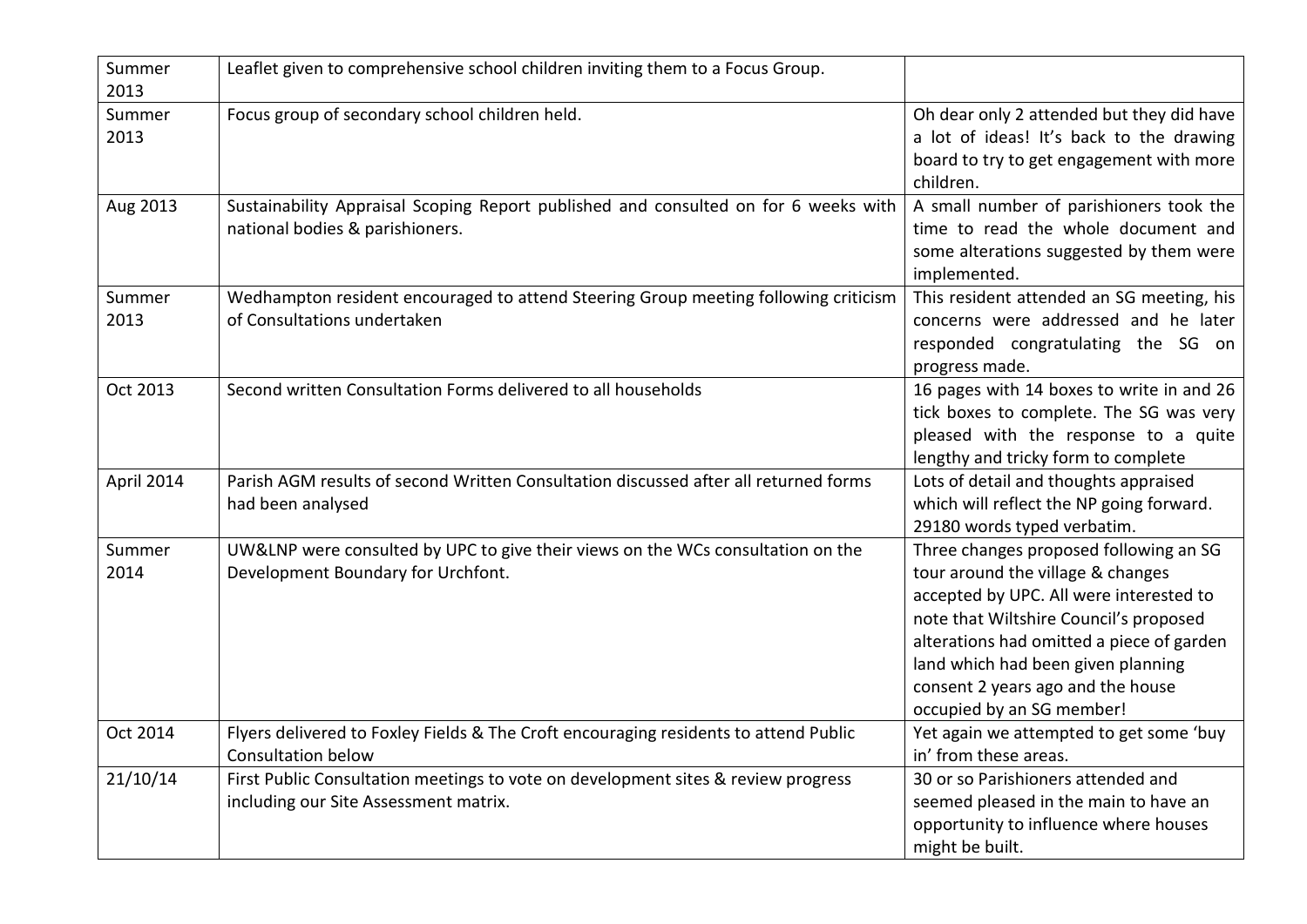| Summer 2013 | Leaflet given to comprehensive school children inviting them to a Focus Group. | |
|---|---|---|
| Summer 2013 | Focus group of secondary school children held. | Oh dear only 2 attended but they did have a lot of ideas! It's back to the drawing board to try to get engagement with more children. |
| Aug 2013 | Sustainability Appraisal Scoping Report published and consulted on for 6 weeks with national bodies & parishioners. | A small number of parishioners took the time to read the whole document and some alterations suggested by them were implemented. |
| Summer 2013 | Wedhampton resident encouraged to attend Steering Group meeting following criticism of Consultations undertaken | This resident attended an SG meeting, his concerns were addressed and he later responded congratulating the SG on progress made. |
| Oct 2013 | Second written Consultation Forms delivered to all households | 16 pages with 14 boxes to write in and 26 tick boxes to complete. The SG was very pleased with the response to a quite lengthy and tricky form to complete |
| April 2014 | Parish AGM results of second Written Consultation discussed after all returned forms had been analysed | Lots of detail and thoughts appraised which will reflect the NP going forward. 29180 words typed verbatim. |
| Summer 2014 | UW&LNP were consulted by UPC to give their views on the WCs consultation on the Development Boundary for Urchfont. | Three changes proposed following an SG tour around the village & changes accepted by UPC. All were interested to note that Wiltshire Council's proposed alterations had omitted a piece of garden land which had been given planning consent 2 years ago and the house occupied by an SG member! |
| Oct 2014 | Flyers delivered to Foxley Fields & The Croft encouraging residents to attend Public Consultation below | Yet again we attempted to get some 'buy in' from these areas. |
| 21/10/14 | First Public Consultation meetings to vote on development sites & review progress including our Site Assessment matrix. | 30 or so Parishioners attended and seemed pleased in the main to have an opportunity to influence where houses might be built. |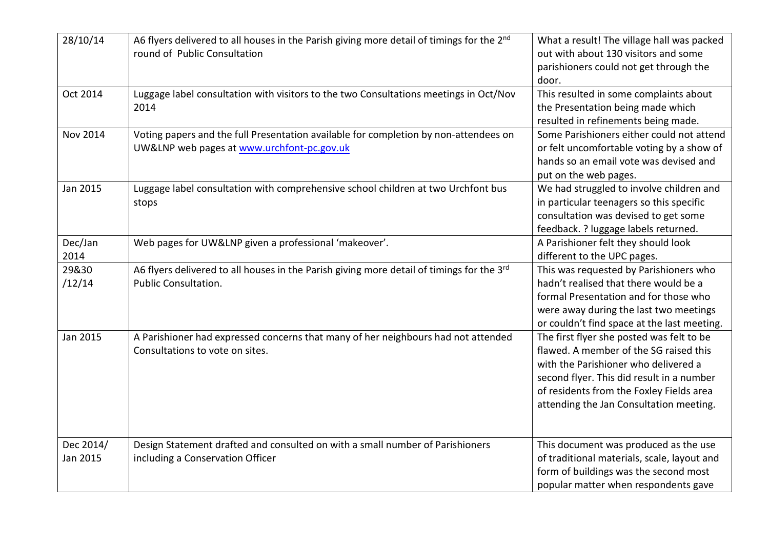| 28/10/14 | A6 flyers delivered to all houses in the Parish giving more detail of timings for the 2nd round of Public Consultation | What a result! The village hall was packed out with about 130 visitors and some parishioners could not get through the door. |
|---|---|---|
| Oct 2014 | Luggage label consultation with visitors to the two Consultations meetings in Oct/Nov 2014 | This resulted in some complaints about the Presentation being made which resulted in refinements being made. |
| Nov 2014 | Voting papers and the full Presentation available for completion by non-attendees on UW&LNP web pages at [www.urchfont-pc.gov.uk](http://www.urchfont-pc.gov.uk) | Some Parishioners either could not attend or felt uncomfortable voting by a show of hands so an email vote was devised and put on the web pages. |
| Jan 2015 | Luggage label consultation with comprehensive school children at two Urchfont bus stops | We had struggled to involve children and in particular teenagers so this specific consultation was devised to get some feedback. ? luggage labels returned. |
| Dec/Jan 2014 | Web pages for UW&LNP given a professional 'makeover'. | A Parishioner felt they should look different to the UPC pages. |
| 29&30 /12/14 | A6 flyers delivered to all houses in the Parish giving more detail of timings for the 3rd Public Consultation. | This was requested by Parishioners who hadn't realised that there would be a formal Presentation and for those who were away during the last two meetings or couldn't find space at the last meeting. |
| Jan 2015 | A Parishioner had expressed concerns that many of her neighbours had not attended Consultations to vote on sites. | The first flyer she posted was felt to be flawed. A member of the SG raised this with the Parishioner who delivered a second flyer. This did result in a number of residents from the Foxley Fields area attending the Jan Consultation meeting. |
| Dec 2014/ Jan 2015 | Design Statement drafted and consulted on with a small number of Parishioners including a Conservation Officer | This document was produced as the use of traditional materials, scale, layout and form of buildings was the second most popular matter when respondents gave |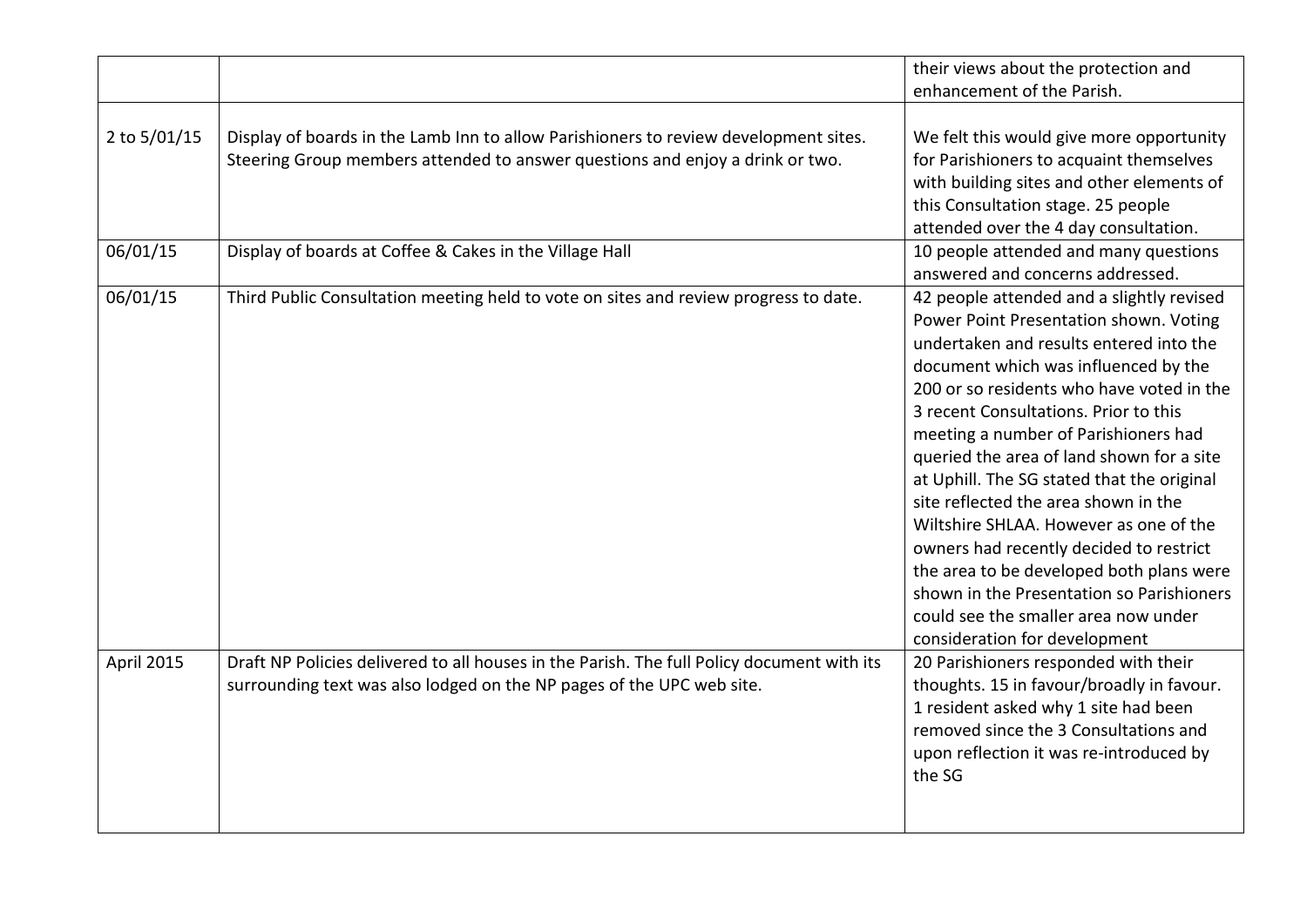| | | |
|---|---|---|
| | | their views about the protection and enhancement of the Parish. |
| 2 to 5/01/15 | Display of boards in the Lamb Inn to allow Parishioners to review development sites. Steering Group members attended to answer questions and enjoy a drink or two. | We felt this would give more opportunity for Parishioners to acquaint themselves with building sites and other elements of this Consultation stage. 25 people attended over the 4 day consultation. |
| 06/01/15 | Display of boards at Coffee & Cakes in the Village Hall | 10 people attended and many questions answered and concerns addressed. |
| 06/01/15 | Third Public Consultation meeting held to vote on sites and review progress to date. | 42 people attended and a slightly revised Power Point Presentation shown. Voting undertaken and results entered into the document which was influenced by the 200 or so residents who have voted in the 3 recent Consultations. Prior to this meeting a number of Parishioners had queried the area of land shown for a site at Uphill. The SG stated that the original site reflected the area shown in the Wiltshire SHLAA. However as one of the owners had recently decided to restrict the area to be developed both plans were shown in the Presentation so Parishioners could see the smaller area now under consideration for development |
| April 2015 | Draft NP Policies delivered to all houses in the Parish. The full Policy document with its surrounding text was also lodged on the NP pages of the UPC web site. | 20 Parishioners responded with their thoughts. 15 in favour/broadly in favour. 1 resident asked why 1 site had been removed since the 3 Consultations and upon reflection it was re-introduced by the SG |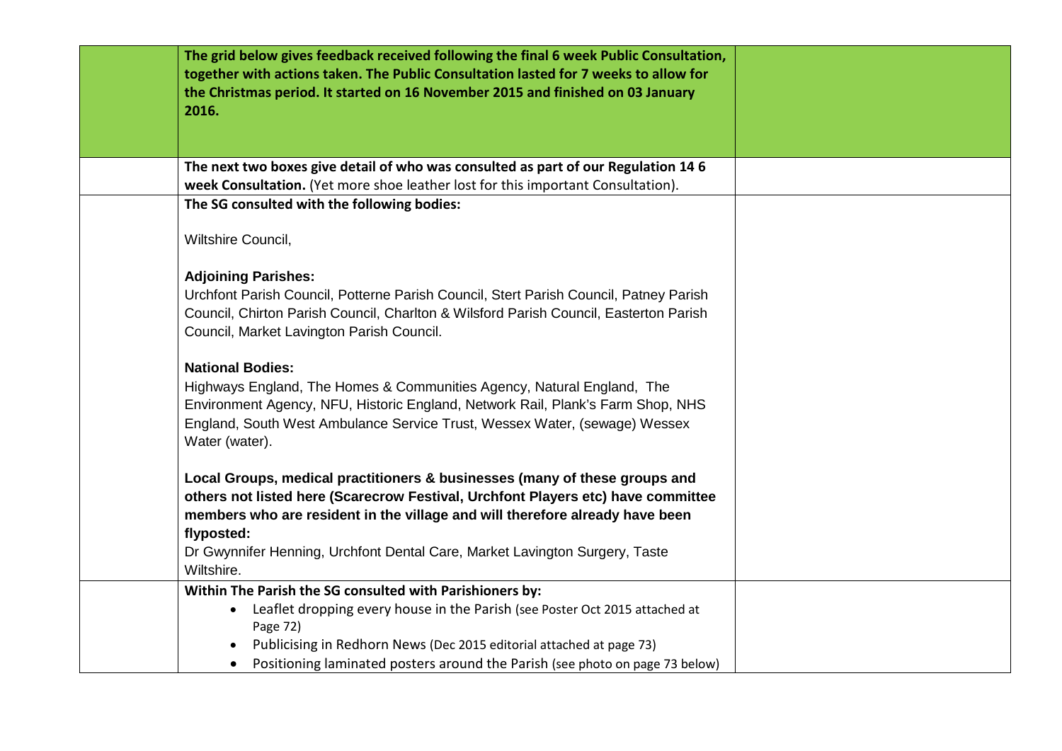| | | |
|---|---|---|
| | **The grid below gives feedback received following the final 6 week Public Consultation, together with actions taken. The Public Consultation lasted for 7 weeks to allow for the Christmas period. It started on 16 November 2015 and finished on 03 January 2016.** | |
| | **The next two boxes give detail of who was consulted as part of our Regulation 14 6 week Consultation.** (Yet more shoe leather lost for this important Consultation). | |
| | **The SG consulted with the following bodies:**<br><br>Wiltshire Council,<br><br>**Adjoining Parishes:**<br>Urchfont Parish Council, Potterne Parish Council, Stert Parish Council, Patney Parish Council, Chirton Parish Council, Charlton & Wilsford Parish Council, Easterton Parish Council, Market Lavington Parish Council.<br><br>**National Bodies:**<br>Highways England, The Homes & Communities Agency, Natural England, The Environment Agency, NFU, Historic England, Network Rail, Plank's Farm Shop, NHS England, South West Ambulance Service Trust, Wessex Water, (sewage) Wessex Water (water).<br><br>**Local Groups, medical practitioners & businesses (many of these groups and others not listed here (Scarecrow Festival, Urchfont Players etc) have committee members who are resident in the village and will therefore already have been flyposted:**<br>Dr Gwynnifer Henning, Urchfont Dental Care, Market Lavington Surgery, Taste Wiltshire. | |
| | **Within The Parish the SG consulted with Parishioners by:**<br>• Leaflet dropping every house in the Parish (see Poster Oct 2015 attached at Page 72)<br>• Publicising in Redhorn News (Dec 2015 editorial attached at page 73)<br>• Positioning laminated posters around the Parish (see photo on page 73 below) | |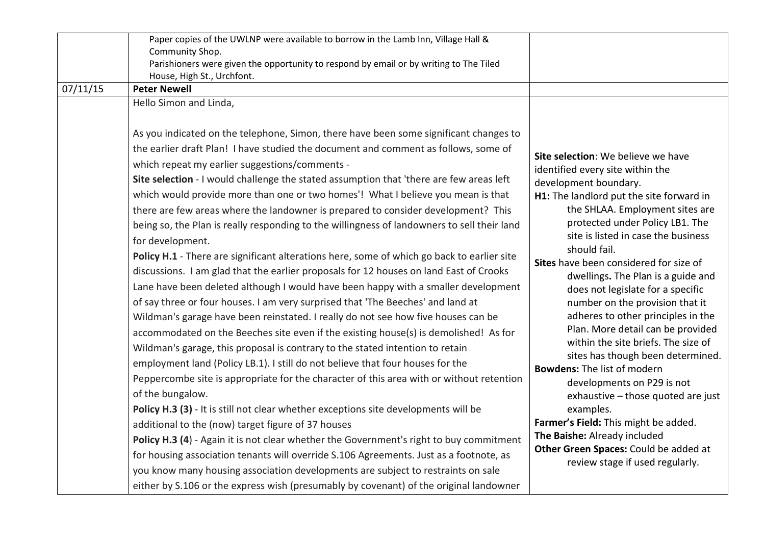| | | |
|---|---|---|
| | Paper copies of the UWLNP were available to borrow in the Lamb Inn, Village Hall & Community Shop.<br>Parishioners were given the opportunity to respond by email or by writing to The Tiled House, High St., Urchfont. | |
| 07/11/15 | **Peter Newell** | |
| | Hello Simon and Linda,<br><br>As you indicated on the telephone, Simon, there have been some significant changes to the earlier draft Plan! I have studied the document and comment as follows, some of which repeat my earlier suggestions/comments -<br>**Site selection** - I would challenge the stated assumption that 'there are few areas left which would provide more than one or two homes'! What I believe you mean is that there are few areas where the landowner is prepared to consider development? This being so, the Plan is really responding to the willingness of landowners to sell their land for development.<br>**Policy H.1** - There are significant alterations here, some of which go back to earlier site discussions. I am glad that the earlier proposals for 12 houses on land East of Crooks Lane have been deleted although I would have been happy with a smaller development of say three or four houses. I am very surprised that 'The Beeches' and land at Wildman's garage have been reinstated. I really do not see how five houses can be accommodated on the Beeches site even if the existing house(s) is demolished! As for Wildman's garage, this proposal is contrary to the stated intention to retain employment land (Policy LB.1). I still do not believe that four houses for the Peppercombe site is appropriate for the character of this area with or without retention of the bungalow.<br>**Policy H.3 (3)** - It is still not clear whether exceptions site developments will be additional to the (now) target figure of 37 houses<br>**Policy H.3 (4)** - Again it is not clear whether the Government's right to buy commitment for housing association tenants will override S.106 Agreements. Just as a footnote, as you know many housing association developments are subject to restraints on sale either by S.106 or the express wish (presumably by covenant) of the original landowner | **Site selection**: We believe we have identified every site within the development boundary.<br>**H1:** The landlord put the site forward in the SHLAA. Employment sites are protected under Policy LB1. The site is listed in case the business should fail.<br>**Sites** have been considered for size of dwellings**.** The Plan is a guide and does not legislate for a specific number on the provision that it adheres to other principles in the Plan. More detail can be provided within the site briefs. The size of sites has though been determined.<br>**Bowdens:** The list of modern developments on P29 is not exhaustive – those quoted are just examples.<br>**Farmer's Field:** This might be added.<br>**The Baishe:** Already included<br>**Other Green Spaces:** Could be added at review stage if used regularly. |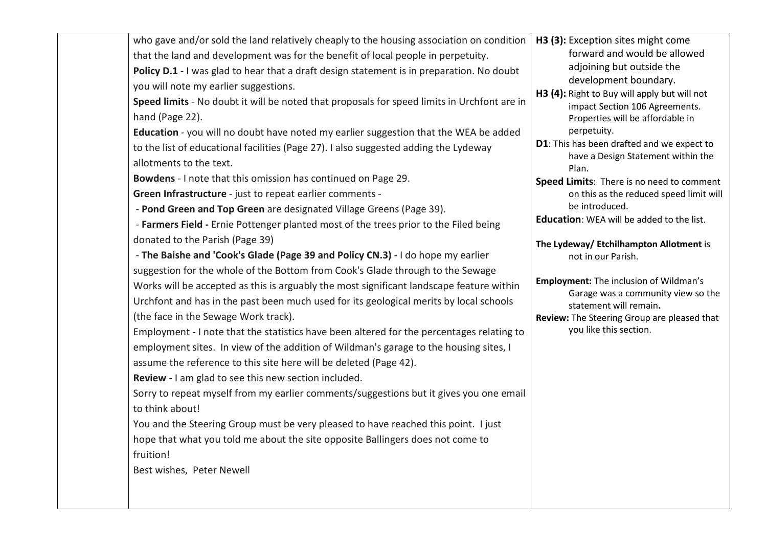| | | |
|---|---|---|
| | who gave and/or sold the land relatively cheaply to the housing association on condition that the land and development was for the benefit of local people in perpetuity.<br>**Policy D.1** - I was glad to hear that a draft design statement is in preparation. No doubt you will note my earlier suggestions.<br>**Speed limits** - No doubt it will be noted that proposals for speed limits in Urchfont are in hand (Page 22).<br>**Education** - you will no doubt have noted my earlier suggestion that the WEA be added to the list of educational facilities (Page 27). I also suggested adding the Lydeway allotments to the text.<br>**Bowdens** - I note that this omission has continued on Page 29.<br>**Green Infrastructure** - just to repeat earlier comments -<br>- **Pond Green and Top Green** are designated Village Greens (Page 39).<br>- **Farmers Field -** Ernie Pottenger planted most of the trees prior to the Filed being donated to the Parish (Page 39)<br>- **The Baishe and 'Cook's Glade (Page 39 and Policy CN.3)** - I do hope my earlier suggestion for the whole of the Bottom from Cook's Glade through to the Sewage Works will be accepted as this is arguably the most significant landscape feature within Urchfont and has in the past been much used for its geological merits by local schools (the face in the Sewage Work track).<br>Employment - I note that the statistics have been altered for the percentages relating to employment sites. In view of the addition of Wildman's garage to the housing sites, I assume the reference to this site here will be deleted (Page 42).<br>**Review** - I am glad to see this new section included.<br>Sorry to repeat myself from my earlier comments/suggestions but it gives you one email to think about!<br>You and the Steering Group must be very pleased to have reached this point. I just hope that what you told me about the site opposite Ballingers does not come to fruition!<br>Best wishes, Peter Newell | **H3 (3):** Exception sites might come forward and would be allowed adjoining but outside the development boundary.<br>**H3 (4):** Right to Buy will apply but will not impact Section 106 Agreements. Properties will be affordable in perpetuity.<br>**D1**: This has been drafted and we expect to have a Design Statement within the Plan.<br>**Speed Limits**: There is no need to comment on this as the reduced speed limit will be introduced.<br>**Education**: WEA will be added to the list.<br><br>**The Lydeway/ Etchilhampton Allotment** is not in our Parish.<br><br>**Employment:** The inclusion of Wildman's Garage was a community view so the statement will remain**.**<br>**Review:** The Steering Group are pleased that you like this section. |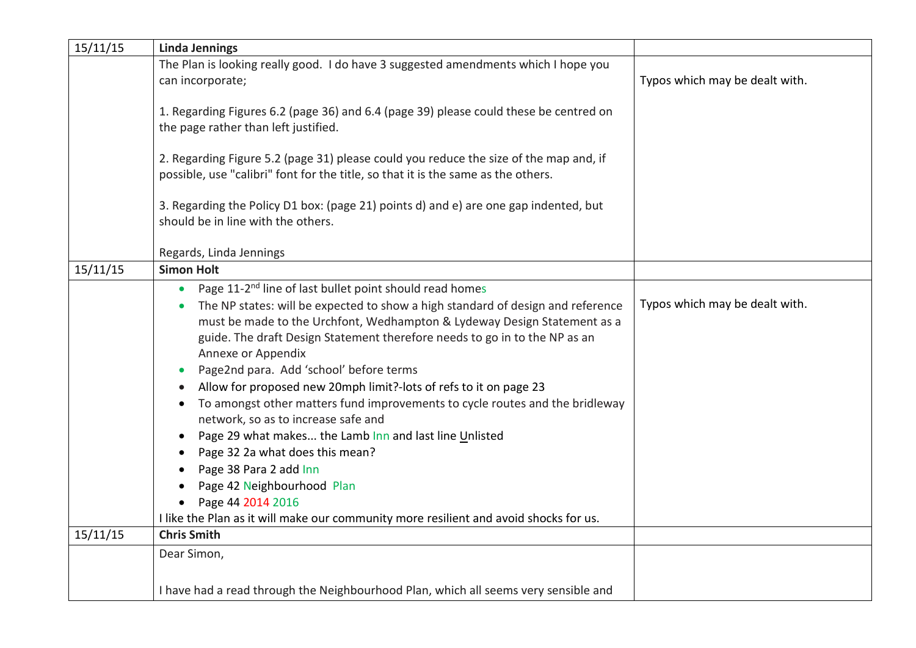| 15/11/15 | **Linda Jennings** | |
|---|---|---|
| | The Plan is looking really good. I do have 3 suggested amendments which I hope you can incorporate;<br><br>1. Regarding Figures 6.2 (page 36) and 6.4 (page 39) please could these be centred on the page rather than left justified.<br><br>2. Regarding Figure 5.2 (page 31) please could you reduce the size of the map and, if possible, use "calibri" font for the title, so that it is the same as the others.<br><br>3. Regarding the Policy D1 box: (page 21) points d) and e) are one gap indented, but should be in line with the others.<br><br>Regards, Linda Jennings | Typos which may be dealt with. |
| 15/11/15 | **Simon Holt** | |
| | • Page 11-2nd line of last bullet point should read homes<br>• The NP states: will be expected to show a high standard of design and reference must be made to the Urchfont, Wedhampton & Lydeway Design Statement as a guide. The draft Design Statement therefore needs to go in to the NP as an Annexe or Appendix<br>• Page2nd para. Add 'school' before terms<br>• Allow for proposed new 20mph limit?-lots of refs to it on page 23<br>• To amongst other matters fund improvements to cycle routes and the bridleway network, so as to increase safe and<br>• Page 29 what makes... the Lamb Inn and last line Unlisted<br>• Page 32 2a what does this mean?<br>• Page 38 Para 2 add Inn<br>• Page 42 Neighbourhood Plan<br>• Page 44 2014 2016<br>I like the Plan as it will make our community more resilient and avoid shocks for us. | Typos which may be dealt with. |
| 15/11/15 | **Chris Smith** | |
| | Dear Simon,<br><br>I have had a read through the Neighbourhood Plan, which all seems very sensible and | |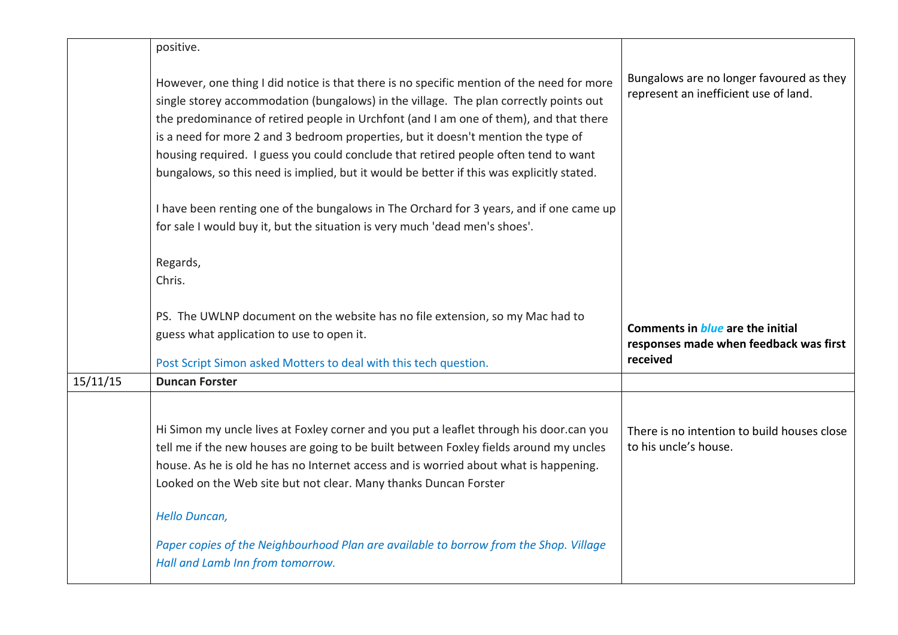| | | |
|---|---|---|
| | positive.<br><br>However, one thing I did notice is that there is no specific mention of the need for more single storey accommodation (bungalows) in the village. The plan correctly points out the predominance of retired people in Urchfont (and I am one of them), and that there is a need for more 2 and 3 bedroom properties, but it doesn't mention the type of housing required. I guess you could conclude that retired people often tend to want bungalows, so this need is implied, but it would be better if this was explicitly stated.<br><br>I have been renting one of the bungalows in The Orchard for 3 years, and if one came up for sale I would buy it, but the situation is very much 'dead men's shoes'.<br><br>Regards,<br>Chris.<br><br>PS. The UWLNP document on the website has no file extension, so my Mac had to guess what application to use to open it.<br><br>Post Script Simon asked Motters to deal with this tech question. | Bungalows are no longer favoured as they represent an inefficient use of land.<br><br>**Comments in *blue* are the initial responses made when feedback was first received** |
| 15/11/15 | **Duncan Forster** | |
| | Hi Simon my uncle lives at Foxley corner and you put a leaflet through his door.can you tell me if the new houses are going to be built between Foxley fields around my uncles house. As he is old he has no Internet access and is worried about what is happening. Looked on the Web site but not clear. Many thanks Duncan Forster<br><br>*Hello Duncan,*<br><br>*Paper copies of the Neighbourhood Plan are available to borrow from the Shop. Village Hall and Lamb Inn from tomorrow.* | There is no intention to build houses close to his uncle's house. |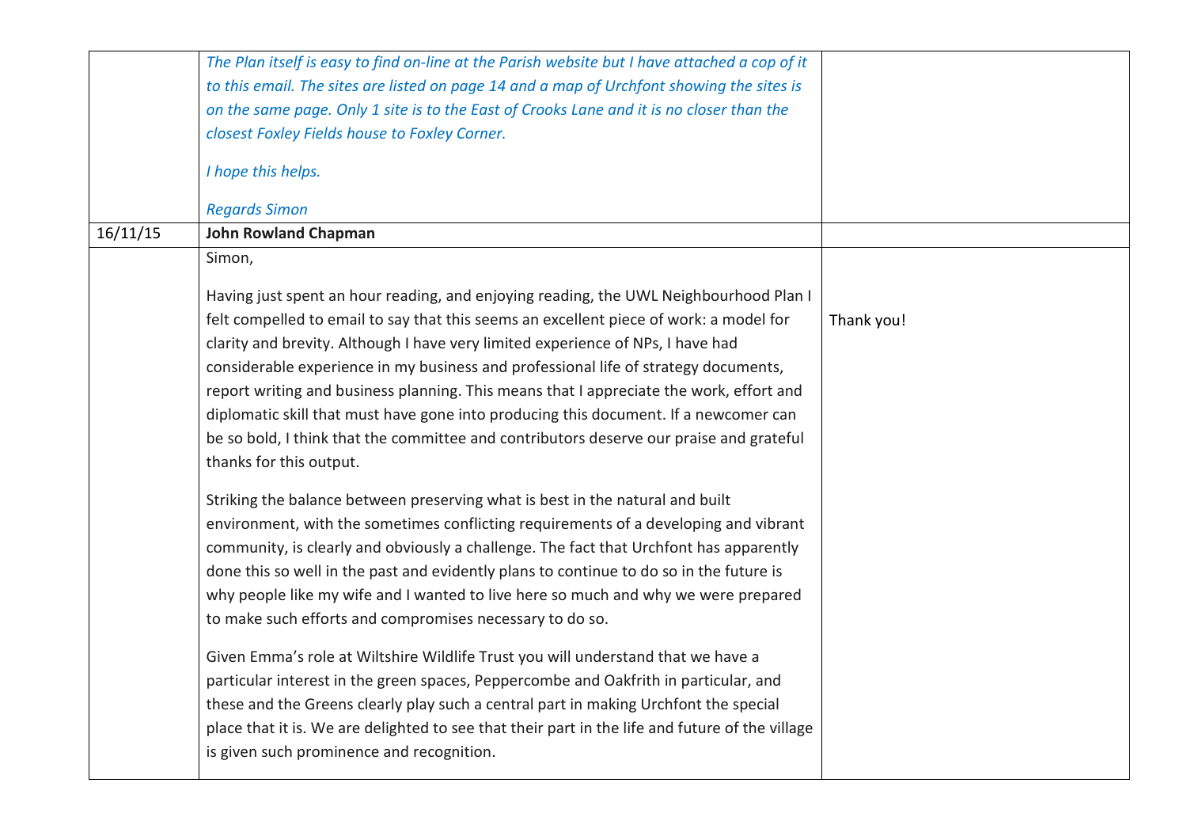| | | |
|---|---|---|
| | *The Plan itself is easy to find on-line at the Parish website but I have attached a cop of it to this email. The sites are listed on page 14 and a map of Urchfont showing the sites is on the same page. Only 1 site is to the East of Crooks Lane and it is no closer than the closest Foxley Fields house to Foxley Corner.*<br><br>*I hope this helps.*<br><br>*Regards Simon* | |
| 16/11/15 | **John Rowland Chapman** | |
| | Simon,<br><br>Having just spent an hour reading, and enjoying reading, the UWL Neighbourhood Plan I felt compelled to email to say that this seems an excellent piece of work: a model for clarity and brevity. Although I have very limited experience of NPs, I have had considerable experience in my business and professional life of strategy documents, report writing and business planning. This means that I appreciate the work, effort and diplomatic skill that must have gone into producing this document. If a newcomer can be so bold, I think that the committee and contributors deserve our praise and grateful thanks for this output.<br><br>Striking the balance between preserving what is best in the natural and built environment, with the sometimes conflicting requirements of a developing and vibrant community, is clearly and obviously a challenge. The fact that Urchfont has apparently done this so well in the past and evidently plans to continue to do so in the future is why people like my wife and I wanted to live here so much and why we were prepared to make such efforts and compromises necessary to do so.<br><br>Given Emma's role at Wiltshire Wildlife Trust you will understand that we have a particular interest in the green spaces, Peppercombe and Oakfrith in particular, and these and the Greens clearly play such a central part in making Urchfont the special place that it is. We are delighted to see that their part in the life and future of the village is given such prominence and recognition. | Thank you! |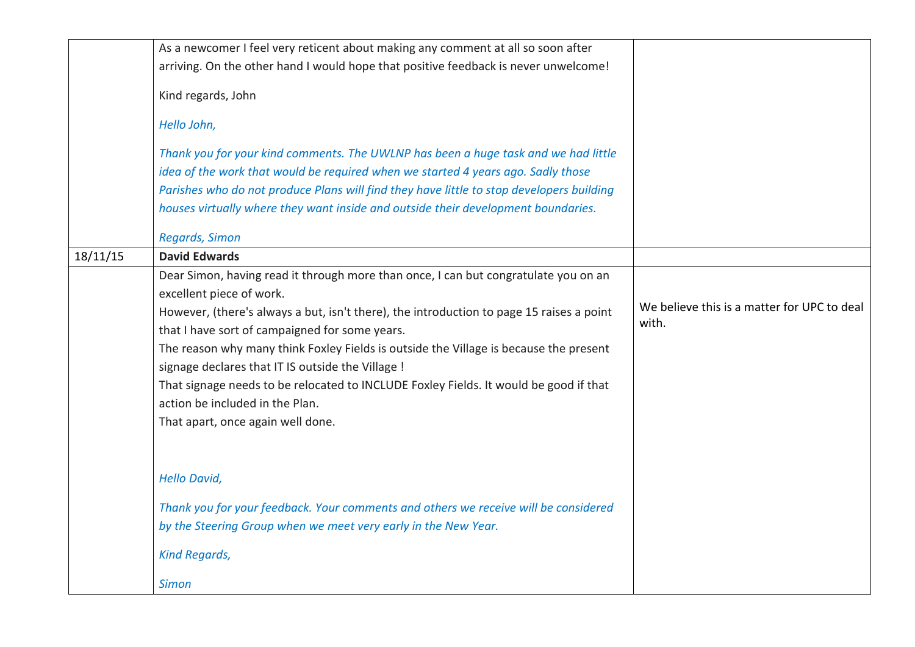| | | |
|---|---|---|
| | As a newcomer I feel very reticent about making any comment at all so soon after arriving. On the other hand I would hope that positive feedback is never unwelcome!<br><br>Kind regards, John<br><br>*Hello John,*<br><br>*Thank you for your kind comments. The UWLNP has been a huge task and we had little idea of the work that would be required when we started 4 years ago. Sadly those Parishes who do not produce Plans will find they have little to stop developers building houses virtually where they want inside and outside their development boundaries.*<br><br>*Regards, Simon* | |
| 18/11/15 | **David Edwards** | |
| | Dear Simon, having read it through more than once, I can but congratulate you on an excellent piece of work.<br>However, (there's always a but, isn't there), the introduction to page 15 raises a point that I have sort of campaigned for some years.<br>The reason why many think Foxley Fields is outside the Village is because the present signage declares that IT IS outside the Village !<br>That signage needs to be relocated to INCLUDE Foxley Fields. It would be good if that action be included in the Plan.<br>That apart, once again well done.<br><br>*Hello David,*<br><br>*Thank you for your feedback. Your comments and others we receive will be considered by the Steering Group when we meet very early in the New Year.*<br><br>*Kind Regards,*<br><br>*Simon* | We believe this is a matter for UPC to deal with. |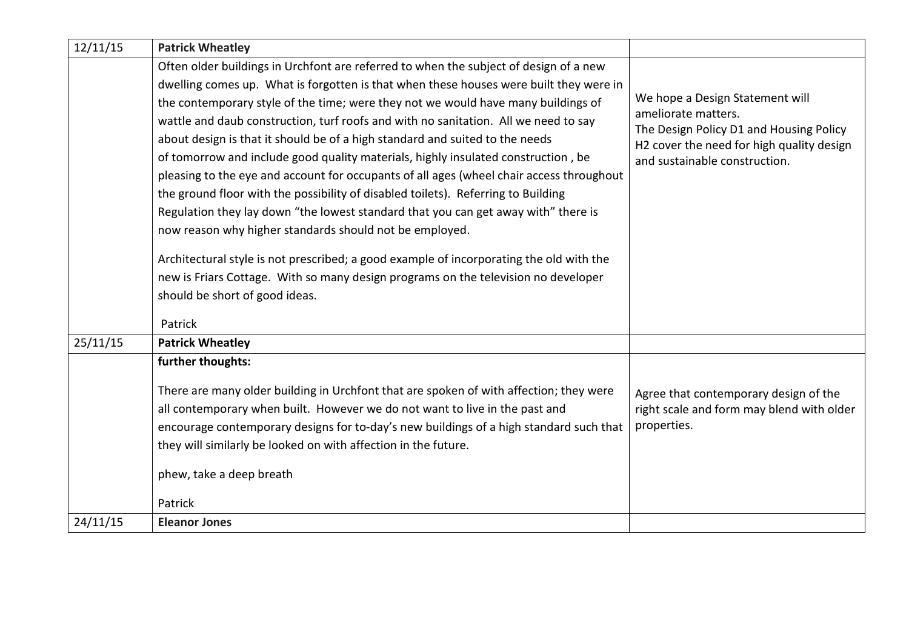| 12/11/15 | **Patrick Wheatley** | |
|---|---|---|
| | Often older buildings in Urchfont are referred to when the subject of design of a new dwelling comes up. What is forgotten is that when these houses were built they were in the contemporary style of the time; were they not we would have many buildings of wattle and daub construction, turf roofs and with no sanitation. All we need to say about design is that it should be of a high standard and suited to the needs of tomorrow and include good quality materials, highly insulated construction , be pleasing to the eye and account for occupants of all ages (wheel chair access throughout the ground floor with the possibility of disabled toilets). Referring to Building Regulation they lay down "the lowest standard that you can get away with" there is now reason why higher standards should not be employed.<br><br>Architectural style is not prescribed; a good example of incorporating the old with the new is Friars Cottage. With so many design programs on the television no developer should be short of good ideas.<br><br>Patrick | We hope a Design Statement will ameliorate matters.<br>The Design Policy D1 and Housing Policy H2 cover the need for high quality design and sustainable construction. |
| 25/11/15 | **Patrick Wheatley** | |
| | **further thoughts:**<br><br>There are many older building in Urchfont that are spoken of with affection; they were all contemporary when built. However we do not want to live in the past and encourage contemporary designs for to-day's new buildings of a high standard such that they will similarly be looked on with affection in the future.<br><br>phew, take a deep breath<br><br>Patrick | Agree that contemporary design of the right scale and form may blend with older properties. |
| 24/11/15 | **Eleanor Jones** | |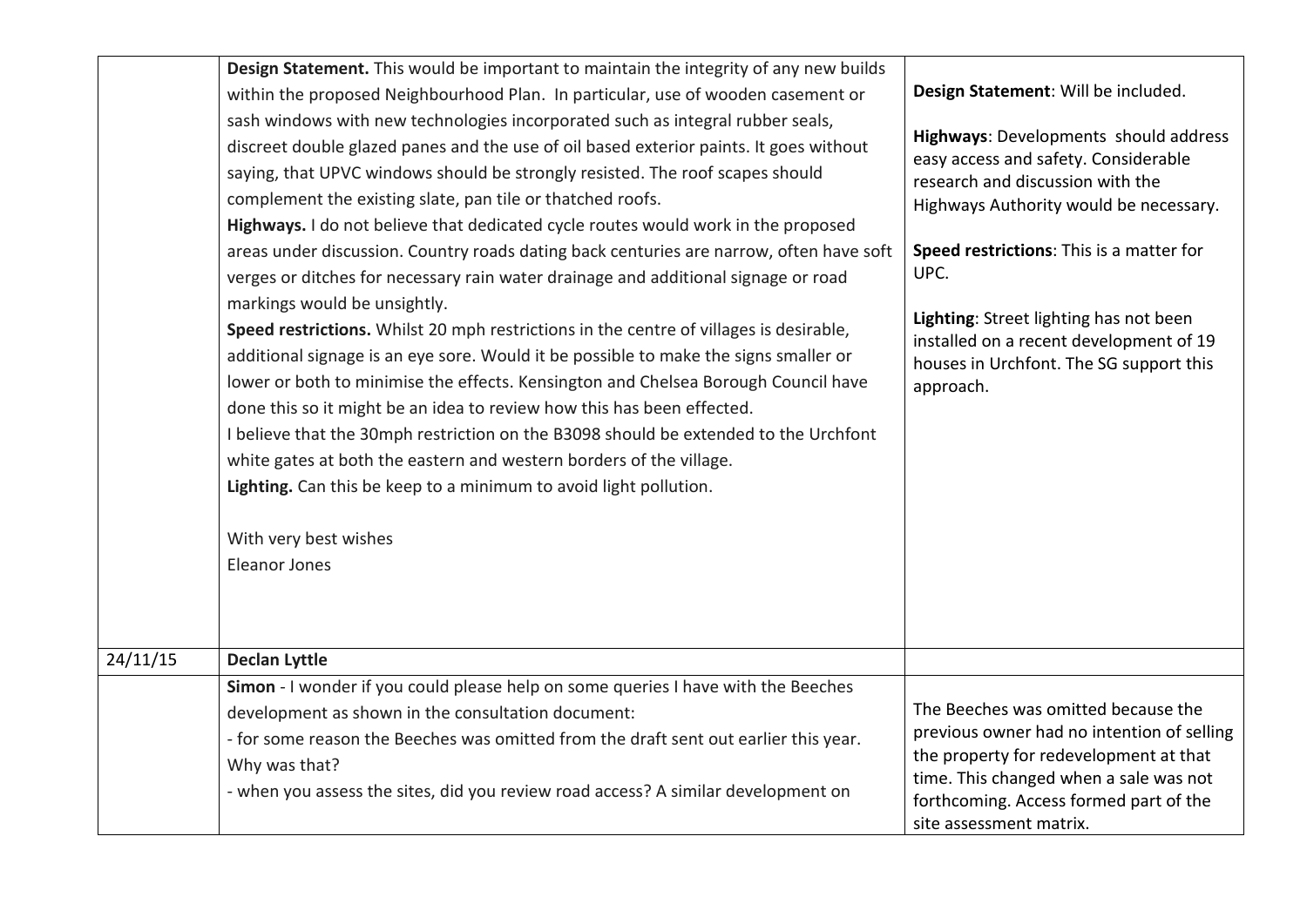| | | |
|---|---|---|
| | **Design Statement.** This would be important to maintain the integrity of any new builds within the proposed Neighbourhood Plan. In particular, use of wooden casement or sash windows with new technologies incorporated such as integral rubber seals, discreet double glazed panes and the use of oil based exterior paints. It goes without saying, that UPVC windows should be strongly resisted. The roof scapes should complement the existing slate, pan tile or thatched roofs.<br>**Highways.** I do not believe that dedicated cycle routes would work in the proposed areas under discussion. Country roads dating back centuries are narrow, often have soft verges or ditches for necessary rain water drainage and additional signage or road markings would be unsightly.<br>**Speed restrictions.** Whilst 20 mph restrictions in the centre of villages is desirable, additional signage is an eye sore. Would it be possible to make the signs smaller or lower or both to minimise the effects. Kensington and Chelsea Borough Council have done this so it might be an idea to review how this has been effected.<br>I believe that the 30mph restriction on the B3098 should be extended to the Urchfont white gates at both the eastern and western borders of the village.<br>**Lighting.** Can this be keep to a minimum to avoid light pollution.<br><br>With very best wishes<br>Eleanor Jones | **Design Statement**: Will be included.<br><br>**Highways**: Developments should address easy access and safety. Considerable research and discussion with the Highways Authority would be necessary.<br><br>**Speed restrictions**: This is a matter for UPC.<br><br>**Lighting**: Street lighting has not been installed on a recent development of 19 houses in Urchfont. The SG support this approach. |
| 24/11/15 | **Declan Lyttle** | |
| | **Simon** - I wonder if you could please help on some queries I have with the Beeches development as shown in the consultation document:<br>- for some reason the Beeches was omitted from the draft sent out earlier this year. Why was that?<br>- when you assess the sites, did you review road access? A similar development on | The Beeches was omitted because the previous owner had no intention of selling the property for redevelopment at that time. This changed when a sale was not forthcoming. Access formed part of the site assessment matrix. |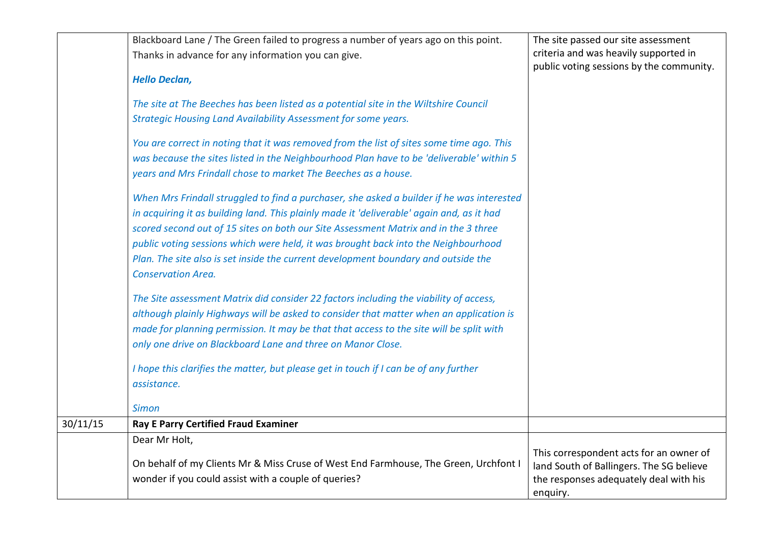| | | |
|---|---|---|
| | Blackboard Lane / The Green failed to progress a number of years ago on this point. Thanks in advance for any information you can give.<br><br>***Hello Declan,***<br><br>*The site at The Beeches has been listed as a potential site in the Wiltshire Council Strategic Housing Land Availability Assessment for some years.*<br><br>*You are correct in noting that it was removed from the list of sites some time ago. This was because the sites listed in the Neighbourhood Plan have to be 'deliverable' within 5 years and Mrs Frindall chose to market The Beeches as a house.*<br><br>*When Mrs Frindall struggled to find a purchaser, she asked a builder if he was interested in acquiring it as building land. This plainly made it 'deliverable' again and, as it had scored second out of 15 sites on both our Site Assessment Matrix and in the 3 three public voting sessions which were held, it was brought back into the Neighbourhood Plan. The site also is set inside the current development boundary and outside the Conservation Area.*<br><br>*The Site assessment Matrix did consider 22 factors including the viability of access, although plainly Highways will be asked to consider that matter when an application is made for planning permission. It may be that that access to the site will be split with only one drive on Blackboard Lane and three on Manor Close.*<br><br>*I hope this clarifies the matter, but please get in touch if I can be of any further assistance.*<br><br>*Simon* | The site passed our site assessment criteria and was heavily supported in public voting sessions by the community. |
| 30/11/15 | **Ray E Parry Certified Fraud Examiner** | |
| | Dear Mr Holt,<br><br>On behalf of my Clients Mr & Miss Cruse of West End Farmhouse, The Green, Urchfont I wonder if you could assist with a couple of queries? | This correspondent acts for an owner of land South of Ballingers. The SG believe the responses adequately deal with his enquiry. |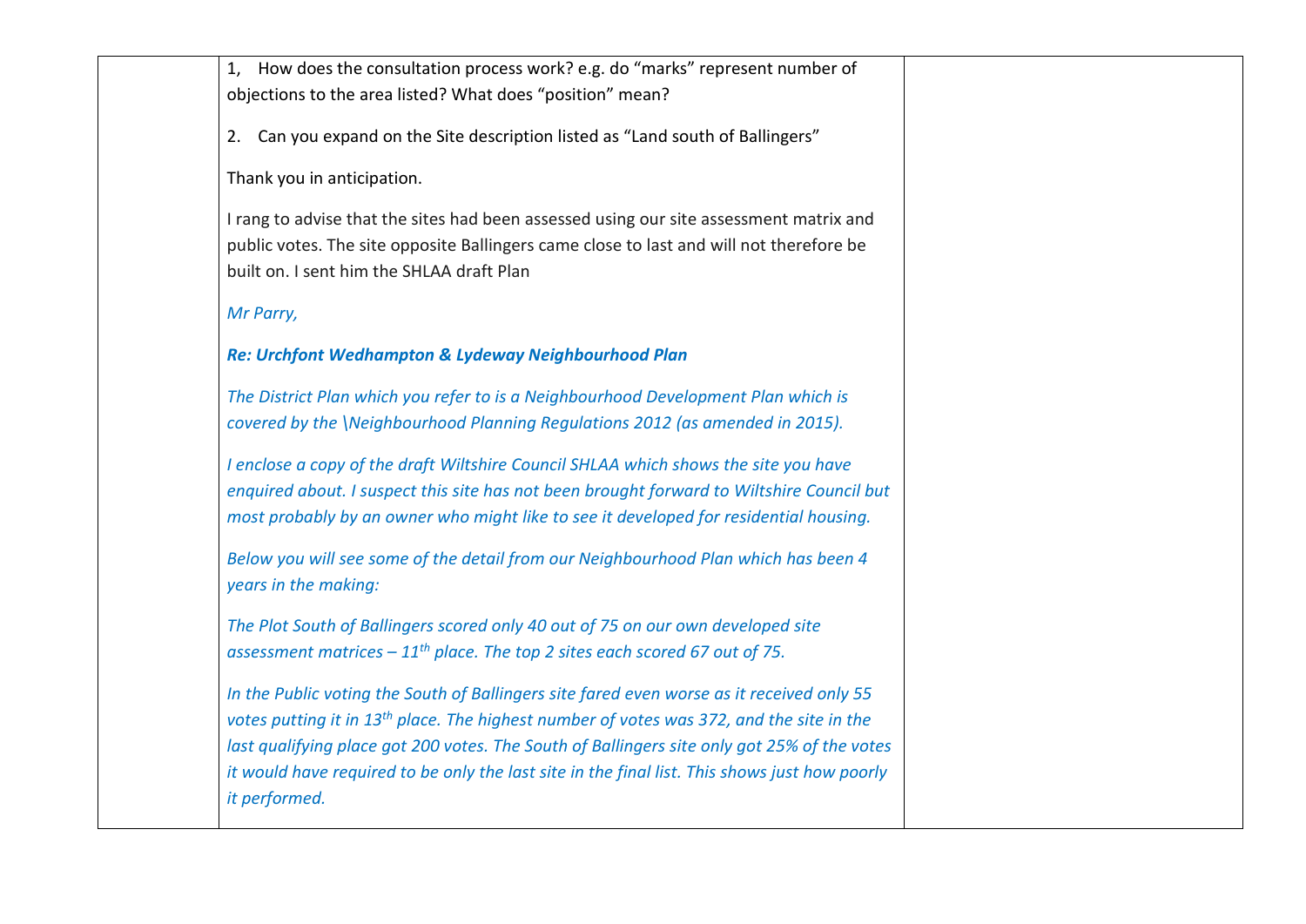| | | |
|---|---|---|
| | 1, How does the consultation process work? e.g. do "marks" represent number of objections to the area listed? What does "position" mean?<br><br>2. Can you expand on the Site description listed as "Land south of Ballingers"<br><br>Thank you in anticipation.<br><br>I rang to advise that the sites had been assessed using our site assessment matrix and public votes. The site opposite Ballingers came close to last and will not therefore be built on. I sent him the SHLAA draft Plan<br><br>*Mr Parry,*<br><br>***Re: Urchfont Wedhampton & Lydeway Neighbourhood Plan***<br><br>*The District Plan which you refer to is a Neighbourhood Development Plan which is covered by the \Neighbourhood Planning Regulations 2012 (as amended in 2015).*<br><br>*I enclose a copy of the draft Wiltshire Council SHLAA which shows the site you have enquired about. I suspect this site has not been brought forward to Wiltshire Council but most probably by an owner who might like to see it developed for residential housing.*<br><br>*Below you will see some of the detail from our Neighbourhood Plan which has been 4 years in the making:*<br><br>*The Plot South of Ballingers scored only 40 out of 75 on our own developed site assessment matrices – 11th place. The top 2 sites each scored 67 out of 75.*<br><br>*In the Public voting the South of Ballingers site fared even worse as it received only 55 votes putting it in 13th place. The highest number of votes was 372, and the site in the last qualifying place got 200 votes. The South of Ballingers site only got 25% of the votes it would have required to be only the last site in the final list. This shows just how poorly it performed.* | |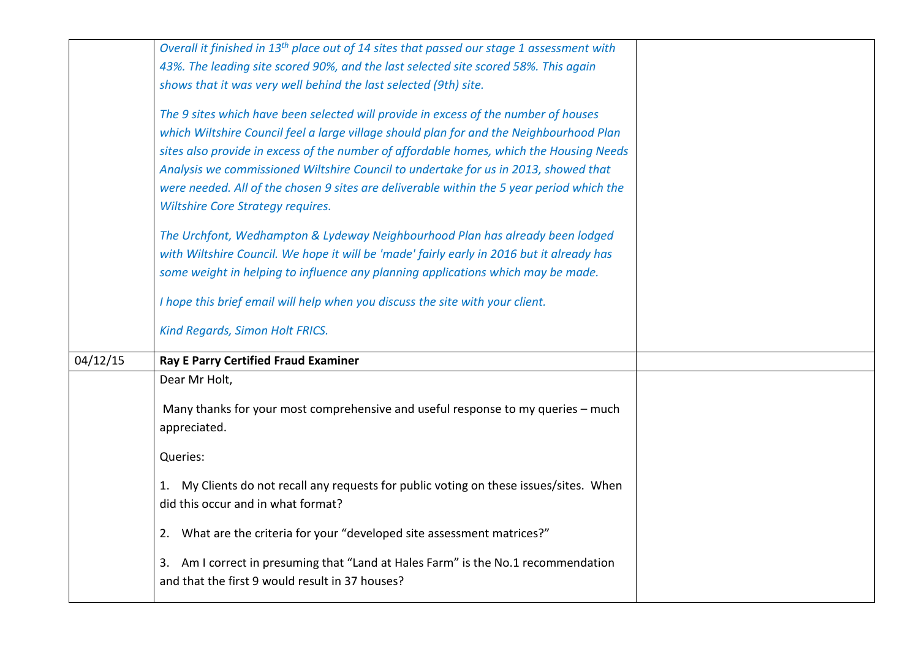| | | |
|---|---|---|
| | *Overall it finished in 13th place out of 14 sites that passed our stage 1 assessment with 43%. The leading site scored 90%, and the last selected site scored 58%. This again shows that it was very well behind the last selected (9th) site.*<br><br>*The 9 sites which have been selected will provide in excess of the number of houses which Wiltshire Council feel a large village should plan for and the Neighbourhood Plan sites also provide in excess of the number of affordable homes, which the Housing Needs Analysis we commissioned Wiltshire Council to undertake for us in 2013, showed that were needed. All of the chosen 9 sites are deliverable within the 5 year period which the Wiltshire Core Strategy requires.*<br><br>*The Urchfont, Wedhampton & Lydeway Neighbourhood Plan has already been lodged with Wiltshire Council. We hope it will be 'made' fairly early in 2016 but it already has some weight in helping to influence any planning applications which may be made.*<br><br>*I hope this brief email will help when you discuss the site with your client.*<br><br>*Kind Regards, Simon Holt FRICS.* | |
| 04/12/15 | **Ray E Parry Certified Fraud Examiner** | |
| | Dear Mr Holt,<br><br>Many thanks for your most comprehensive and useful response to my queries – much appreciated.<br><br>Queries:<br><br>1. My Clients do not recall any requests for public voting on these issues/sites. When did this occur and in what format?<br><br>2. What are the criteria for your "developed site assessment matrices?"<br><br>3. Am I correct in presuming that "Land at Hales Farm" is the No.1 recommendation and that the first 9 would result in 37 houses? | |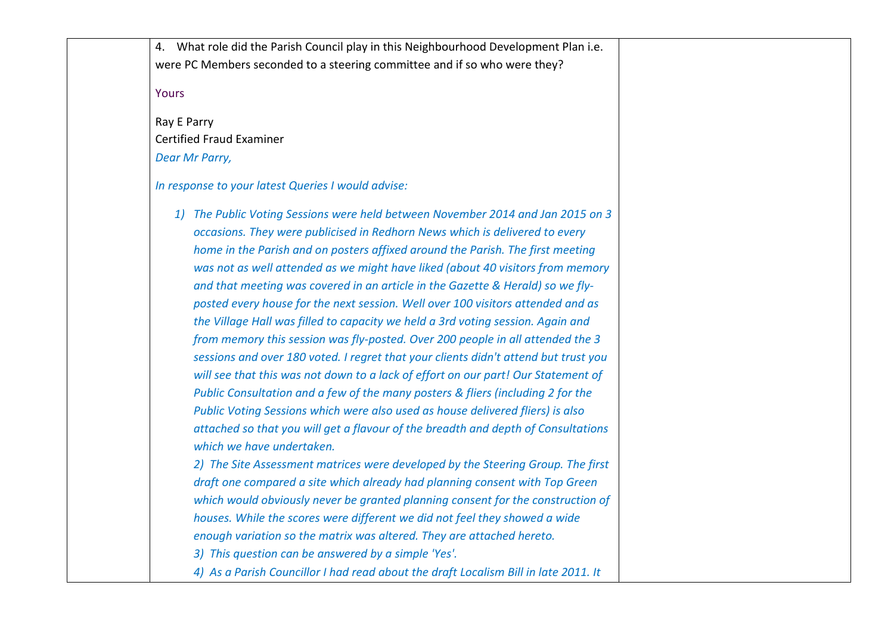| | | |
|---|---|---|
| | 4. What role did the Parish Council play in this Neighbourhood Development Plan i.e. were PC Members seconded to a steering committee and if so who were they?<br><br>Yours<br><br>Ray E Parry<br>Certified Fraud Examiner<br>*Dear Mr Parry,*<br><br>*In response to your latest Queries I would advise:*<br><br>*1) The Public Voting Sessions were held between November 2014 and Jan 2015 on 3 occasions. They were publicised in Redhorn News which is delivered to every home in the Parish and on posters affixed around the Parish. The first meeting was not as well attended as we might have liked (about 40 visitors from memory and that meeting was covered in an article in the Gazette & Herald) so we fly-posted every house for the next session. Well over 100 visitors attended and as the Village Hall was filled to capacity we held a 3rd voting session. Again and from memory this session was fly-posted. Over 200 people in all attended the 3 sessions and over 180 voted. I regret that your clients didn't attend but trust you will see that this was not down to a lack of effort on our part! Our Statement of Public Consultation and a few of the many posters & fliers (including 2 for the Public Voting Sessions which were also used as house delivered fliers) is also attached so that you will get a flavour of the breadth and depth of Consultations which we have undertaken.*<br>*2) The Site Assessment matrices were developed by the Steering Group. The first draft one compared a site which already had planning consent with Top Green which would obviously never be granted planning consent for the construction of houses. While the scores were different we did not feel they showed a wide enough variation so the matrix was altered. They are attached hereto.*<br>*3) This question can be answered by a simple 'Yes'.*<br>*4) As a Parish Councillor I had read about the draft Localism Bill in late 2011. It* | |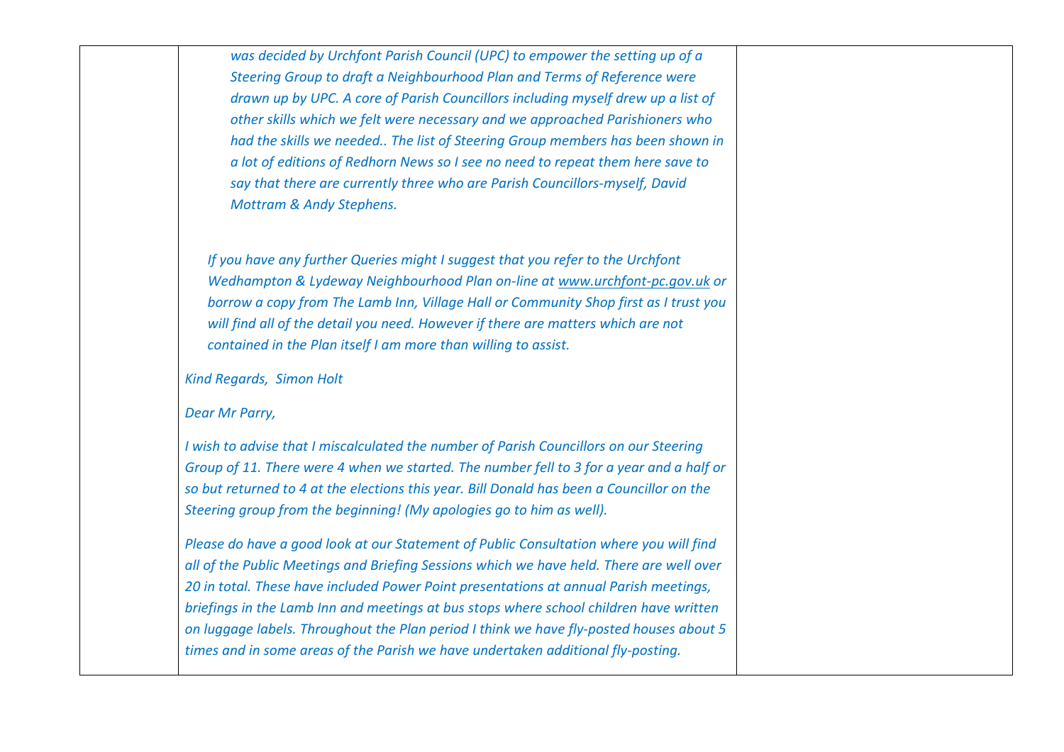| | *was decided by Urchfont Parish Council (UPC) to empower the setting up of a Steering Group to draft a Neighbourhood Plan and Terms of Reference were drawn up by UPC. A core of Parish Councillors including myself drew up a list of other skills which we felt were necessary and we approached Parishioners who had the skills we needed.. The list of Steering Group members has been shown in a lot of editions of Redhorn News so I see no need to repeat them here save to say that there are currently three who are Parish Councillors-myself, David Mottram & Andy Stephens.*<br><br>*If you have any further Queries might I suggest that you refer to the Urchfont Wedhampton & Lydeway Neighbourhood Plan on-line at www.urchfont-pc.gov.uk or borrow a copy from The Lamb Inn, Village Hall or Community Shop first as I trust you will find all of the detail you need. However if there are matters which are not contained in the Plan itself I am more than willing to assist.*<br><br>*Kind Regards, Simon Holt*<br><br>*Dear Mr Parry,*<br><br>*I wish to advise that I miscalculated the number of Parish Councillors on our Steering Group of 11. There were 4 when we started. The number fell to 3 for a year and a half or so but returned to 4 at the elections this year. Bill Donald has been a Councillor on the Steering group from the beginning! (My apologies go to him as well).*<br><br>*Please do have a good look at our Statement of Public Consultation where you will find all of the Public Meetings and Briefing Sessions which we have held. There are well over 20 in total. These have included Power Point presentations at annual Parish meetings, briefings in the Lamb Inn and meetings at bus stops where school children have written on luggage labels. Throughout the Plan period I think we have fly-posted houses about 5 times and in some areas of the Parish we have undertaken additional fly-posting.* | |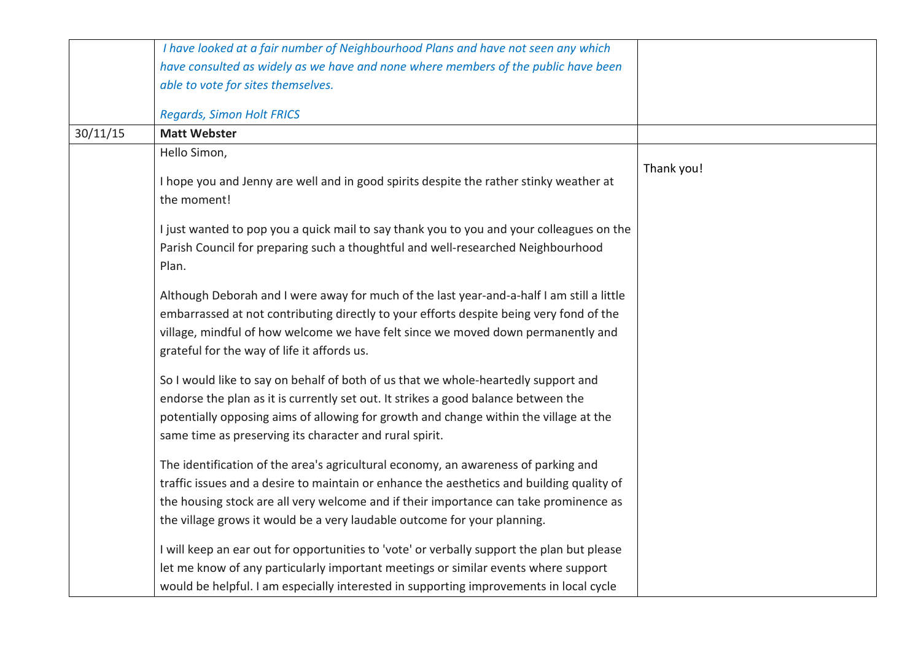| | | |
|---|---|---|
| | *I have looked at a fair number of Neighbourhood Plans and have not seen any which have consulted as widely as we have and none where members of the public have been able to vote for sites themselves.*<br><br>*Regards, Simon Holt FRICS* | |
| 30/11/15 | **Matt Webster** | |
| | Hello Simon,<br><br>I hope you and Jenny are well and in good spirits despite the rather stinky weather at the moment!<br><br>I just wanted to pop you a quick mail to say thank you to you and your colleagues on the Parish Council for preparing such a thoughtful and well-researched Neighbourhood Plan.<br><br>Although Deborah and I were away for much of the last year-and-a-half I am still a little embarrassed at not contributing directly to your efforts despite being very fond of the village, mindful of how welcome we have felt since we moved down permanently and grateful for the way of life it affords us.<br><br>So I would like to say on behalf of both of us that we whole-heartedly support and endorse the plan as it is currently set out. It strikes a good balance between the potentially opposing aims of allowing for growth and change within the village at the same time as preserving its character and rural spirit.<br><br>The identification of the area's agricultural economy, an awareness of parking and traffic issues and a desire to maintain or enhance the aesthetics and building quality of the housing stock are all very welcome and if their importance can take prominence as the village grows it would be a very laudable outcome for your planning.<br><br>I will keep an ear out for opportunities to 'vote' or verbally support the plan but please let me know of any particularly important meetings or similar events where support would be helpful. I am especially interested in supporting improvements in local cycle | Thank you! |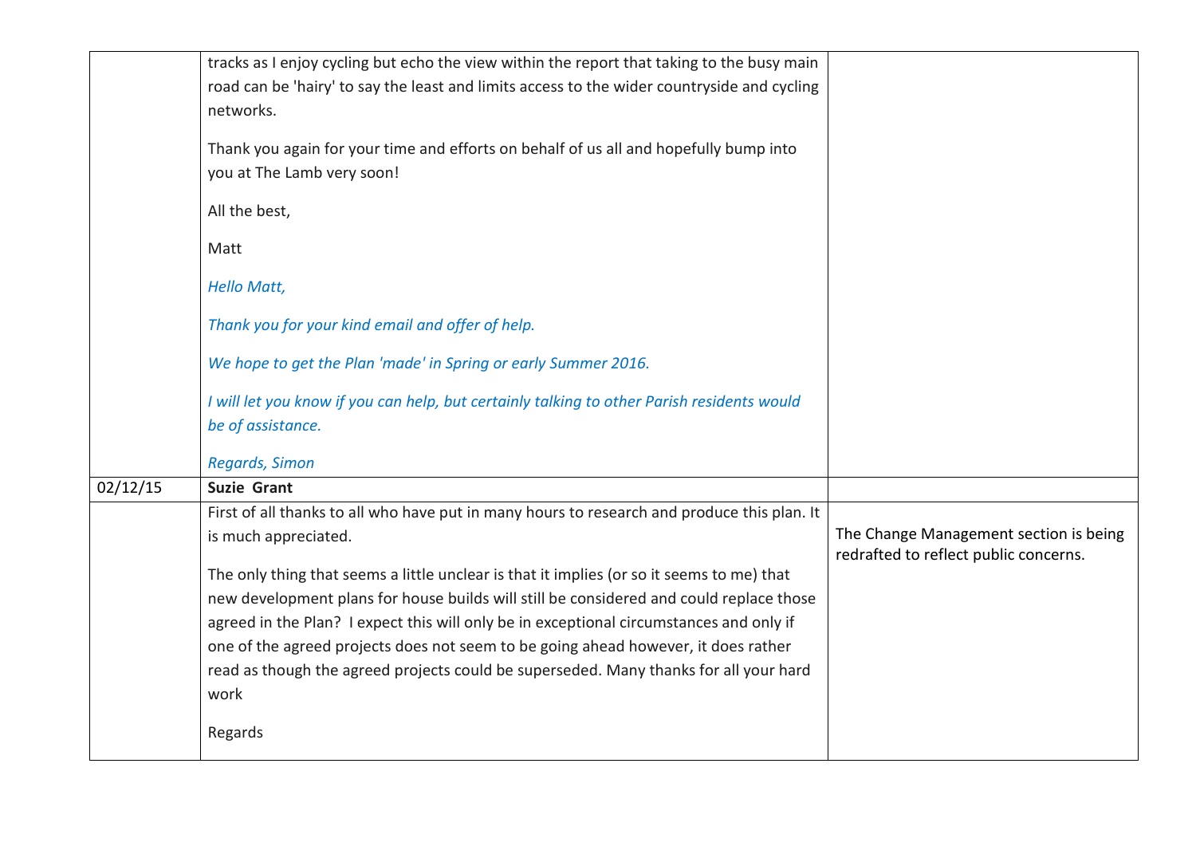| | | |
|---|---|---|
| | tracks as I enjoy cycling but echo the view within the report that taking to the busy main road can be 'hairy' to say the least and limits access to the wider countryside and cycling networks.<br><br>Thank you again for your time and efforts on behalf of us all and hopefully bump into you at The Lamb very soon!<br><br>All the best,<br><br>Matt<br><br>*Hello Matt,*<br><br>*Thank you for your kind email and offer of help.*<br><br>*We hope to get the Plan 'made' in Spring or early Summer 2016.*<br><br>*I will let you know if you can help, but certainly talking to other Parish residents would be of assistance.*<br><br>*Regards, Simon* | |
| 02/12/15 | **Suzie Grant** | |
| | First of all thanks to all who have put in many hours to research and produce this plan. It is much appreciated.<br><br>The only thing that seems a little unclear is that it implies (or so it seems to me) that new development plans for house builds will still be considered and could replace those agreed in the Plan? I expect this will only be in exceptional circumstances and only if one of the agreed projects does not seem to be going ahead however, it does rather read as though the agreed projects could be superseded. Many thanks for all your hard work<br><br>Regards | The Change Management section is being redrafted to reflect public concerns. |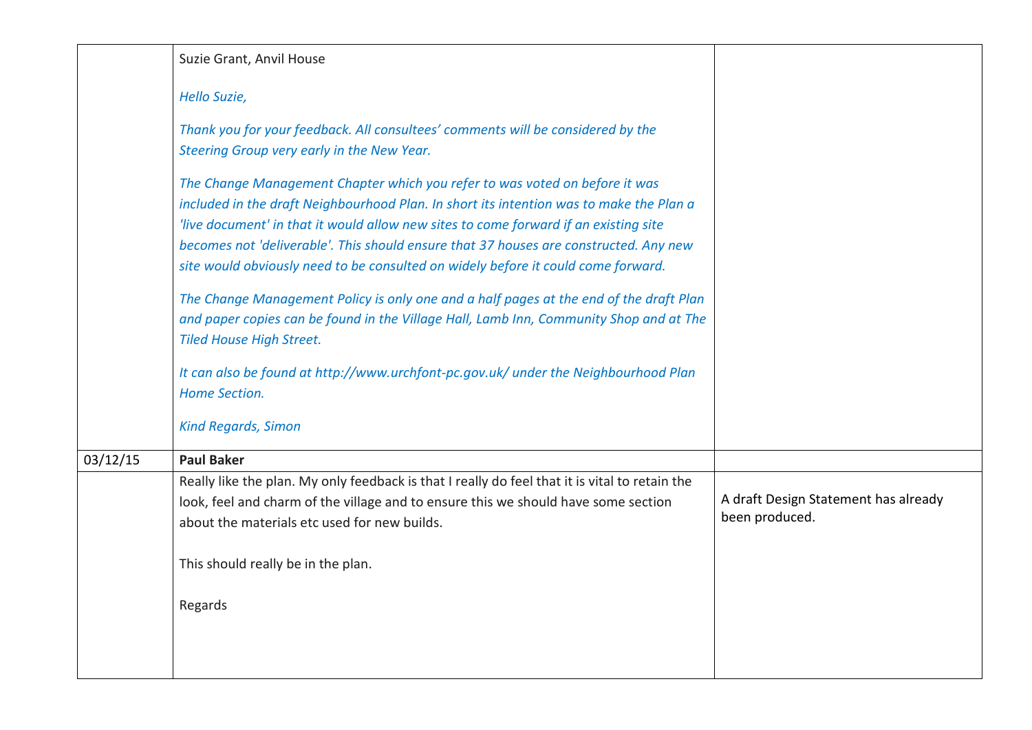| | | |
|---|---|---|
| | Suzie Grant, Anvil House<br><br>*Hello Suzie,*<br><br>*Thank you for your feedback. All consultees' comments will be considered by the Steering Group very early in the New Year.*<br><br>*The Change Management Chapter which you refer to was voted on before it was included in the draft Neighbourhood Plan. In short its intention was to make the Plan a 'live document' in that it would allow new sites to come forward if an existing site becomes not 'deliverable'. This should ensure that 37 houses are constructed. Any new site would obviously need to be consulted on widely before it could come forward.*<br><br>*The Change Management Policy is only one and a half pages at the end of the draft Plan and paper copies can be found in the Village Hall, Lamb Inn, Community Shop and at The Tiled House High Street.*<br><br>*It can also be found at http://www.urchfont-pc.gov.uk/ under the Neighbourhood Plan Home Section.*<br><br>*Kind Regards, Simon* | |
| 03/12/15 | **Paul Baker** | |
| | Really like the plan. My only feedback is that I really do feel that it is vital to retain the look, feel and charm of the village and to ensure this we should have some section about the materials etc used for new builds.<br><br>This should really be in the plan.<br><br>Regards | A draft Design Statement has already been produced. |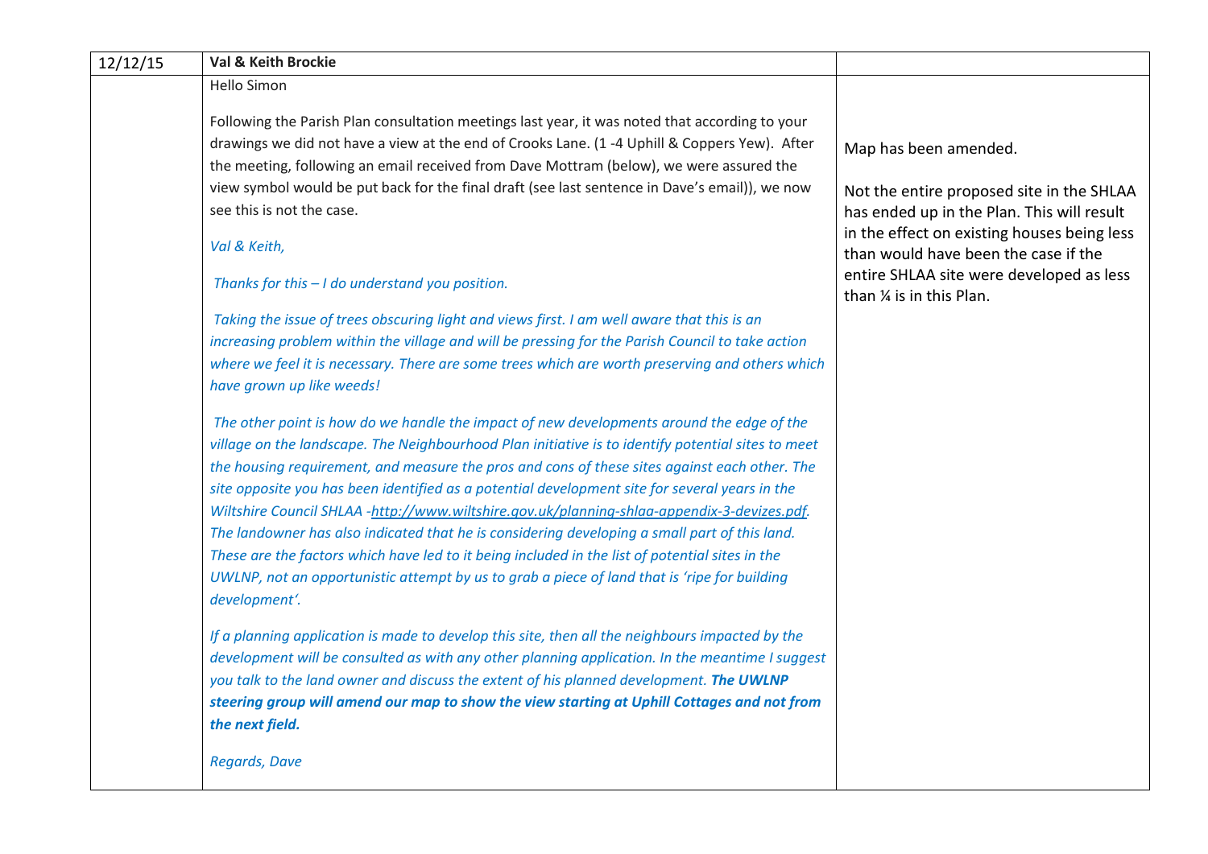| 12/12/15 | **Val & Keith Brockie** | |
|---|---|---|
| | Hello Simon<br><br>Following the Parish Plan consultation meetings last year, it was noted that according to your drawings we did not have a view at the end of Crooks Lane. (1 -4 Uphill & Coppers Yew). After the meeting, following an email received from Dave Mottram (below), we were assured the view symbol would be put back for the final draft (see last sentence in Dave's email)), we now see this is not the case.<br><br>*Val & Keith,*<br><br>*Thanks for this – I do understand you position.*<br><br>*Taking the issue of trees obscuring light and views first. I am well aware that this is an increasing problem within the village and will be pressing for the Parish Council to take action where we feel it is necessary. There are some trees which are worth preserving and others which have grown up like weeds!*<br><br>*The other point is how do we handle the impact of new developments around the edge of the village on the landscape. The Neighbourhood Plan initiative is to identify potential sites to meet the housing requirement, and measure the pros and cons of these sites against each other. The site opposite you has been identified as a potential development site for several years in the Wiltshire Council SHLAA -http://www.wiltshire.gov.uk/planning-shlaa-appendix-3-devizes.pdf. The landowner has also indicated that he is considering developing a small part of this land. These are the factors which have led to it being included in the list of potential sites in the UWLNP, not an opportunistic attempt by us to grab a piece of land that is 'ripe for building development'.*<br><br>*If a planning application is made to develop this site, then all the neighbours impacted by the development will be consulted as with any other planning application. In the meantime I suggest you talk to the land owner and discuss the extent of his planned development.* ***The UWLNP steering group will amend our map to show the view starting at Uphill Cottages and not from the next field.***<br><br>*Regards, Dave* | Map has been amended.<br><br>Not the entire proposed site in the SHLAA has ended up in the Plan. This will result in the effect on existing houses being less than would have been the case if the entire SHLAA site were developed as less than ¼ is in this Plan. |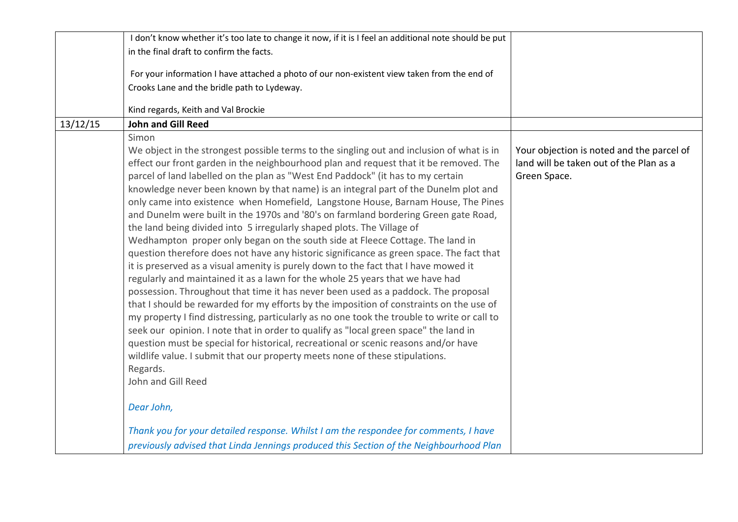| | | |
|---|---|---|
| | I don't know whether it's too late to change it now, if it is I feel an additional note should be put in the final draft to confirm the facts.<br><br>For your information I have attached a photo of our non-existent view taken from the end of Crooks Lane and the bridle path to Lydeway.<br><br>Kind regards, Keith and Val Brockie | |
| 13/12/15 | **John and Gill Reed** | |
| | Simon<br>We object in the strongest possible terms to the singling out and inclusion of what is in effect our front garden in the neighbourhood plan and request that it be removed. The parcel of land labelled on the plan as "West End Paddock" (it has to my certain knowledge never been known by that name) is an integral part of the Dunelm plot and only came into existence when Homefield, Langstone House, Barnam House, The Pines and Dunelm were built in the 1970s and '80's on farmland bordering Green gate Road, the land being divided into 5 irregularly shaped plots. The Village of Wedhampton proper only began on the south side at Fleece Cottage. The land in question therefore does not have any historic significance as green space. The fact that it is preserved as a visual amenity is purely down to the fact that I have mowed it regularly and maintained it as a lawn for the whole 25 years that we have had possession. Throughout that time it has never been used as a paddock. The proposal that I should be rewarded for my efforts by the imposition of constraints on the use of my property I find distressing, particularly as no one took the trouble to write or call to seek our opinion. I note that in order to qualify as "local green space" the land in question must be special for historical, recreational or scenic reasons and/or have wildlife value. I submit that our property meets none of these stipulations.<br>Regards.<br>John and Gill Reed<br><br>*Dear John,*<br><br>*Thank you for your detailed response. Whilst I am the respondee for comments, I have previously advised that Linda Jennings produced this Section of the Neighbourhood Plan* | Your objection is noted and the parcel of land will be taken out of the Plan as a Green Space. |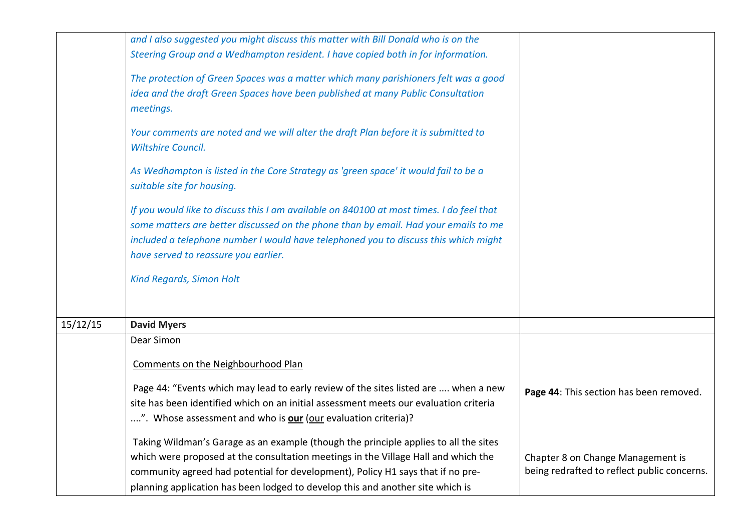| | | |
|---|---|---|
| | *and I also suggested you might discuss this matter with Bill Donald who is on the Steering Group and a Wedhampton resident. I have copied both in for information.*<br><br>*The protection of Green Spaces was a matter which many parishioners felt was a good idea and the draft Green Spaces have been published at many Public Consultation meetings.*<br><br>*Your comments are noted and we will alter the draft Plan before it is submitted to Wiltshire Council.*<br><br>*As Wedhampton is listed in the Core Strategy as 'green space' it would fail to be a suitable site for housing.*<br><br>*If you would like to discuss this I am available on 840100 at most times. I do feel that some matters are better discussed on the phone than by email. Had your emails to me included a telephone number I would have telephoned you to discuss this which might have served to reassure you earlier.*<br><br>*Kind Regards, Simon Holt* | |
| 15/12/15 | **David Myers** | |
| | Dear Simon<br><br>Comments on the Neighbourhood Plan<br><br>Page 44: "Events which may lead to early review of the sites listed are .... when a new site has been identified which on an initial assessment meets our evaluation criteria ....". Whose assessment and who is **our** (our evaluation criteria)?<br><br>Taking Wildman's Garage as an example (though the principle applies to all the sites which were proposed at the consultation meetings in the Village Hall and which the community agreed had potential for development), Policy H1 says that if no pre-planning application has been lodged to develop this and another site which is | **Page 44**: This section has been removed.<br><br>Chapter 8 on Change Management is being redrafted to reflect public concerns. |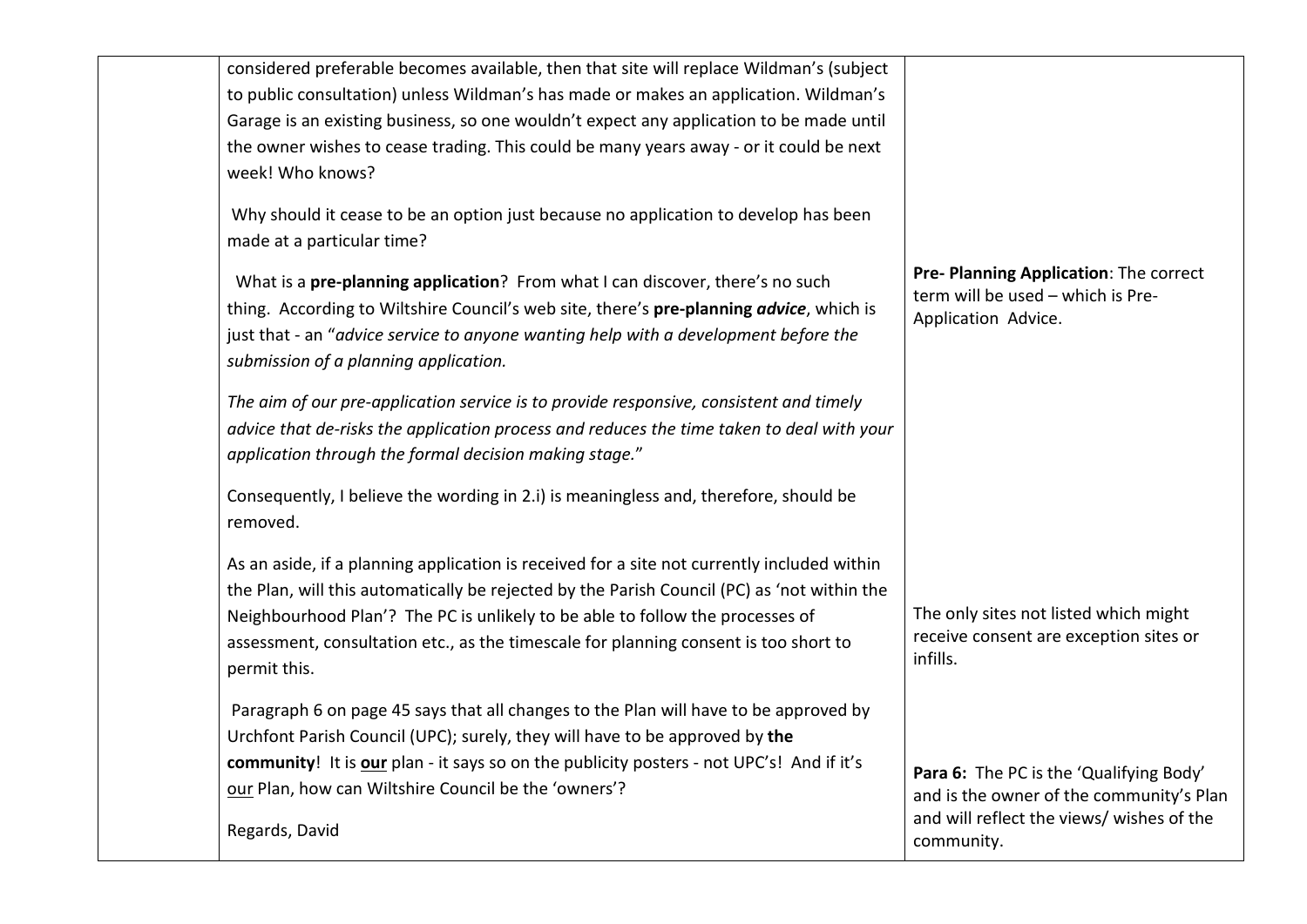| | | |
|---|---|---|
| | considered preferable becomes available, then that site will replace Wildman's (subject to public consultation) unless Wildman's has made or makes an application. Wildman's Garage is an existing business, so one wouldn't expect any application to be made until the owner wishes to cease trading. This could be many years away - or it could be next week! Who knows?<br><br>Why should it cease to be an option just because no application to develop has been made at a particular time?<br><br>What is a **pre-planning application**? From what I can discover, there's no such thing. According to Wiltshire Council's web site, there's **pre-planning *advice***, which is just that - an "*advice service to anyone wanting help with a development before the submission of a planning application.*<br><br>*The aim of our pre-application service is to provide responsive, consistent and timely advice that de-risks the application process and reduces the time taken to deal with your application through the formal decision making stage.*"<br><br>Consequently, I believe the wording in 2.i) is meaningless and, therefore, should be removed.<br><br>As an aside, if a planning application is received for a site not currently included within the Plan, will this automatically be rejected by the Parish Council (PC) as 'not within the Neighbourhood Plan'? The PC is unlikely to be able to follow the processes of assessment, consultation etc., as the timescale for planning consent is too short to permit this.<br><br>Paragraph 6 on page 45 says that all changes to the Plan will have to be approved by Urchfont Parish Council (UPC); surely, they will have to be approved by **the community**! It is <u>**our**</u> plan - it says so on the publicity posters - not UPC's! And if it's <u>our</u> Plan, how can Wiltshire Council be the 'owners'?<br><br>Regards, David | **Pre- Planning Application**: The correct term will be used – which is Pre-Application Advice.<br><br>The only sites not listed which might receive consent are exception sites or infills.<br><br>**Para 6:** The PC is the 'Qualifying Body' and is the owner of the community's Plan and will reflect the views/ wishes of the community. |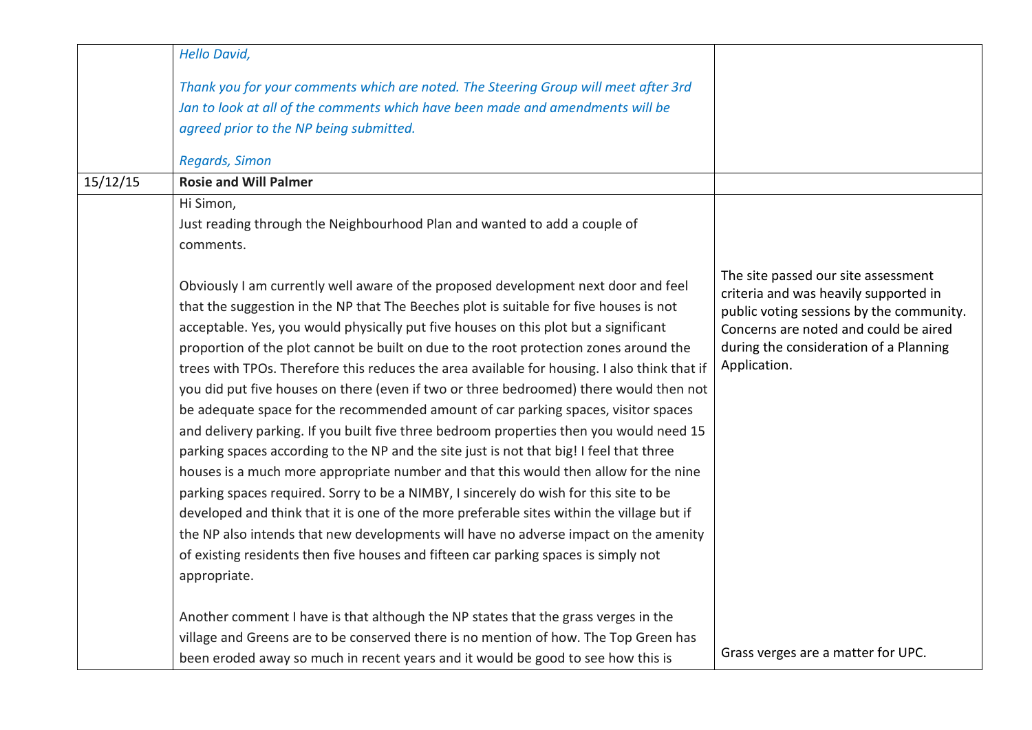| | | |
|---|---|---|
| | *Hello David,*<br><br>*Thank you for your comments which are noted. The Steering Group will meet after 3rd Jan to look at all of the comments which have been made and amendments will be agreed prior to the NP being submitted.*<br><br>*Regards, Simon* | |
| 15/12/15 | **Rosie and Will Palmer** | |
| | Hi Simon,<br>Just reading through the Neighbourhood Plan and wanted to add a couple of comments.<br><br>Obviously I am currently well aware of the proposed development next door and feel that the suggestion in the NP that The Beeches plot is suitable for five houses is not acceptable. Yes, you would physically put five houses on this plot but a significant proportion of the plot cannot be built on due to the root protection zones around the trees with TPOs. Therefore this reduces the area available for housing. I also think that if you did put five houses on there (even if two or three bedroomed) there would then not be adequate space for the recommended amount of car parking spaces, visitor spaces and delivery parking. If you built five three bedroom properties then you would need 15 parking spaces according to the NP and the site just is not that big! I feel that three houses is a much more appropriate number and that this would then allow for the nine parking spaces required. Sorry to be a NIMBY, I sincerely do wish for this site to be developed and think that it is one of the more preferable sites within the village but if the NP also intends that new developments will have no adverse impact on the amenity of existing residents then five houses and fifteen car parking spaces is simply not appropriate.<br><br>Another comment I have is that although the NP states that the grass verges in the village and Greens are to be conserved there is no mention of how. The Top Green has been eroded away so much in recent years and it would be good to see how this is | The site passed our site assessment criteria and was heavily supported in public voting sessions by the community. Concerns are noted and could be aired during the consideration of a Planning Application.<br><br>Grass verges are a matter for UPC. |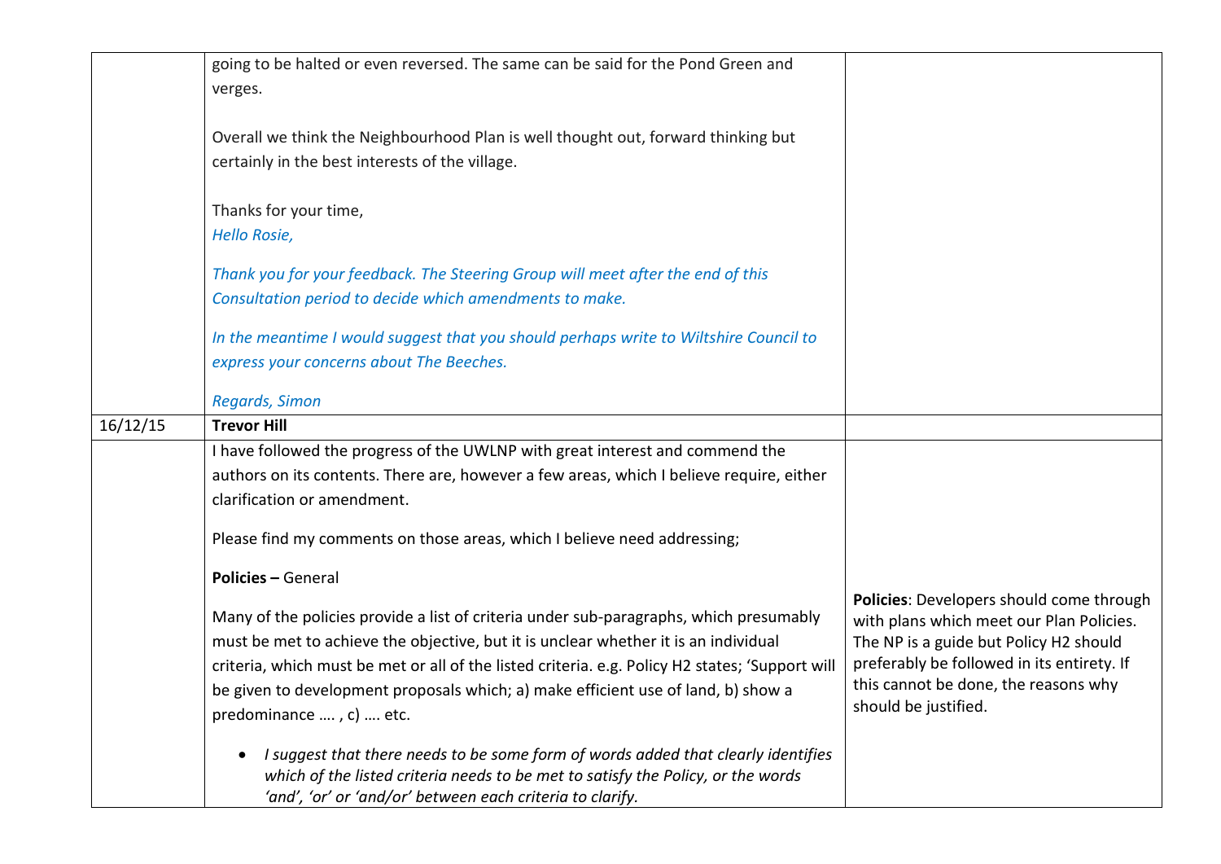| | | |
|---|---|---|
| | going to be halted or even reversed. The same can be said for the Pond Green and verges.<br><br>Overall we think the Neighbourhood Plan is well thought out, forward thinking but certainly in the best interests of the village.<br><br>Thanks for your time,<br>*Hello Rosie,*<br><br>*Thank you for your feedback. The Steering Group will meet after the end of this Consultation period to decide which amendments to make.*<br><br>*In the meantime I would suggest that you should perhaps write to Wiltshire Council to express your concerns about The Beeches.*<br><br>*Regards, Simon* | |
| 16/12/15 | **Trevor Hill** | |
| | I have followed the progress of the UWLNP with great interest and commend the authors on its contents. There are, however a few areas, which I believe require, either clarification or amendment.<br><br>Please find my comments on those areas, which I believe need addressing;<br><br>**Policies –** General<br><br>Many of the policies provide a list of criteria under sub-paragraphs, which presumably must be met to achieve the objective, but it is unclear whether it is an individual criteria, which must be met or all of the listed criteria. e.g. Policy H2 states; 'Support will be given to development proposals which; a) make efficient use of land, b) show a predominance …. , c) …. etc.<br><br>• *I suggest that there needs to be some form of words added that clearly identifies which of the listed criteria needs to be met to satisfy the Policy, or the words 'and', 'or' or 'and/or' between each criteria to clarify.* | **Policies**: Developers should come through with plans which meet our Plan Policies. The NP is a guide but Policy H2 should preferably be followed in its entirety. If this cannot be done, the reasons why should be justified. |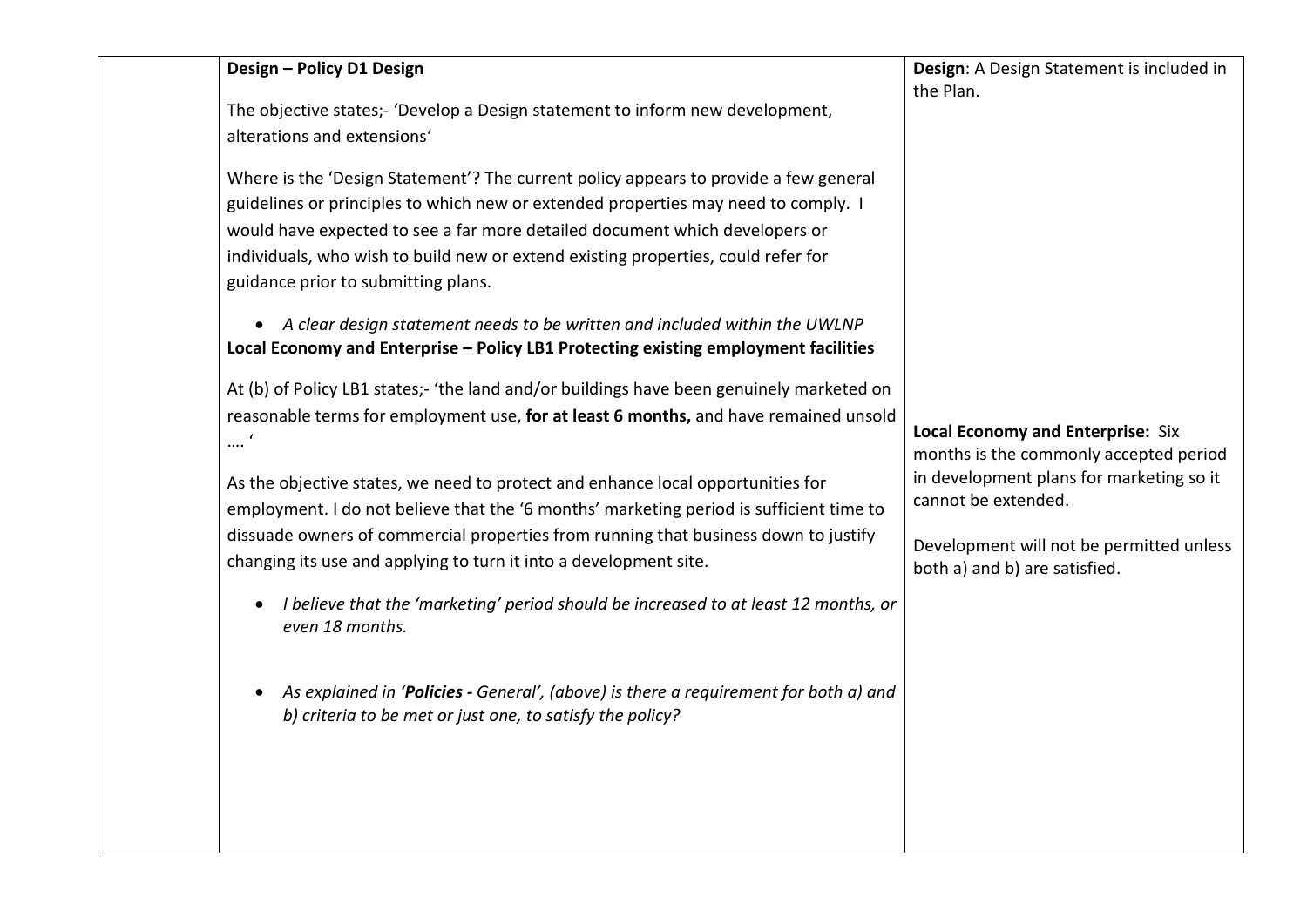| | Comment | Response |
|---|---|---|
| | **Design – Policy D1 Design**<br><br>The objective states;- 'Develop a Design statement to inform new development, alterations and extensions'<br><br>Where is the 'Design Statement'? The current policy appears to provide a few general guidelines or principles to which new or extended properties may need to comply. I would have expected to see a far more detailed document which developers or individuals, who wish to build new or extend existing properties, could refer for guidance prior to submitting plans.<br><br>• *A clear design statement needs to be written and included within the UWLNP* | **Design**: A Design Statement is included in the Plan. |
| | **Local Economy and Enterprise – Policy LB1 Protecting existing employment facilities**<br><br>At (b) of Policy LB1 states;- 'the land and/or buildings have been genuinely marketed on reasonable terms for employment use, **for at least 6 months,** and have remained unsold …. '<br><br>As the objective states, we need to protect and enhance local opportunities for employment. I do not believe that the '6 months' marketing period is sufficient time to dissuade owners of commercial properties from running that business down to justify changing its use and applying to turn it into a development site.<br><br>• *I believe that the 'marketing' period should be increased to at least 12 months, or even 18 months.*<br><br>• *As explained in '**Policies -** General', (above) is there a requirement for both a) and b) criteria to be met or just one, to satisfy the policy?* | **Local Economy and Enterprise:** Six months is the commonly accepted period in development plans for marketing so it cannot be extended.<br><br>Development will not be permitted unless both a) and b) are satisfied. |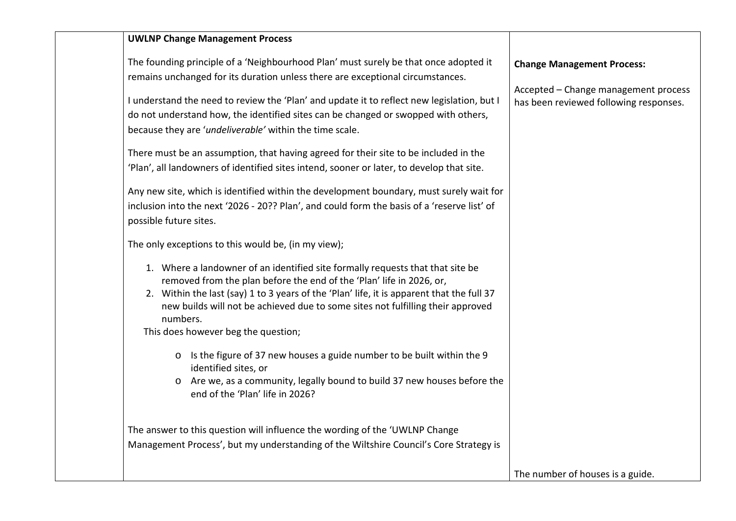| | **UWLNP Change Management Process**<br><br>The founding principle of a 'Neighbourhood Plan' must surely be that once adopted it remains unchanged for its duration unless there are exceptional circumstances.<br><br>I understand the need to review the 'Plan' and update it to reflect new legislation, but I do not understand how, the identified sites can be changed or swopped with others, because they are '*undeliverable*' within the time scale.<br><br>There must be an assumption, that having agreed for their site to be included in the 'Plan', all landowners of identified sites intend, sooner or later, to develop that site.<br><br>Any new site, which is identified within the development boundary, must surely wait for inclusion into the next '2026 - 20?? Plan', and could form the basis of a 'reserve list' of possible future sites.<br><br>The only exceptions to this would be, (in my view);<br><br>1. Where a landowner of an identified site formally requests that that site be removed from the plan before the end of the 'Plan' life in 2026, or,<br>2. Within the last (say) 1 to 3 years of the 'Plan' life, it is apparent that the full 37 new builds will not be achieved due to some sites not fulfilling their approved numbers.<br><br>This does however beg the question;<br><br>- Is the figure of 37 new houses a guide number to be built within the 9 identified sites, or<br>- Are we, as a community, legally bound to build 37 new houses before the end of the 'Plan' life in 2026?<br><br>The answer to this question will influence the wording of the 'UWLNP Change Management Process', but my understanding of the Wiltshire Council's Core Strategy is | **Change Management Process:**<br><br>Accepted – Change management process has been reviewed following responses.<br><br>The number of houses is a guide. |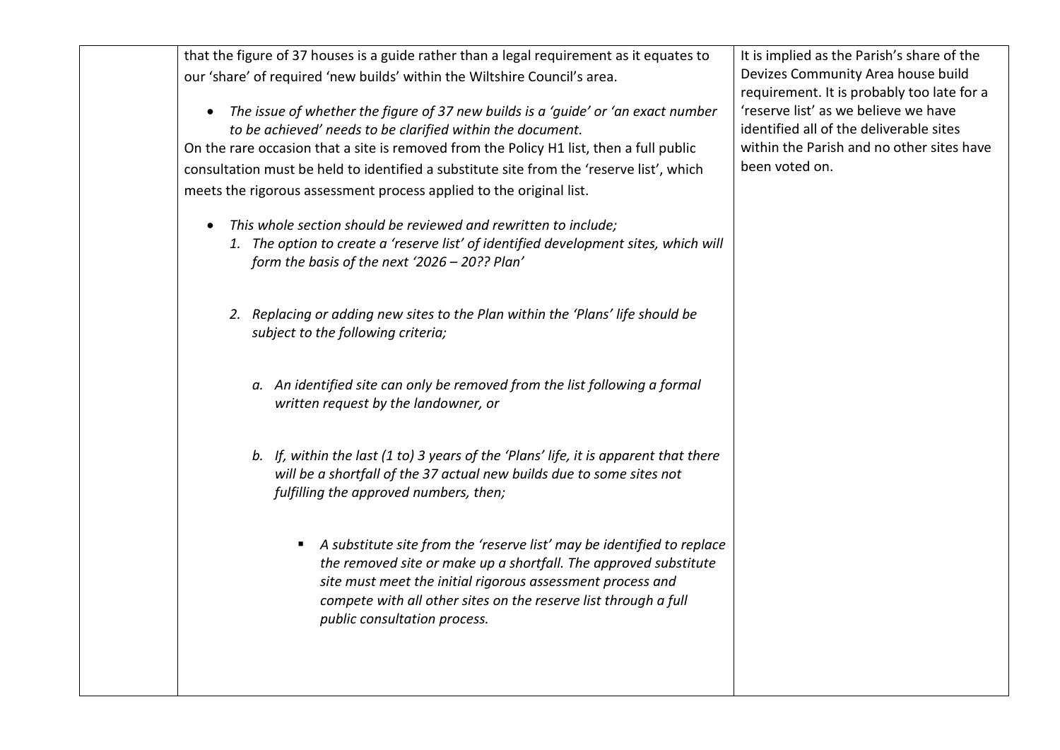| | | |
|---|---|---|
| | that the figure of 37 houses is a guide rather than a legal requirement as it equates to our 'share' of required 'new builds' within the Wiltshire Council's area.<br><br>• *The issue of whether the figure of 37 new builds is a 'guide' or 'an exact number to be achieved' needs to be clarified within the document.*<br><br>On the rare occasion that a site is removed from the Policy H1 list, then a full public consultation must be held to identified a substitute site from the 'reserve list', which meets the rigorous assessment process applied to the original list.<br><br>• *This whole section should be reviewed and rewritten to include;*<br>*1. The option to create a 'reserve list' of identified development sites, which will form the basis of the next '2026 – 20?? Plan'*<br><br>*2. Replacing or adding new sites to the Plan within the 'Plans' life should be subject to the following criteria;*<br><br>*a. An identified site can only be removed from the list following a formal written request by the landowner, or*<br><br>*b. If, within the last (1 to) 3 years of the 'Plans' life, it is apparent that there will be a shortfall of the 37 actual new builds due to some sites not fulfilling the approved numbers, then;*<br><br>▪ *A substitute site from the 'reserve list' may be identified to replace the removed site or make up a shortfall. The approved substitute site must meet the initial rigorous assessment process and compete with all other sites on the reserve list through a full public consultation process.* | It is implied as the Parish's share of the Devizes Community Area house build requirement. It is probably too late for a 'reserve list' as we believe we have identified all of the deliverable sites within the Parish and no other sites have been voted on. |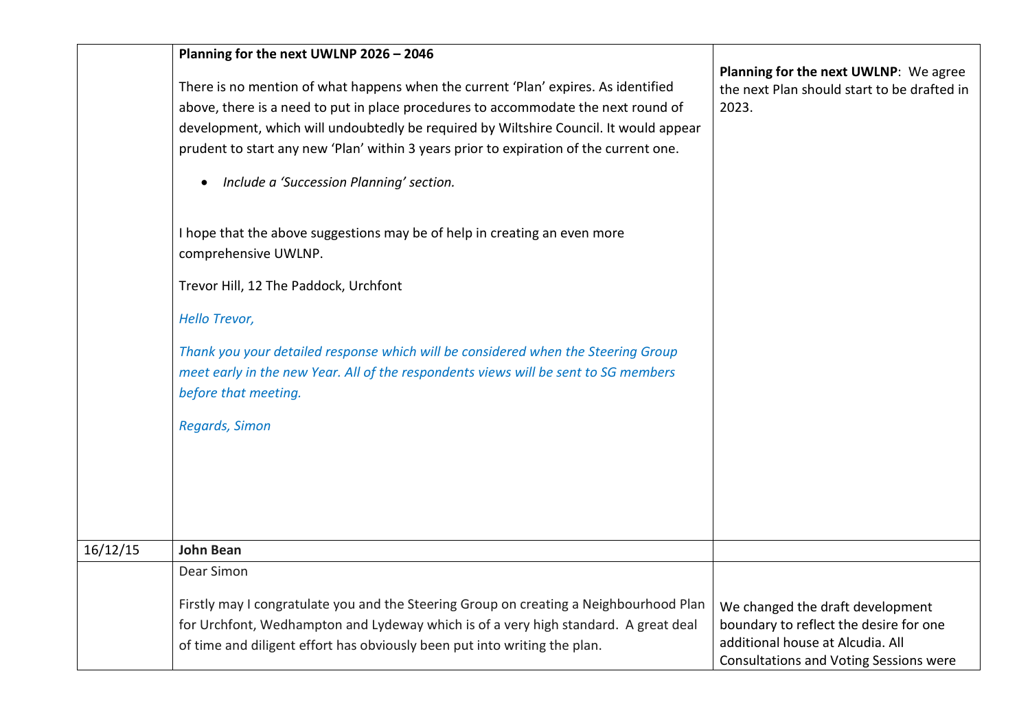| | | |
|---|---|---|
| | **Planning for the next UWLNP 2026 – 2046**<br><br>There is no mention of what happens when the current 'Plan' expires. As identified above, there is a need to put in place procedures to accommodate the next round of development, which will undoubtedly be required by Wiltshire Council. It would appear prudent to start any new 'Plan' within 3 years prior to expiration of the current one.<br><br>- *Include a 'Succession Planning' section.*<br><br>I hope that the above suggestions may be of help in creating an even more comprehensive UWLNP.<br><br>Trevor Hill, 12 The Paddock, Urchfont<br><br>*Hello Trevor,*<br><br>*Thank you your detailed response which will be considered when the Steering Group meet early in the new Year. All of the respondents views will be sent to SG members before that meeting.*<br><br>*Regards, Simon* | **Planning for the next UWLNP**: We agree the next Plan should start to be drafted in 2023. |
| 16/12/15 | **John Bean** | |
| | Dear Simon<br><br>Firstly may I congratulate you and the Steering Group on creating a Neighbourhood Plan for Urchfont, Wedhampton and Lydeway which is of a very high standard. A great deal of time and diligent effort has obviously been put into writing the plan. | We changed the draft development boundary to reflect the desire for one additional house at Alcudia. All Consultations and Voting Sessions were |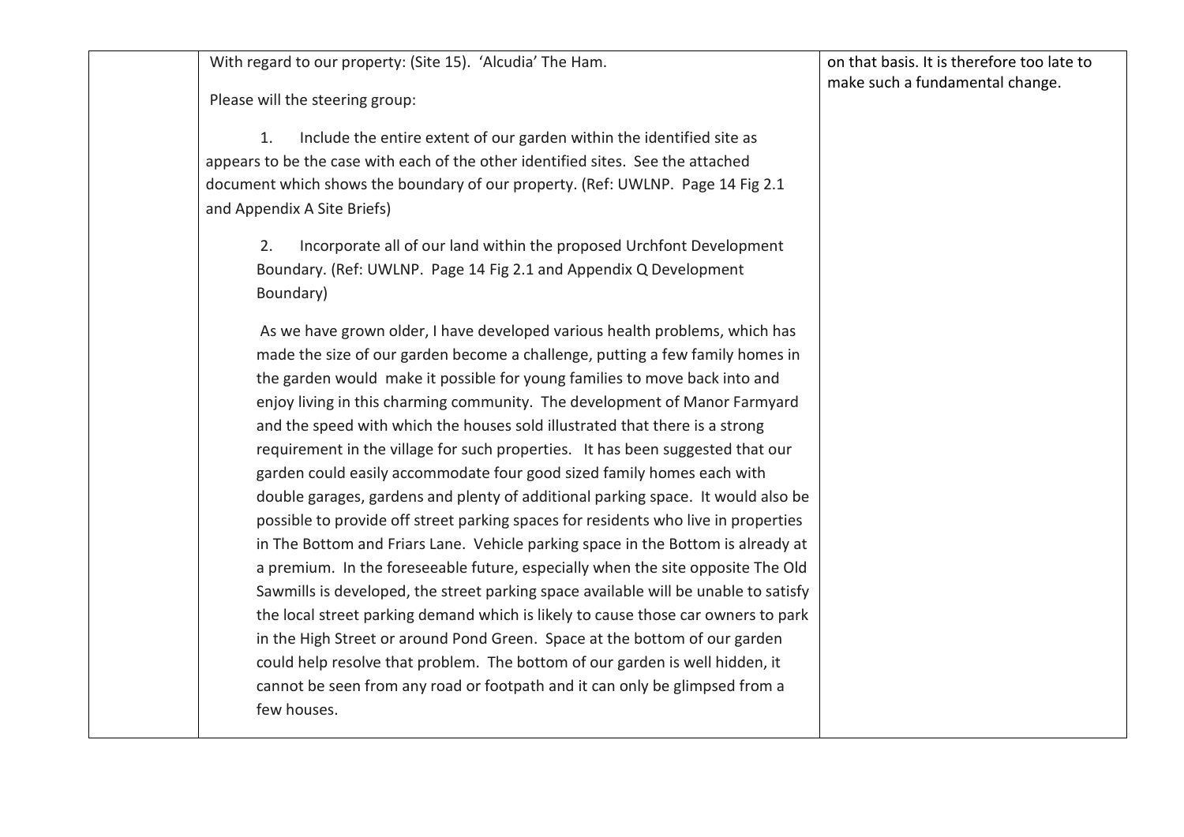| | | |
|---|---|---|
| | With regard to our property: (Site 15). 'Alcudia' The Ham.<br><br>Please will the steering group:<br><br>1. Include the entire extent of our garden within the identified site as appears to be the case with each of the other identified sites. See the attached document which shows the boundary of our property. (Ref: UWLNP. Page 14 Fig 2.1 and Appendix A Site Briefs)<br><br>2. Incorporate all of our land within the proposed Urchfont Development Boundary. (Ref: UWLNP. Page 14 Fig 2.1 and Appendix Q Development Boundary)<br><br>As we have grown older, I have developed various health problems, which has made the size of our garden become a challenge, putting a few family homes in the garden would make it possible for young families to move back into and enjoy living in this charming community. The development of Manor Farmyard and the speed with which the houses sold illustrated that there is a strong requirement in the village for such properties. It has been suggested that our garden could easily accommodate four good sized family homes each with double garages, gardens and plenty of additional parking space. It would also be possible to provide off street parking spaces for residents who live in properties in The Bottom and Friars Lane. Vehicle parking space in the Bottom is already at a premium. In the foreseeable future, especially when the site opposite The Old Sawmills is developed, the street parking space available will be unable to satisfy the local street parking demand which is likely to cause those car owners to park in the High Street or around Pond Green. Space at the bottom of our garden could help resolve that problem. The bottom of our garden is well hidden, it cannot be seen from any road or footpath and it can only be glimpsed from a few houses. | on that basis. It is therefore too late to make such a fundamental change. |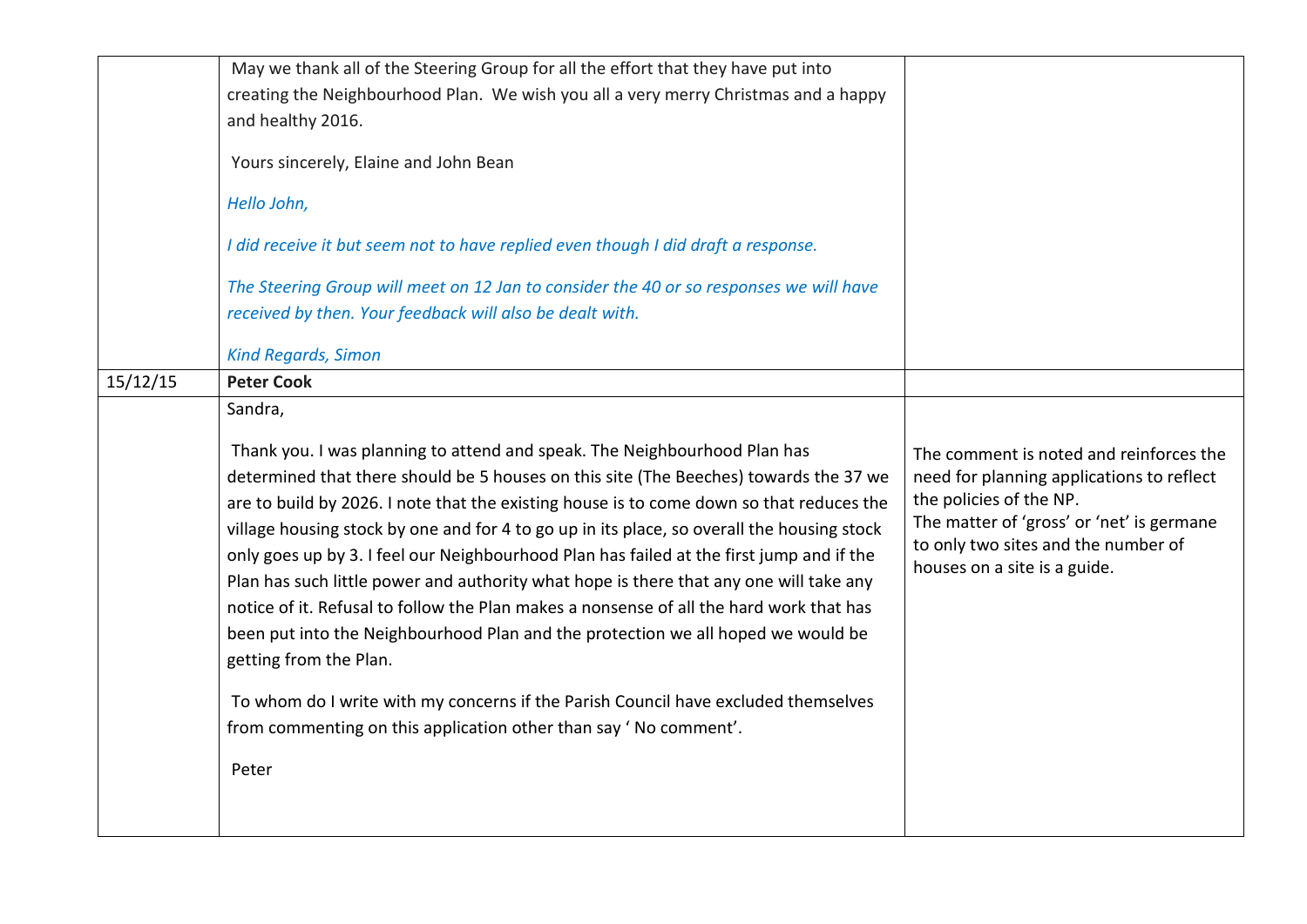| | | |
|---|---|---|
| | May we thank all of the Steering Group for all the effort that they have put into creating the Neighbourhood Plan. We wish you all a very merry Christmas and a happy and healthy 2016.<br><br>Yours sincerely, Elaine and John Bean<br><br>*Hello John,*<br><br>*I did receive it but seem not to have replied even though I did draft a response.*<br><br>*The Steering Group will meet on 12 Jan to consider the 40 or so responses we will have received by then. Your feedback will also be dealt with.*<br><br>*Kind Regards, Simon* | |
| 15/12/15 | **Peter Cook** | |
| | Sandra,<br><br>Thank you. I was planning to attend and speak. The Neighbourhood Plan has determined that there should be 5 houses on this site (The Beeches) towards the 37 we are to build by 2026. I note that the existing house is to come down so that reduces the village housing stock by one and for 4 to go up in its place, so overall the housing stock only goes up by 3. I feel our Neighbourhood Plan has failed at the first jump and if the Plan has such little power and authority what hope is there that any one will take any notice of it. Refusal to follow the Plan makes a nonsense of all the hard work that has been put into the Neighbourhood Plan and the protection we all hoped we would be getting from the Plan.<br><br>To whom do I write with my concerns if the Parish Council have excluded themselves from commenting on this application other than say ' No comment'.<br><br>Peter | The comment is noted and reinforces the need for planning applications to reflect the policies of the NP.<br>The matter of 'gross' or 'net' is germane to only two sites and the number of houses on a site is a guide. |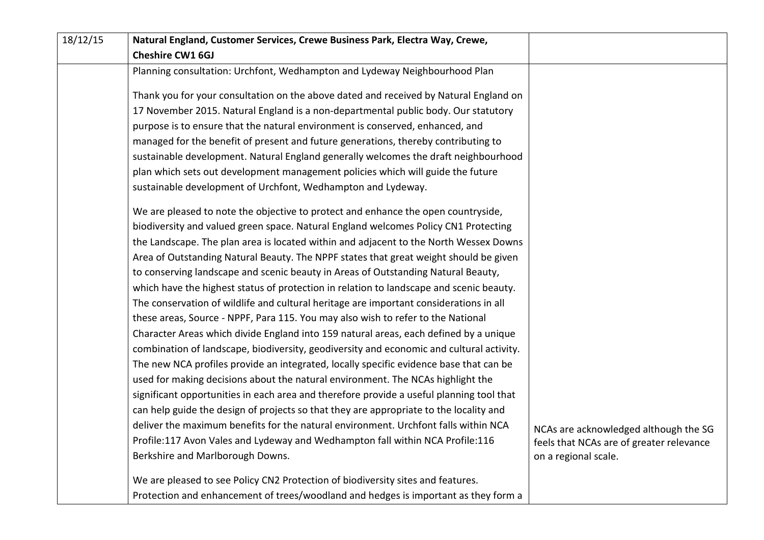| 18/12/15 | **Natural England, Customer Services, Crewe Business Park, Electra Way, Crewe, Cheshire CW1 6GJ** | |
|---|---|---|
| | Planning consultation: Urchfont, Wedhampton and Lydeway Neighbourhood Plan<br><br>Thank you for your consultation on the above dated and received by Natural England on 17 November 2015. Natural England is a non-departmental public body. Our statutory purpose is to ensure that the natural environment is conserved, enhanced, and managed for the benefit of present and future generations, thereby contributing to sustainable development. Natural England generally welcomes the draft neighbourhood plan which sets out development management policies which will guide the future sustainable development of Urchfont, Wedhampton and Lydeway.<br><br>We are pleased to note the objective to protect and enhance the open countryside, biodiversity and valued green space. Natural England welcomes Policy CN1 Protecting the Landscape. The plan area is located within and adjacent to the North Wessex Downs Area of Outstanding Natural Beauty. The NPPF states that great weight should be given to conserving landscape and scenic beauty in Areas of Outstanding Natural Beauty, which have the highest status of protection in relation to landscape and scenic beauty. The conservation of wildlife and cultural heritage are important considerations in all these areas, Source - NPPF, Para 115. You may also wish to refer to the National Character Areas which divide England into 159 natural areas, each defined by a unique combination of landscape, biodiversity, geodiversity and economic and cultural activity. The new NCA profiles provide an integrated, locally specific evidence base that can be used for making decisions about the natural environment. The NCAs highlight the significant opportunities in each area and therefore provide a useful planning tool that can help guide the design of projects so that they are appropriate to the locality and deliver the maximum benefits for the natural environment. Urchfont falls within NCA Profile:117 Avon Vales and Lydeway and Wedhampton fall within NCA Profile:116 Berkshire and Marlborough Downs.<br><br>We are pleased to see Policy CN2 Protection of biodiversity sites and features. Protection and enhancement of trees/woodland and hedges is important as they form a | NCAs are acknowledged although the SG feels that NCAs are of greater relevance on a regional scale. |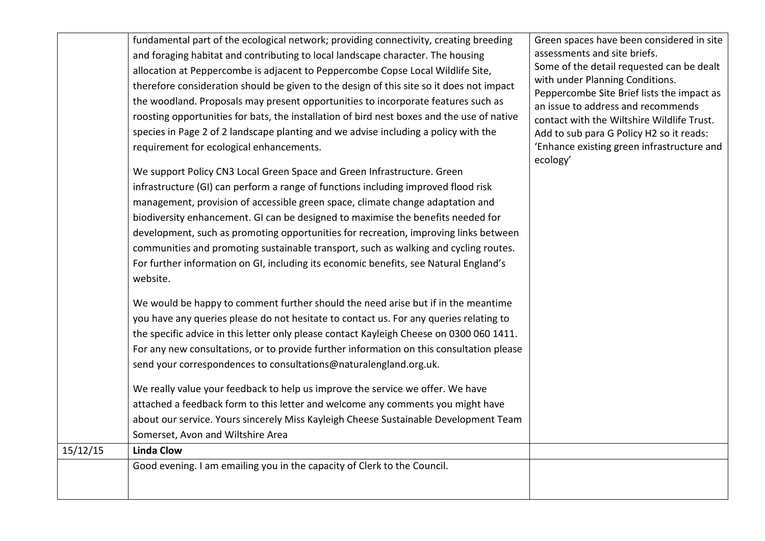| | | |
|---|---|---|
| | fundamental part of the ecological network; providing connectivity, creating breeding and foraging habitat and contributing to local landscape character. The housing allocation at Peppercombe is adjacent to Peppercombe Copse Local Wildlife Site, therefore consideration should be given to the design of this site so it does not impact the woodland. Proposals may present opportunities to incorporate features such as roosting opportunities for bats, the installation of bird nest boxes and the use of native species in Page 2 of 2 landscape planting and we advise including a policy with the requirement for ecological enhancements.<br><br>We support Policy CN3 Local Green Space and Green Infrastructure. Green infrastructure (GI) can perform a range of functions including improved flood risk management, provision of accessible green space, climate change adaptation and biodiversity enhancement. GI can be designed to maximise the benefits needed for development, such as promoting opportunities for recreation, improving links between communities and promoting sustainable transport, such as walking and cycling routes. For further information on GI, including its economic benefits, see Natural England's website.<br><br>We would be happy to comment further should the need arise but if in the meantime you have any queries please do not hesitate to contact us. For any queries relating to the specific advice in this letter only please contact Kayleigh Cheese on 0300 060 1411. For any new consultations, or to provide further information on this consultation please send your correspondences to consultations@naturalengland.org.uk.<br><br>We really value your feedback to help us improve the service we offer. We have attached a feedback form to this letter and welcome any comments you might have about our service. Yours sincerely Miss Kayleigh Cheese Sustainable Development Team Somerset, Avon and Wiltshire Area | Green spaces have been considered in site assessments and site briefs.<br>Some of the detail requested can be dealt with under Planning Conditions.<br>Peppercombe Site Brief lists the impact as an issue to address and recommends contact with the Wiltshire Wildlife Trust.<br>Add to sub para G Policy H2 so it reads: 'Enhance existing green infrastructure and ecology' |
| 15/12/15 | **Linda Clow** | |
| | Good evening. I am emailing you in the capacity of Clerk to the Council. | |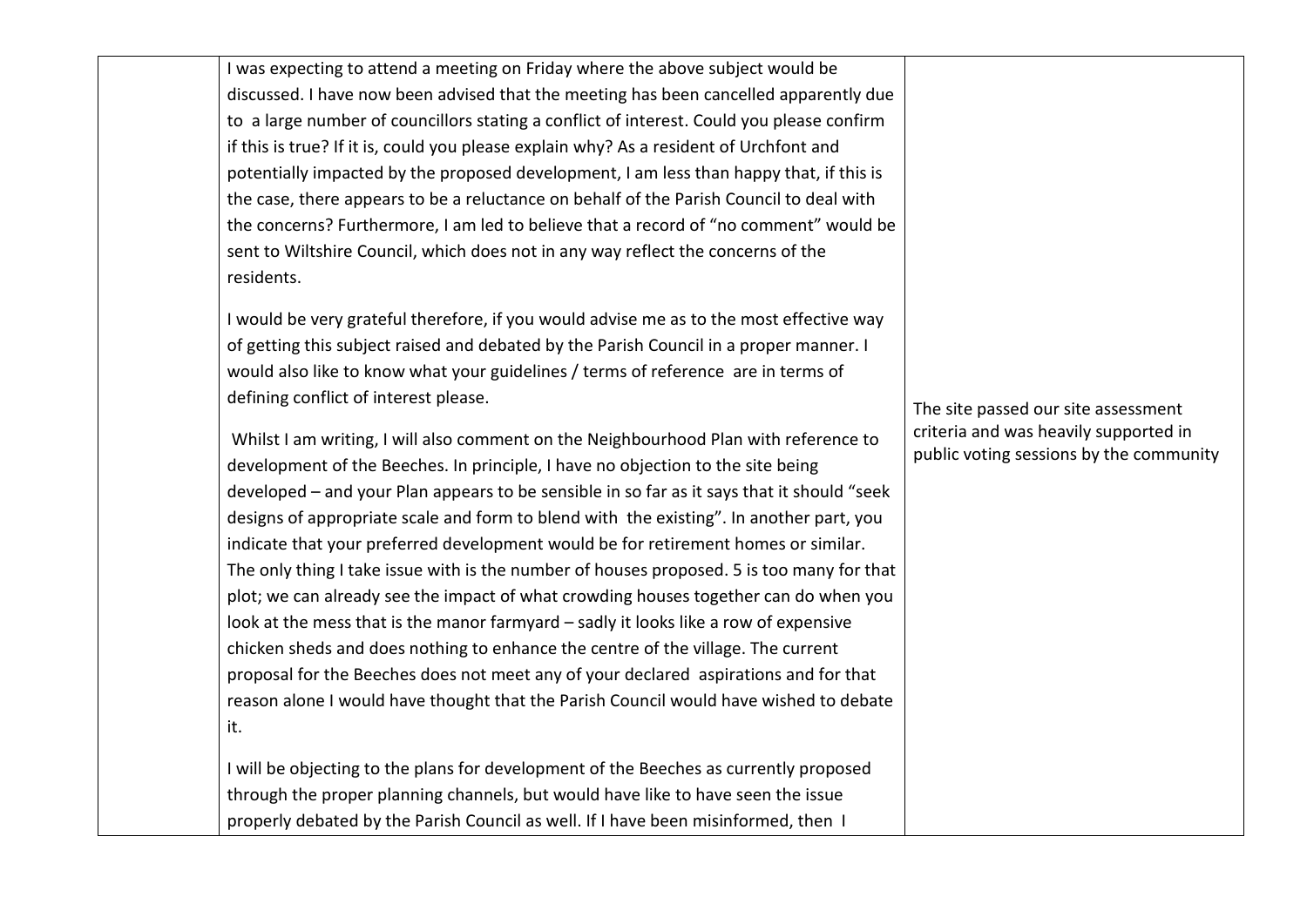| | | |
|---|---|---|
| | I was expecting to attend a meeting on Friday where the above subject would be discussed. I have now been advised that the meeting has been cancelled apparently due to a large number of councillors stating a conflict of interest. Could you please confirm if this is true? If it is, could you please explain why? As a resident of Urchfont and potentially impacted by the proposed development, I am less than happy that, if this is the case, there appears to be a reluctance on behalf of the Parish Council to deal with the concerns? Furthermore, I am led to believe that a record of "no comment" would be sent to Wiltshire Council, which does not in any way reflect the concerns of the residents.<br><br>I would be very grateful therefore, if you would advise me as to the most effective way of getting this subject raised and debated by the Parish Council in a proper manner. I would also like to know what your guidelines / terms of reference are in terms of defining conflict of interest please.<br><br>Whilst I am writing, I will also comment on the Neighbourhood Plan with reference to development of the Beeches. In principle, I have no objection to the site being developed – and your Plan appears to be sensible in so far as it says that it should "seek designs of appropriate scale and form to blend with the existing". In another part, you indicate that your preferred development would be for retirement homes or similar. The only thing I take issue with is the number of houses proposed. 5 is too many for that plot; we can already see the impact of what crowding houses together can do when you look at the mess that is the manor farmyard – sadly it looks like a row of expensive chicken sheds and does nothing to enhance the centre of the village. The current proposal for the Beeches does not meet any of your declared aspirations and for that reason alone I would have thought that the Parish Council would have wished to debate it.<br><br>I will be objecting to the plans for development of the Beeches as currently proposed through the proper planning channels, but would have like to have seen the issue properly debated by the Parish Council as well. If I have been misinformed, then I | The site passed our site assessment criteria and was heavily supported in public voting sessions by the community |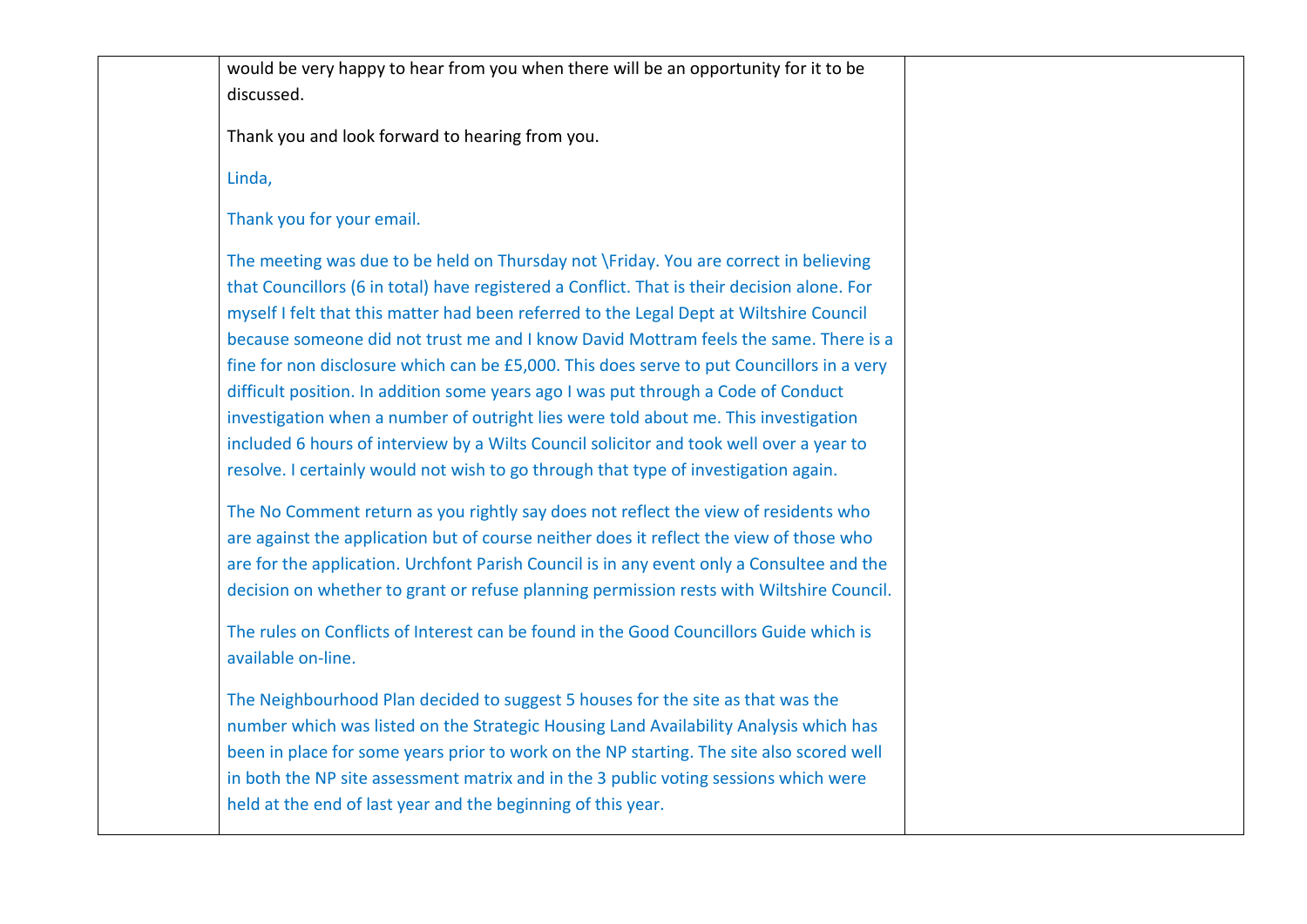| | | |
|---|---|---|
| | would be very happy to hear from you when there will be an opportunity for it to be discussed.<br><br>Thank you and look forward to hearing from you.<br><br>Linda,<br><br>Thank you for your email.<br><br>The meeting was due to be held on Thursday not \Friday. You are correct in believing that Councillors (6 in total) have registered a Conflict. That is their decision alone. For myself I felt that this matter had been referred to the Legal Dept at Wiltshire Council because someone did not trust me and I know David Mottram feels the same. There is a fine for non disclosure which can be £5,000. This does serve to put Councillors in a very difficult position. In addition some years ago I was put through a Code of Conduct investigation when a number of outright lies were told about me. This investigation included 6 hours of interview by a Wilts Council solicitor and took well over a year to resolve. I certainly would not wish to go through that type of investigation again.<br><br>The No Comment return as you rightly say does not reflect the view of residents who are against the application but of course neither does it reflect the view of those who are for the application. Urchfont Parish Council is in any event only a Consultee and the decision on whether to grant or refuse planning permission rests with Wiltshire Council.<br><br>The rules on Conflicts of Interest can be found in the Good Councillors Guide which is available on-line.<br><br>The Neighbourhood Plan decided to suggest 5 houses for the site as that was the number which was listed on the Strategic Housing Land Availability Analysis which has been in place for some years prior to work on the NP starting. The site also scored well in both the NP site assessment matrix and in the 3 public voting sessions which were held at the end of last year and the beginning of this year. | |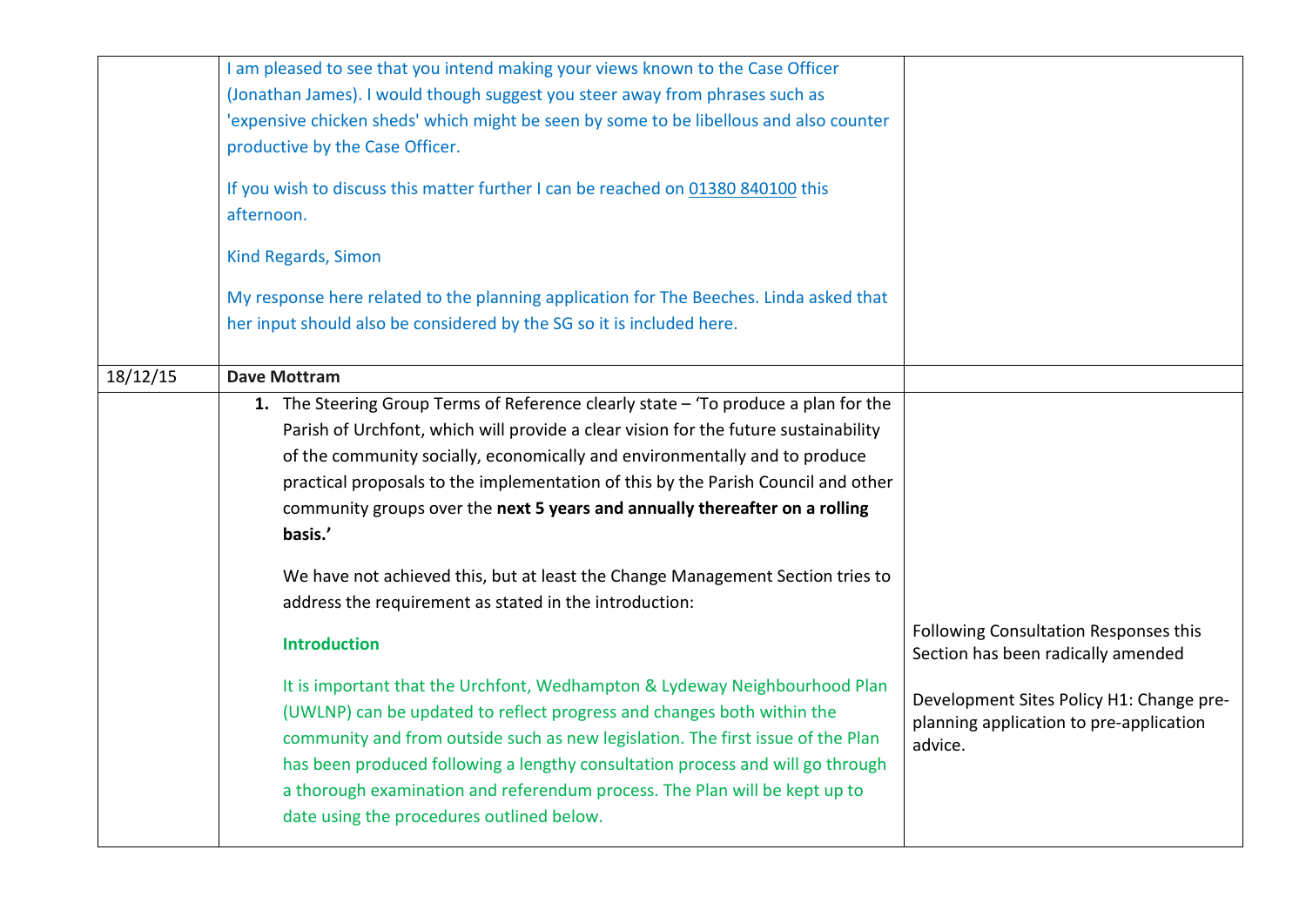| | | |
|---|---|---|
| | I am pleased to see that you intend making your views known to the Case Officer (Jonathan James). I would though suggest you steer away from phrases such as 'expensive chicken sheds' which might be seen by some to be libellous and also counter productive by the Case Officer.<br><br>If you wish to discuss this matter further I can be reached on 01380 840100 this afternoon.<br><br>Kind Regards, Simon<br><br>My response here related to the planning application for The Beeches. Linda asked that her input should also be considered by the SG so it is included here. | |
| 18/12/15 | **Dave Mottram** | |
| | 1. The Steering Group Terms of Reference clearly state – 'To produce a plan for the Parish of Urchfont, which will provide a clear vision for the future sustainability of the community socially, economically and environmentally and to produce practical proposals to the implementation of this by the Parish Council and other community groups over the **next 5 years and annually thereafter on a rolling basis.'**<br><br>We have not achieved this, but at least the Change Management Section tries to address the requirement as stated in the introduction:<br><br>**Introduction**<br><br>It is important that the Urchfont, Wedhampton & Lydeway Neighbourhood Plan (UWLNP) can be updated to reflect progress and changes both within the community and from outside such as new legislation. The first issue of the Plan has been produced following a lengthy consultation process and will go through a thorough examination and referendum process. The Plan will be kept up to date using the procedures outlined below. | Following Consultation Responses this Section has been radically amended<br><br>Development Sites Policy H1: Change pre-planning application to pre-application advice. |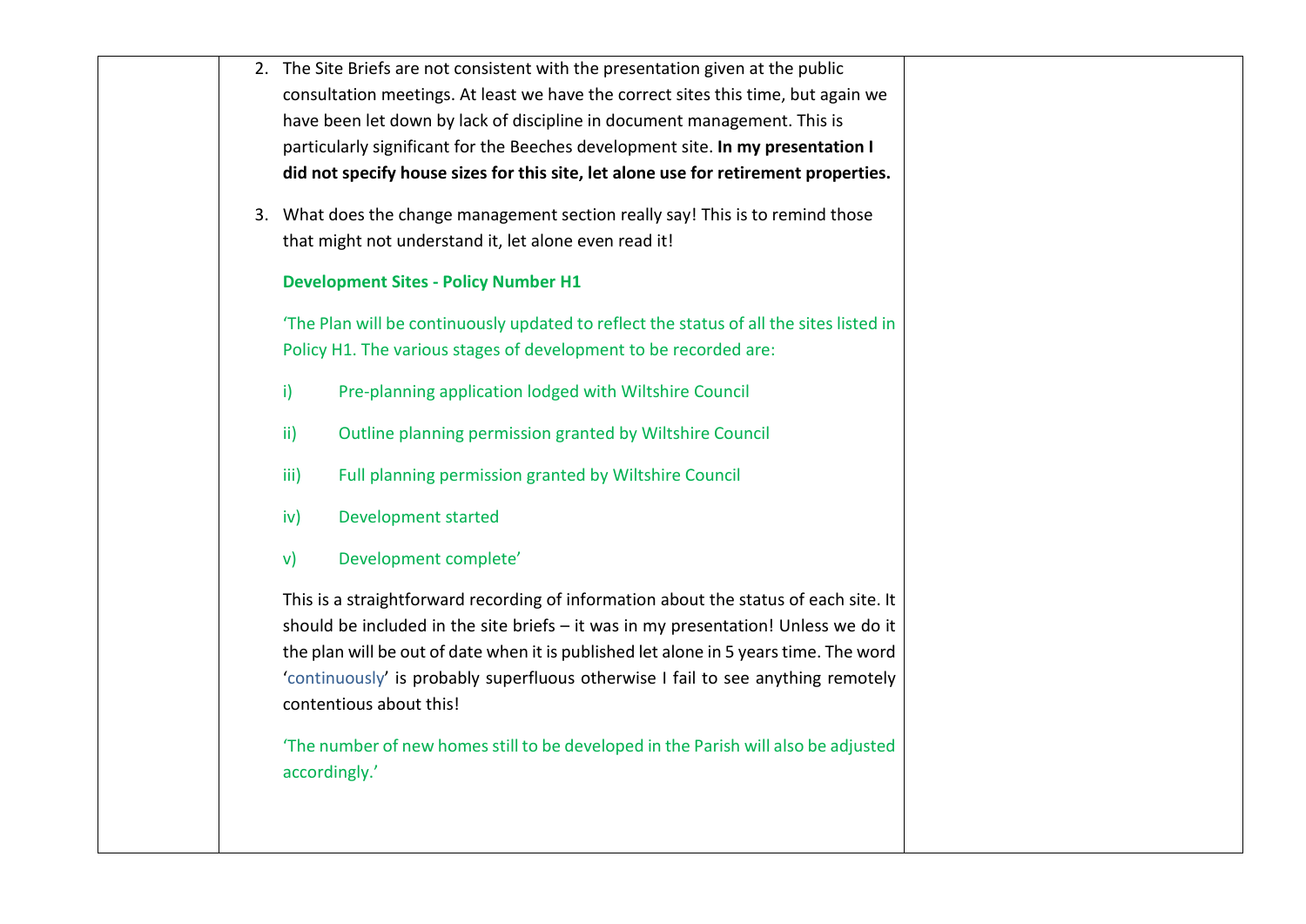| | | |
|---|---|---|
| | 2. The Site Briefs are not consistent with the presentation given at the public consultation meetings. At least we have the correct sites this time, but again we have been let down by lack of discipline in document management. This is particularly significant for the Beeches development site. **In my presentation I did not specify house sizes for this site, let alone use for retirement properties.**<br><br>3. What does the change management section really say! This is to remind those that might not understand it, let alone even read it!<br><br>**Development Sites - Policy Number H1**<br><br>'The Plan will be continuously updated to reflect the status of all the sites listed in Policy H1. The various stages of development to be recorded are:<br><br>i) Pre-planning application lodged with Wiltshire Council<br><br>ii) Outline planning permission granted by Wiltshire Council<br><br>iii) Full planning permission granted by Wiltshire Council<br><br>iv) Development started<br><br>v) Development complete'<br><br>This is a straightforward recording of information about the status of each site. It should be included in the site briefs – it was in my presentation! Unless we do it the plan will be out of date when it is published let alone in 5 years time. The word 'continuously' is probably superfluous otherwise I fail to see anything remotely contentious about this!<br><br>'The number of new homes still to be developed in the Parish will also be adjusted accordingly.' | |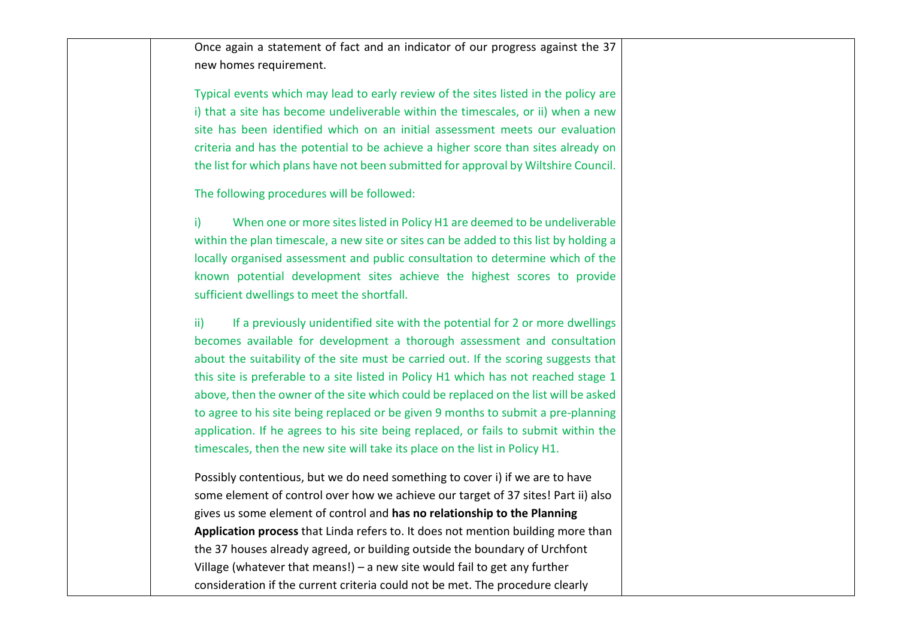| | | |
|---|---|---|
| | Once again a statement of fact and an indicator of our progress against the 37 new homes requirement.<br><br>Typical events which may lead to early review of the sites listed in the policy are i) that a site has become undeliverable within the timescales, or ii) when a new site has been identified which on an initial assessment meets our evaluation criteria and has the potential to be achieve a higher score than sites already on the list for which plans have not been submitted for approval by Wiltshire Council.<br><br>The following procedures will be followed:<br><br>i) When one or more sites listed in Policy H1 are deemed to be undeliverable within the plan timescale, a new site or sites can be added to this list by holding a locally organised assessment and public consultation to determine which of the known potential development sites achieve the highest scores to provide sufficient dwellings to meet the shortfall.<br><br>ii) If a previously unidentified site with the potential for 2 or more dwellings becomes available for development a thorough assessment and consultation about the suitability of the site must be carried out. If the scoring suggests that this site is preferable to a site listed in Policy H1 which has not reached stage 1 above, then the owner of the site which could be replaced on the list will be asked to agree to his site being replaced or be given 9 months to submit a pre-planning application. If he agrees to his site being replaced, or fails to submit within the timescales, then the new site will take its place on the list in Policy H1.<br><br>Possibly contentious, but we do need something to cover i) if we are to have some element of control over how we achieve our target of 37 sites! Part ii) also gives us some element of control and **has no relationship to the Planning Application process** that Linda refers to. It does not mention building more than the 37 houses already agreed, or building outside the boundary of Urchfont Village (whatever that means!) – a new site would fail to get any further consideration if the current criteria could not be met. The procedure clearly | |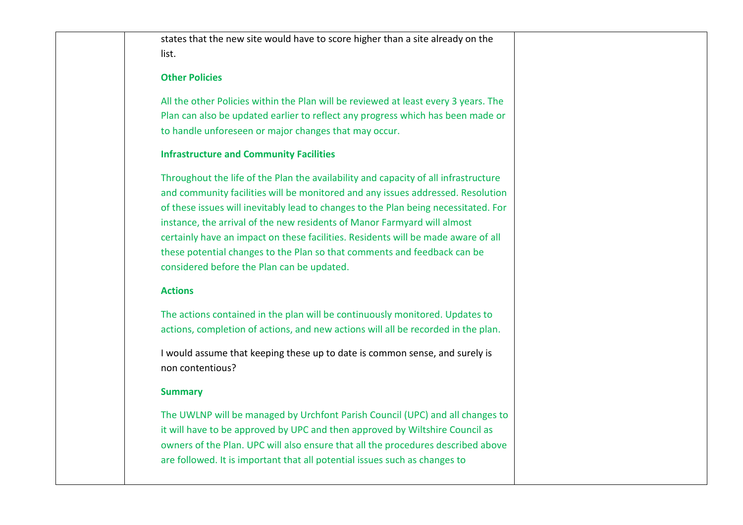| | | |
|---|---|---|
| | states that the new site would have to score higher than a site already on the list.<br><br>**Other Policies**<br><br>All the other Policies within the Plan will be reviewed at least every 3 years. The Plan can also be updated earlier to reflect any progress which has been made or to handle unforeseen or major changes that may occur.<br><br>**Infrastructure and Community Facilities**<br><br>Throughout the life of the Plan the availability and capacity of all infrastructure and community facilities will be monitored and any issues addressed. Resolution of these issues will inevitably lead to changes to the Plan being necessitated. For instance, the arrival of the new residents of Manor Farmyard will almost certainly have an impact on these facilities. Residents will be made aware of all these potential changes to the Plan so that comments and feedback can be considered before the Plan can be updated.<br><br>**Actions**<br><br>The actions contained in the plan will be continuously monitored. Updates to actions, completion of actions, and new actions will all be recorded in the plan.<br><br>I would assume that keeping these up to date is common sense, and surely is non contentious?<br><br>**Summary**<br><br>The UWLNP will be managed by Urchfont Parish Council (UPC) and all changes to it will have to be approved by UPC and then approved by Wiltshire Council as owners of the Plan. UPC will also ensure that all the procedures described above are followed. It is important that all potential issues such as changes to | |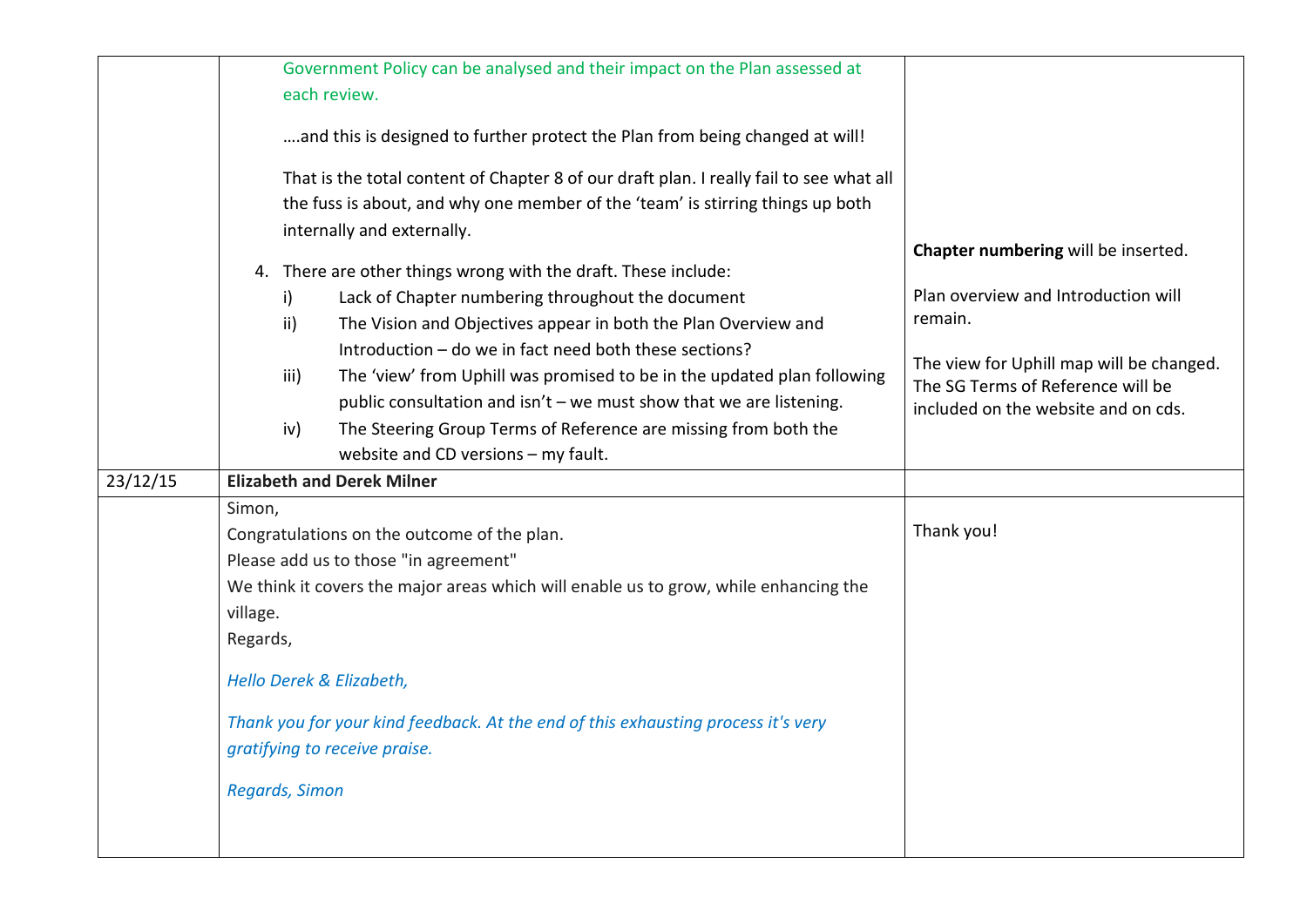| | | |
|---|---|---|
| | Government Policy can be analysed and their impact on the Plan assessed at each review.<br><br>….and this is designed to further protect the Plan from being changed at will!<br><br>That is the total content of Chapter 8 of our draft plan. I really fail to see what all the fuss is about, and why one member of the 'team' is stirring things up both internally and externally.<br><br>4. There are other things wrong with the draft. These include:<br>i) Lack of Chapter numbering throughout the document<br>ii) The Vision and Objectives appear in both the Plan Overview and Introduction – do we in fact need both these sections?<br>iii) The 'view' from Uphill was promised to be in the updated plan following public consultation and isn't – we must show that we are listening.<br>iv) The Steering Group Terms of Reference are missing from both the website and CD versions – my fault. | **Chapter numbering** will be inserted.<br><br>Plan overview and Introduction will remain.<br><br>The view for Uphill map will be changed. The SG Terms of Reference will be included on the website and on cds. |
| 23/12/15 | **Elizabeth and Derek Milner** | |
| | Simon,<br>Congratulations on the outcome of the plan.<br>Please add us to those "in agreement"<br>We think it covers the major areas which will enable us to grow, while enhancing the village.<br>Regards,<br><br>*Hello Derek & Elizabeth,*<br><br>*Thank you for your kind feedback. At the end of this exhausting process it's very gratifying to receive praise.*<br><br>*Regards, Simon* | Thank you! |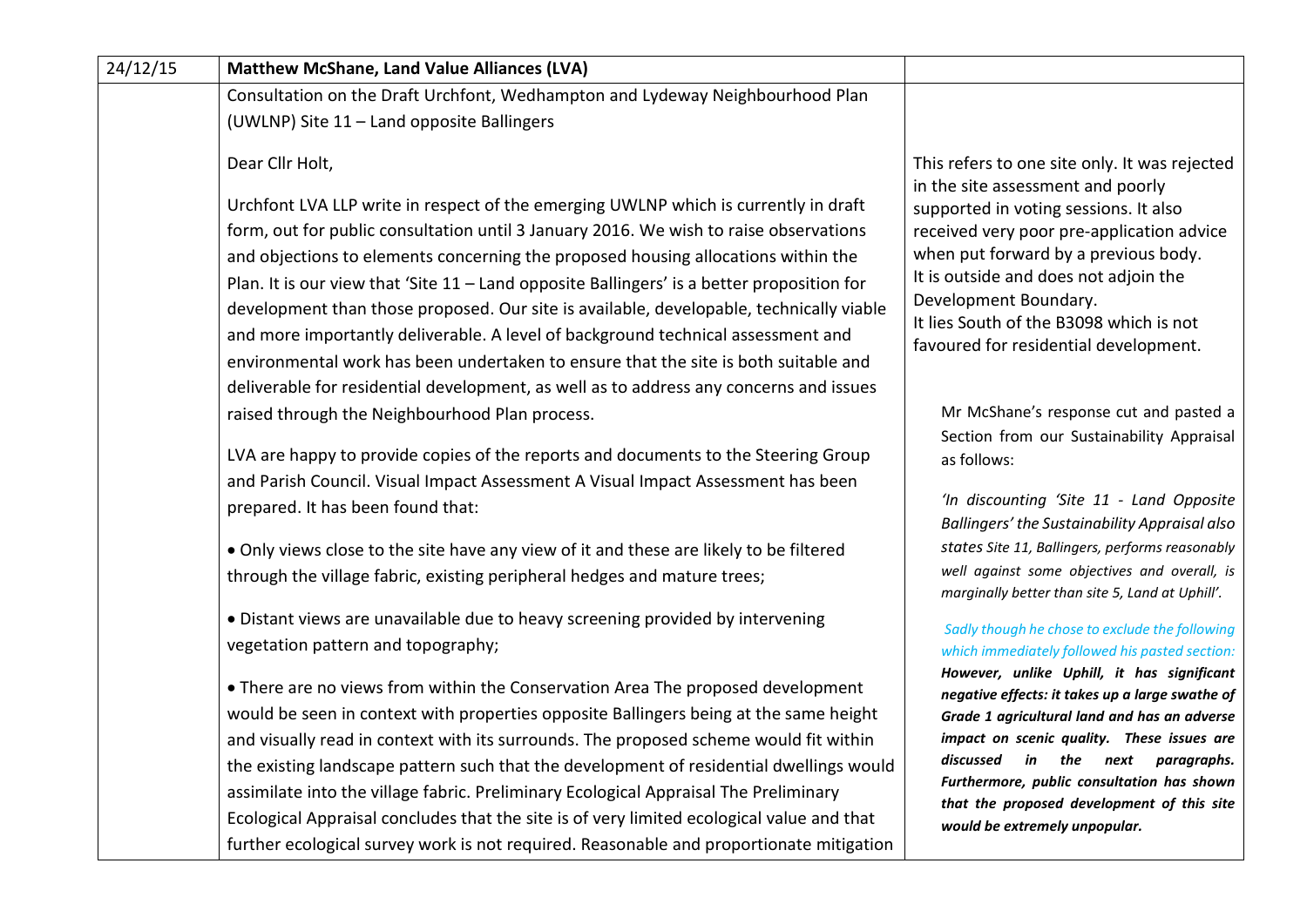| 24/12/15 | **Matthew McShane, Land Value Alliances (LVA)** | |
|---|---|---|
| | Consultation on the Draft Urchfont, Wedhampton and Lydeway Neighbourhood Plan (UWLNP) Site 11 – Land opposite Ballingers<br><br>Dear Cllr Holt,<br><br>Urchfont LVA LLP write in respect of the emerging UWLNP which is currently in draft form, out for public consultation until 3 January 2016. We wish to raise observations and objections to elements concerning the proposed housing allocations within the Plan. It is our view that 'Site 11 – Land opposite Ballingers' is a better proposition for development than those proposed. Our site is available, developable, technically viable and more importantly deliverable. A level of background technical assessment and environmental work has been undertaken to ensure that the site is both suitable and deliverable for residential development, as well as to address any concerns and issues raised through the Neighbourhood Plan process.<br><br>LVA are happy to provide copies of the reports and documents to the Steering Group and Parish Council. Visual Impact Assessment A Visual Impact Assessment has been prepared. It has been found that:<br><br>• Only views close to the site have any view of it and these are likely to be filtered through the village fabric, existing peripheral hedges and mature trees;<br><br>• Distant views are unavailable due to heavy screening provided by intervening vegetation pattern and topography;<br><br>• There are no views from within the Conservation Area The proposed development would be seen in context with properties opposite Ballingers being at the same height and visually read in context with its surrounds. The proposed scheme would fit within the existing landscape pattern such that the development of residential dwellings would assimilate into the village fabric. Preliminary Ecological Appraisal The Preliminary Ecological Appraisal concludes that the site is of very limited ecological value and that further ecological survey work is not required. Reasonable and proportionate mitigation | This refers to one site only. It was rejected in the site assessment and poorly supported in voting sessions. It also received very poor pre-application advice when put forward by a previous body.<br>It is outside and does not adjoin the Development Boundary.<br>It lies South of the B3098 which is not favoured for residential development.<br><br>Mr McShane's response cut and pasted a Section from our Sustainability Appraisal as follows:<br><br>*'In discounting 'Site 11 - Land Opposite Ballingers' the Sustainability Appraisal also states Site 11, Ballingers, performs reasonably well against some objectives and overall, is marginally better than site 5, Land at Uphill'.*<br><br>*Sadly though he chose to exclude the following which immediately followed his pasted section:*<br>***However, unlike Uphill, it has significant negative effects: it takes up a large swathe of Grade 1 agricultural land and has an adverse impact on scenic quality. These issues are discussed in the next paragraphs. Furthermore, public consultation has shown that the proposed development of this site would be extremely unpopular.*** |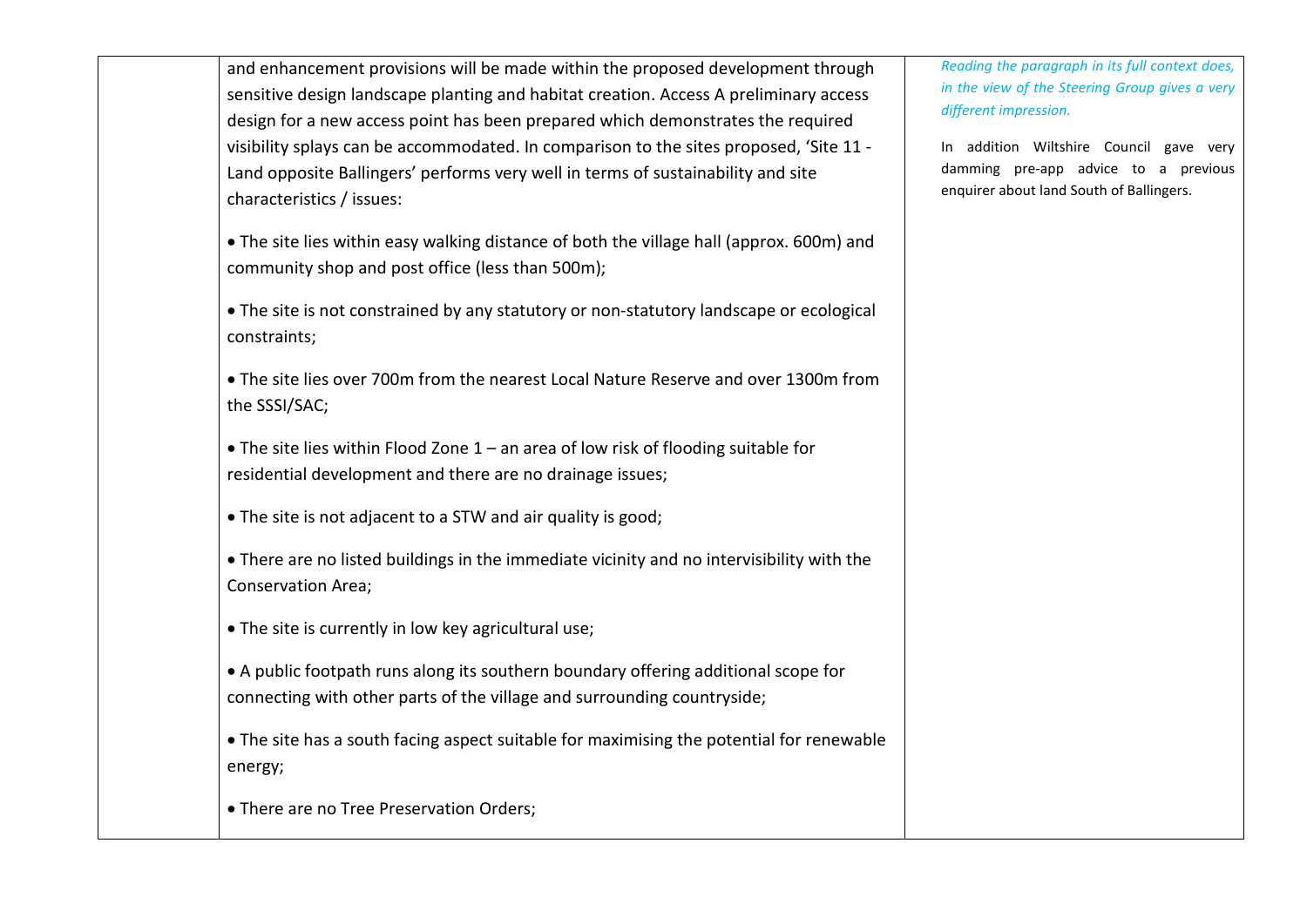| | | |
|---|---|---|
| | and enhancement provisions will be made within the proposed development through sensitive design landscape planting and habitat creation. Access A preliminary access design for a new access point has been prepared which demonstrates the required visibility splays can be accommodated. In comparison to the sites proposed, 'Site 11 - Land opposite Ballingers' performs very well in terms of sustainability and site characteristics / issues:<br><br>• The site lies within easy walking distance of both the village hall (approx. 600m) and community shop and post office (less than 500m);<br><br>• The site is not constrained by any statutory or non-statutory landscape or ecological constraints;<br><br>• The site lies over 700m from the nearest Local Nature Reserve and over 1300m from the SSSI/SAC;<br><br>• The site lies within Flood Zone 1 – an area of low risk of flooding suitable for residential development and there are no drainage issues;<br><br>• The site is not adjacent to a STW and air quality is good;<br><br>• There are no listed buildings in the immediate vicinity and no intervisibility with the Conservation Area;<br><br>• The site is currently in low key agricultural use;<br><br>• A public footpath runs along its southern boundary offering additional scope for connecting with other parts of the village and surrounding countryside;<br><br>• The site has a south facing aspect suitable for maximising the potential for renewable energy;<br><br>• There are no Tree Preservation Orders; | *Reading the paragraph in its full context does, in the view of the Steering Group gives a very different impression.*<br><br>In addition Wiltshire Council gave very damming pre-app advice to a previous enquirer about land South of Ballingers. |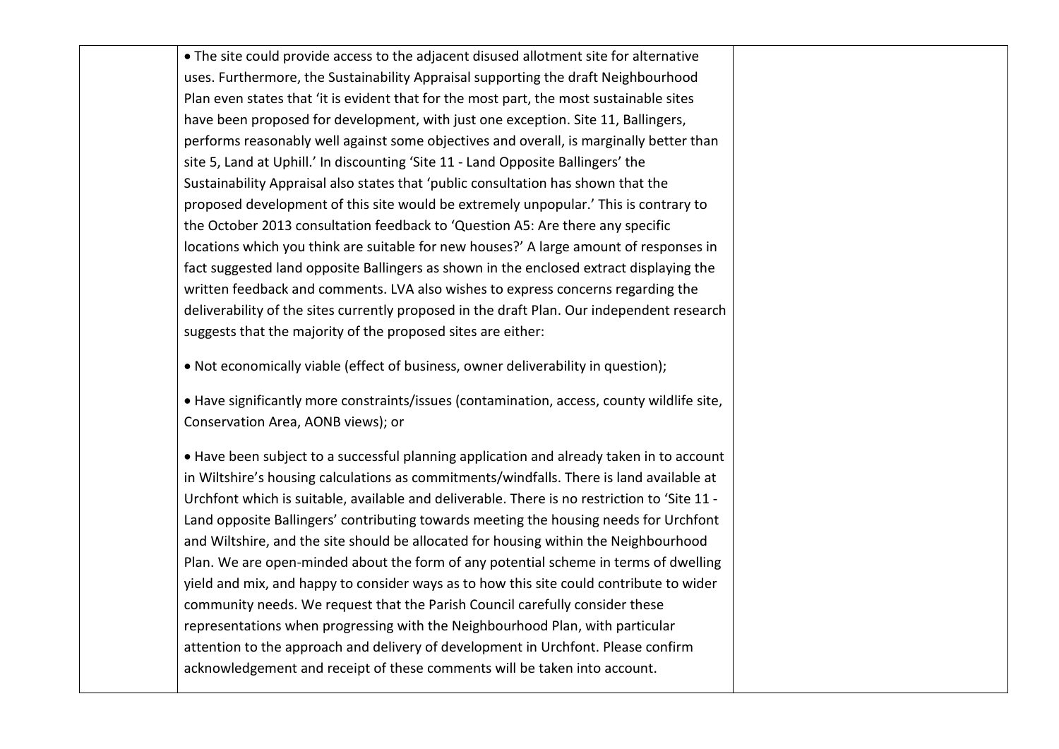| | | |
|---|---|---|
| | • The site could provide access to the adjacent disused allotment site for alternative uses. Furthermore, the Sustainability Appraisal supporting the draft Neighbourhood Plan even states that 'it is evident that for the most part, the most sustainable sites have been proposed for development, with just one exception. Site 11, Ballingers, performs reasonably well against some objectives and overall, is marginally better than site 5, Land at Uphill.' In discounting 'Site 11 - Land Opposite Ballingers' the Sustainability Appraisal also states that 'public consultation has shown that the proposed development of this site would be extremely unpopular.' This is contrary to the October 2013 consultation feedback to 'Question A5: Are there any specific locations which you think are suitable for new houses?' A large amount of responses in fact suggested land opposite Ballingers as shown in the enclosed extract displaying the written feedback and comments. LVA also wishes to express concerns regarding the deliverability of the sites currently proposed in the draft Plan. Our independent research suggests that the majority of the proposed sites are either:<br><br>• Not economically viable (effect of business, owner deliverability in question);<br><br>• Have significantly more constraints/issues (contamination, access, county wildlife site, Conservation Area, AONB views); or<br><br>• Have been subject to a successful planning application and already taken in to account in Wiltshire's housing calculations as commitments/windfalls. There is land available at Urchfont which is suitable, available and deliverable. There is no restriction to 'Site 11 - Land opposite Ballingers' contributing towards meeting the housing needs for Urchfont and Wiltshire, and the site should be allocated for housing within the Neighbourhood Plan. We are open-minded about the form of any potential scheme in terms of dwelling yield and mix, and happy to consider ways as to how this site could contribute to wider community needs. We request that the Parish Council carefully consider these representations when progressing with the Neighbourhood Plan, with particular attention to the approach and delivery of development in Urchfont. Please confirm acknowledgement and receipt of these comments will be taken into account. | |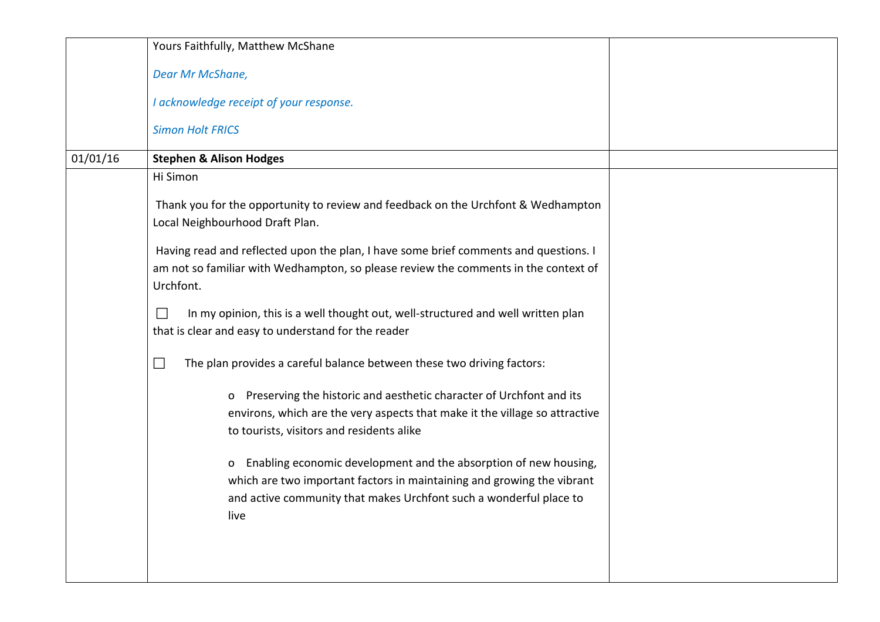| | | |
|---|---|---|
| | Yours Faithfully, Matthew McShane<br><br>*Dear Mr McShane,*<br><br>*I acknowledge receipt of your response.*<br><br>*Simon Holt FRICS* | |
| 01/01/16 | **Stephen & Alison Hodges** | |
| | Hi Simon<br><br>Thank you for the opportunity to review and feedback on the Urchfont & Wedhampton Local Neighbourhood Draft Plan.<br><br>Having read and reflected upon the plan, I have some brief comments and questions. I am not so familiar with Wedhampton, so please review the comments in the context of Urchfont.<br><br>☐ In my opinion, this is a well thought out, well-structured and well written plan that is clear and easy to understand for the reader<br><br>☐ The plan provides a careful balance between these two driving factors:<br><br>o Preserving the historic and aesthetic character of Urchfont and its environs, which are the very aspects that make it the village so attractive to tourists, visitors and residents alike<br><br>o Enabling economic development and the absorption of new housing, which are two important factors in maintaining and growing the vibrant and active community that makes Urchfont such a wonderful place to live | |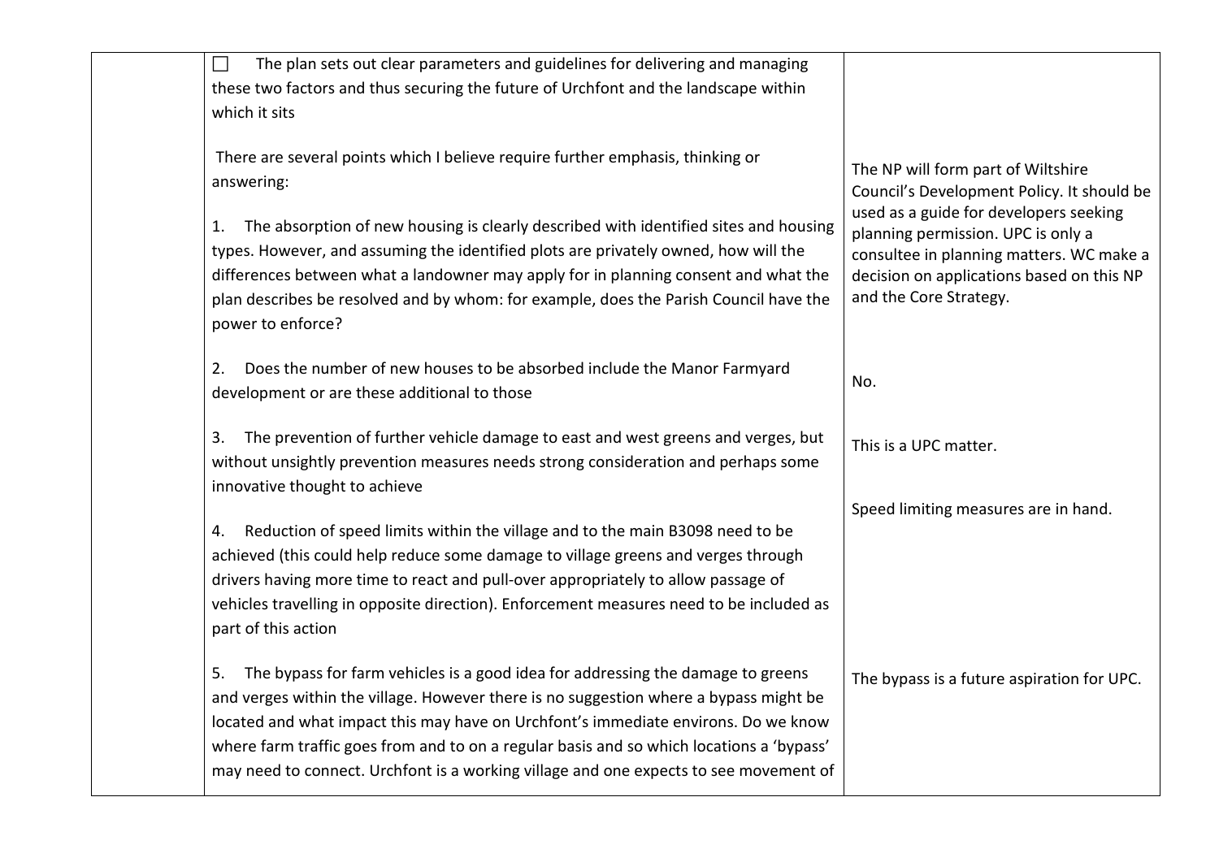| | | |
|---|---|---|
| | ☐ The plan sets out clear parameters and guidelines for delivering and managing these two factors and thus securing the future of Urchfont and the landscape within which it sits<br><br>There are several points which I believe require further emphasis, thinking or answering:<br><br>1. The absorption of new housing is clearly described with identified sites and housing types. However, and assuming the identified plots are privately owned, how will the differences between what a landowner may apply for in planning consent and what the plan describes be resolved and by whom: for example, does the Parish Council have the power to enforce? | The NP will form part of Wiltshire Council's Development Policy. It should be used as a guide for developers seeking planning permission. UPC is only a consultee in planning matters. WC make a decision on applications based on this NP and the Core Strategy. |
| | 2. Does the number of new houses to be absorbed include the Manor Farmyard development or are these additional to those | No. |
| | 3. The prevention of further vehicle damage to east and west greens and verges, but without unsightly prevention measures needs strong consideration and perhaps some innovative thought to achieve | This is a UPC matter. |
| | 4. Reduction of speed limits within the village and to the main B3098 need to be achieved (this could help reduce some damage to village greens and verges through drivers having more time to react and pull-over appropriately to allow passage of vehicles travelling in opposite direction). Enforcement measures need to be included as part of this action | Speed limiting measures are in hand. |
| | 5. The bypass for farm vehicles is a good idea for addressing the damage to greens and verges within the village. However there is no suggestion where a bypass might be located and what impact this may have on Urchfont's immediate environs. Do we know where farm traffic goes from and to on a regular basis and so which locations a 'bypass' may need to connect. Urchfont is a working village and one expects to see movement of | The bypass is a future aspiration for UPC. |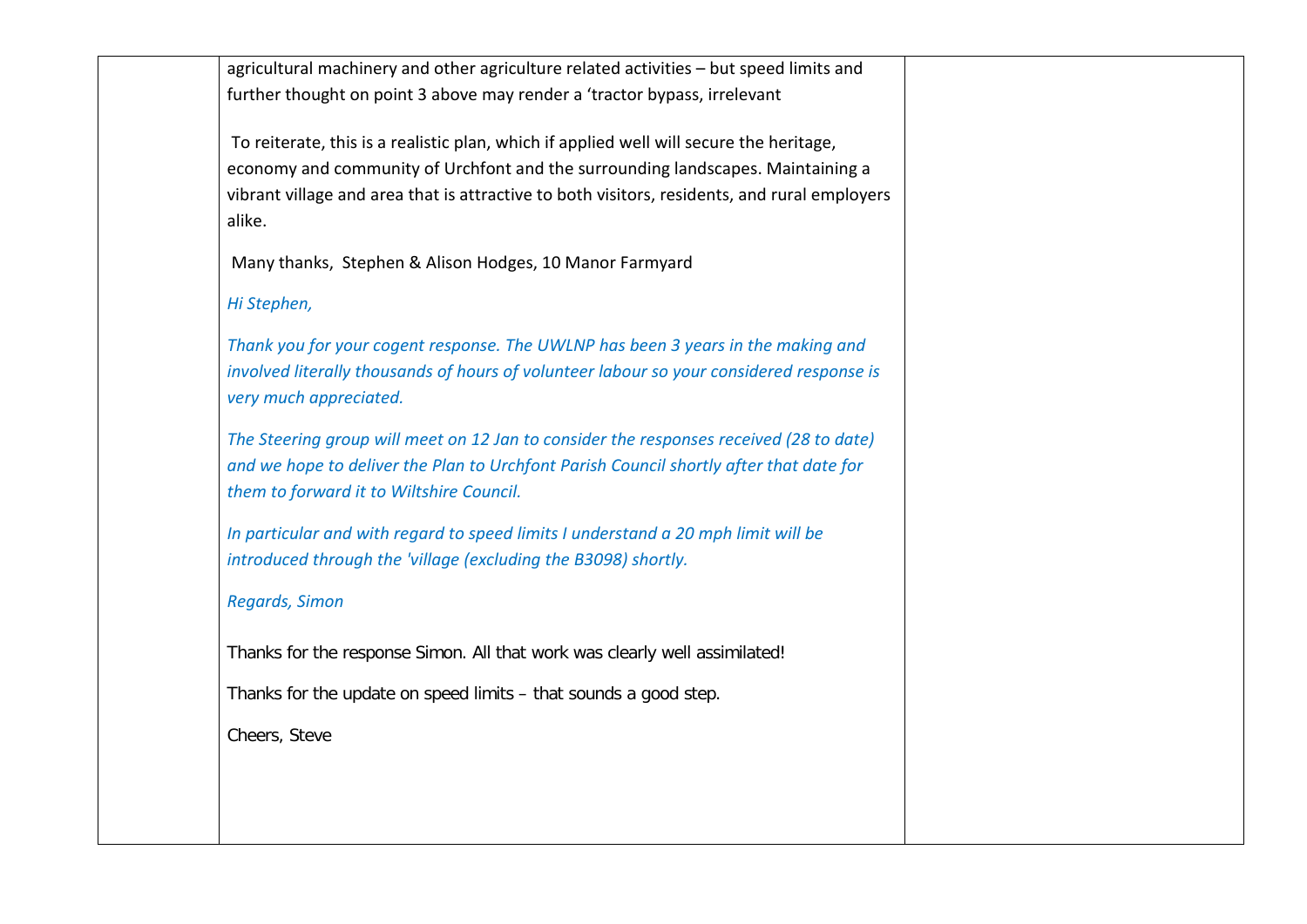| | | |
|---|---|---|
| | agricultural machinery and other agriculture related activities – but speed limits and further thought on point 3 above may render a 'tractor bypass, irrelevant<br><br>To reiterate, this is a realistic plan, which if applied well will secure the heritage, economy and community of Urchfont and the surrounding landscapes. Maintaining a vibrant village and area that is attractive to both visitors, residents, and rural employers alike.<br><br>Many thanks, Stephen & Alison Hodges, 10 Manor Farmyard<br><br>*Hi Stephen,*<br><br>*Thank you for your cogent response. The UWLNP has been 3 years in the making and involved literally thousands of hours of volunteer labour so your considered response is very much appreciated.*<br><br>*The Steering group will meet on 12 Jan to consider the responses received (28 to date) and we hope to deliver the Plan to Urchfont Parish Council shortly after that date for them to forward it to Wiltshire Council.*<br><br>*In particular and with regard to speed limits I understand a 20 mph limit will be introduced through the 'village (excluding the B3098) shortly.*<br><br>*Regards, Simon*<br><br>Thanks for the response Simon. All that work was clearly well assimilated!<br><br>Thanks for the update on speed limits – that sounds a good step.<br><br>Cheers, Steve | |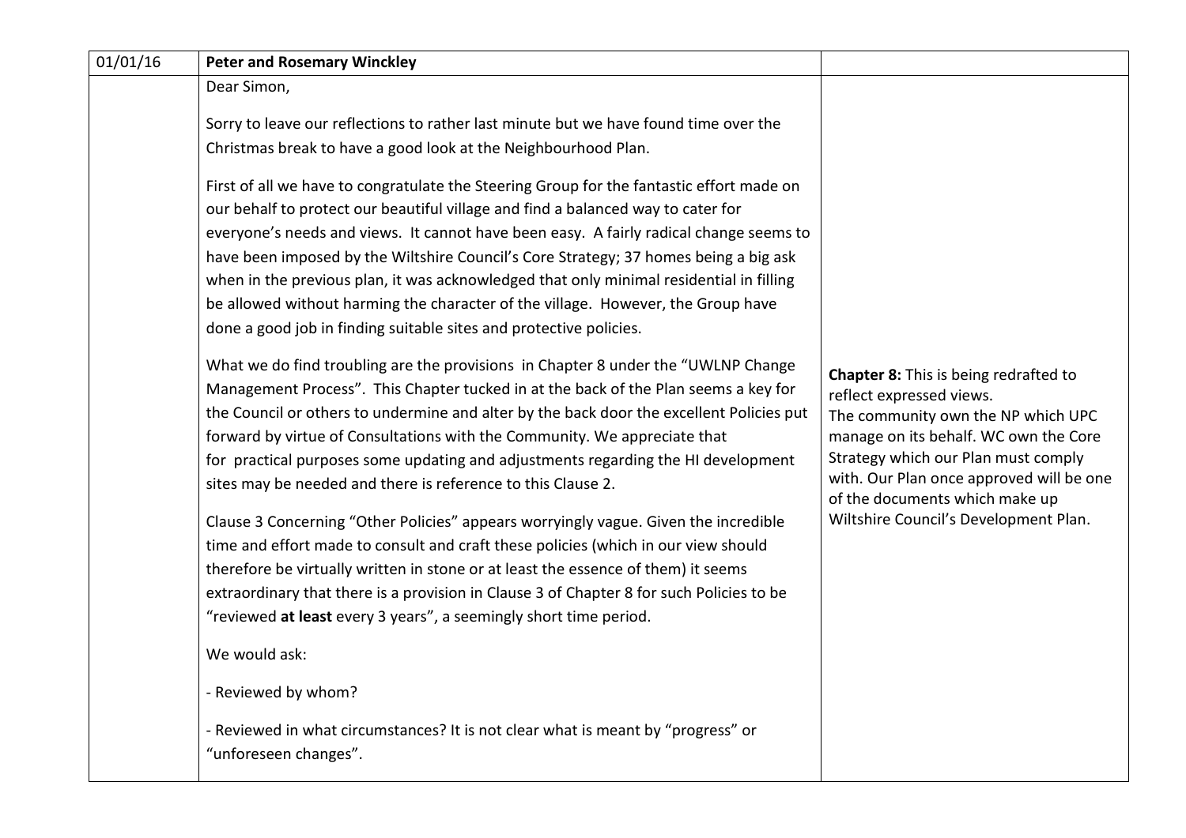| 01/01/16 | **Peter and Rosemary Winckley** | |
|---|---|---|
| | Dear Simon,<br><br>Sorry to leave our reflections to rather last minute but we have found time over the Christmas break to have a good look at the Neighbourhood Plan.<br><br>First of all we have to congratulate the Steering Group for the fantastic effort made on our behalf to protect our beautiful village and find a balanced way to cater for everyone's needs and views. It cannot have been easy. A fairly radical change seems to have been imposed by the Wiltshire Council's Core Strategy; 37 homes being a big ask when in the previous plan, it was acknowledged that only minimal residential in filling be allowed without harming the character of the village. However, the Group have done a good job in finding suitable sites and protective policies.<br><br>What we do find troubling are the provisions in Chapter 8 under the "UWLNP Change Management Process". This Chapter tucked in at the back of the Plan seems a key for the Council or others to undermine and alter by the back door the excellent Policies put forward by virtue of Consultations with the Community. We appreciate that for practical purposes some updating and adjustments regarding the HI development sites may be needed and there is reference to this Clause 2.<br><br>Clause 3 Concerning "Other Policies" appears worryingly vague. Given the incredible time and effort made to consult and craft these policies (which in our view should therefore be virtually written in stone or at least the essence of them) it seems extraordinary that there is a provision in Clause 3 of Chapter 8 for such Policies to be "reviewed **at least** every 3 years", a seemingly short time period.<br><br>We would ask:<br><br>- Reviewed by whom?<br><br>- Reviewed in what circumstances? It is not clear what is meant by "progress" or "unforeseen changes". | **Chapter 8:** This is being redrafted to reflect expressed views.<br>The community own the NP which UPC manage on its behalf. WC own the Core Strategy which our Plan must comply with. Our Plan once approved will be one of the documents which make up Wiltshire Council's Development Plan. |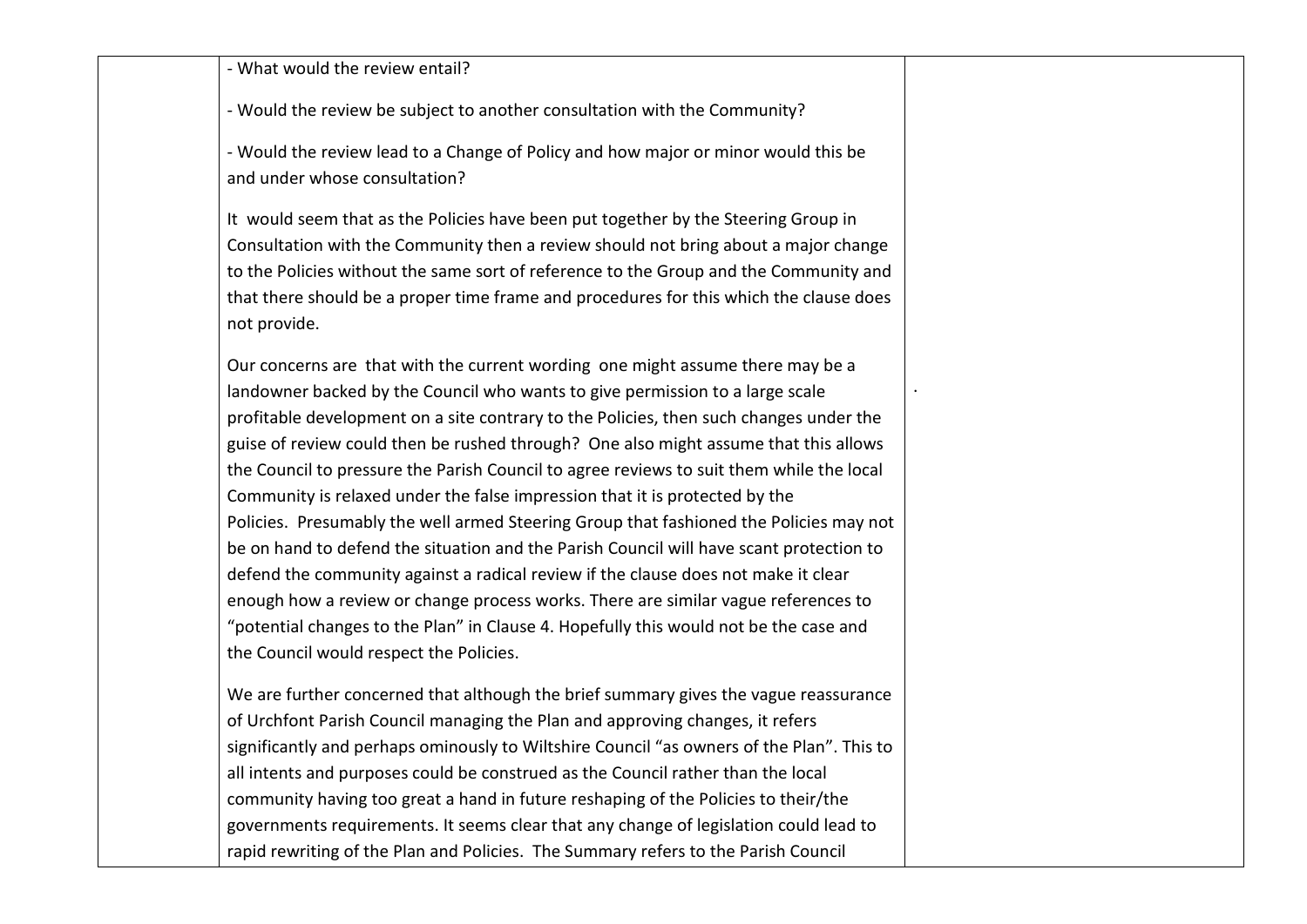| | | |
|---|---|---|
| | - What would the review entail?<br><br>- Would the review be subject to another consultation with the Community?<br><br>- Would the review lead to a Change of Policy and how major or minor would this be and under whose consultation?<br><br>It would seem that as the Policies have been put together by the Steering Group in Consultation with the Community then a review should not bring about a major change to the Policies without the same sort of reference to the Group and the Community and that there should be a proper time frame and procedures for this which the clause does not provide.<br><br>Our concerns are that with the current wording one might assume there may be a landowner backed by the Council who wants to give permission to a large scale profitable development on a site contrary to the Policies, then such changes under the guise of review could then be rushed through? One also might assume that this allows the Council to pressure the Parish Council to agree reviews to suit them while the local Community is relaxed under the false impression that it is protected by the Policies. Presumably the well armed Steering Group that fashioned the Policies may not be on hand to defend the situation and the Parish Council will have scant protection to defend the community against a radical review if the clause does not make it clear enough how a review or change process works. There are similar vague references to "potential changes to the Plan" in Clause 4. Hopefully this would not be the case and the Council would respect the Policies.<br><br>We are further concerned that although the brief summary gives the vague reassurance of Urchfont Parish Council managing the Plan and approving changes, it refers significantly and perhaps ominously to Wiltshire Council "as owners of the Plan". This to all intents and purposes could be construed as the Council rather than the local community having too great a hand in future reshaping of the Policies to their/the governments requirements. It seems clear that any change of legislation could lead to rapid rewriting of the Plan and Policies. The Summary refers to the Parish Council | . |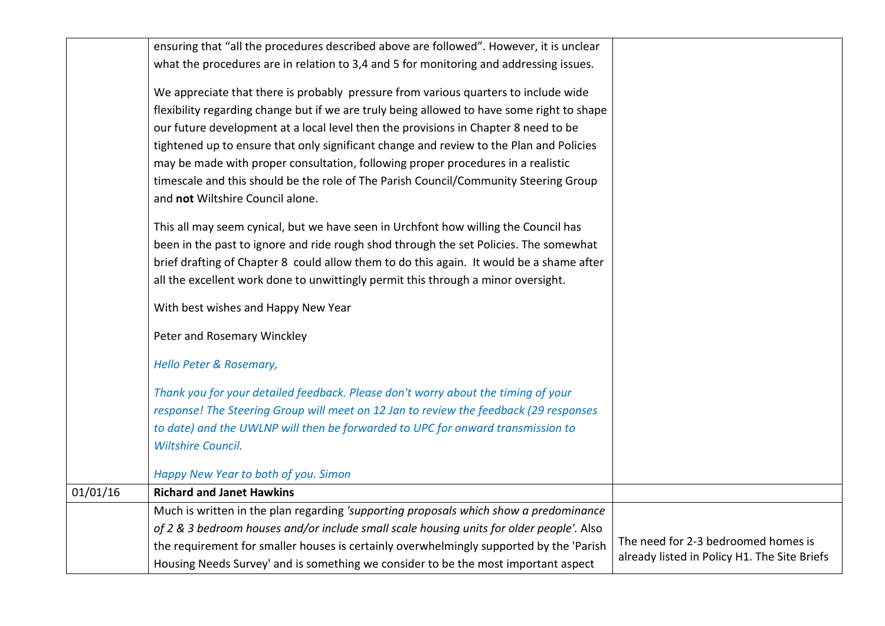| | | |
|---|---|---|
| | ensuring that "all the procedures described above are followed". However, it is unclear what the procedures are in relation to 3,4 and 5 for monitoring and addressing issues.<br><br>We appreciate that there is probably pressure from various quarters to include wide flexibility regarding change but if we are truly being allowed to have some right to shape our future development at a local level then the provisions in Chapter 8 need to be tightened up to ensure that only significant change and review to the Plan and Policies may be made with proper consultation, following proper procedures in a realistic timescale and this should be the role of The Parish Council/Community Steering Group and **not** Wiltshire Council alone.<br><br>This all may seem cynical, but we have seen in Urchfont how willing the Council has been in the past to ignore and ride rough shod through the set Policies. The somewhat brief drafting of Chapter 8 could allow them to do this again. It would be a shame after all the excellent work done to unwittingly permit this through a minor oversight.<br><br>With best wishes and Happy New Year<br><br>Peter and Rosemary Winckley<br><br>*Hello Peter & Rosemary,*<br><br>*Thank you for your detailed feedback. Please don't worry about the timing of your response! The Steering Group will meet on 12 Jan to review the feedback (29 responses to date) and the UWLNP will then be forwarded to UPC for onward transmission to Wiltshire Council.*<br><br>*Happy New Year to both of you. Simon* | |
| 01/01/16 | **Richard and Janet Hawkins** | |
| | Much is written in the plan regarding *'supporting proposals which show a predominance of 2 & 3 bedroom houses and/or include small scale housing units for older people'.* Also the requirement for smaller houses is certainly overwhelmingly supported by the 'Parish Housing Needs Survey' and is something we consider to be the most important aspect | The need for 2-3 bedroomed homes is already listed in Policy H1. The Site Briefs |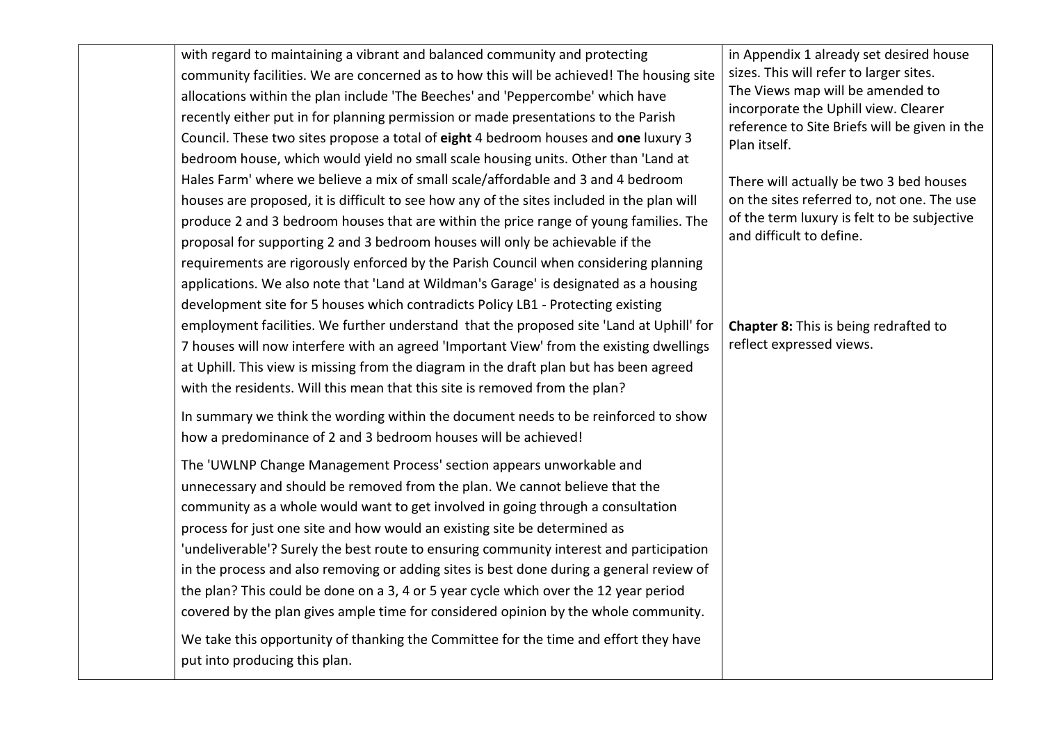|  | with regard to maintaining a vibrant and balanced community and protecting community facilities. We are concerned as to how this will be achieved! The housing site allocations within the plan include 'The Beeches' and 'Peppercombe' which have recently either put in for planning permission or made presentations to the Parish Council. These two sites propose a total of **eight** 4 bedroom houses and **one** luxury 3 bedroom house, which would yield no small scale housing units. Other than 'Land at Hales Farm' where we believe a mix of small scale/affordable and 3 and 4 bedroom houses are proposed, it is difficult to see how any of the sites included in the plan will produce 2 and 3 bedroom houses that are within the price range of young families. The proposal for supporting 2 and 3 bedroom houses will only be achievable if the requirements are rigorously enforced by the Parish Council when considering planning applications. We also note that 'Land at Wildman's Garage' is designated as a housing development site for 5 houses which contradicts Policy LB1 - Protecting existing employment facilities. We further understand that the proposed site 'Land at Uphill' for 7 houses will now interfere with an agreed 'Important View' from the existing dwellings at Uphill. This view is missing from the diagram in the draft plan but has been agreed with the residents. Will this mean that this site is removed from the plan?<br><br>In summary we think the wording within the document needs to be reinforced to show how a predominance of 2 and 3 bedroom houses will be achieved!<br><br>The 'UWLNP Change Management Process' section appears unworkable and unnecessary and should be removed from the plan. We cannot believe that the community as a whole would want to get involved in going through a consultation process for just one site and how would an existing site be determined as 'undeliverable'? Surely the best route to ensuring community interest and participation in the process and also removing or adding sites is best done during a general review of the plan? This could be done on a 3, 4 or 5 year cycle which over the 12 year period covered by the plan gives ample time for considered opinion by the whole community.<br><br>We take this opportunity of thanking the Committee for the time and effort they have put into producing this plan. | in Appendix 1 already set desired house sizes. This will refer to larger sites. The Views map will be amended to incorporate the Uphill view. Clearer reference to Site Briefs will be given in the Plan itself.<br><br>There will actually be two 3 bed houses on the sites referred to, not one. The use of the term luxury is felt to be subjective and difficult to define.<br><br>**Chapter 8:** This is being redrafted to reflect expressed views. |
|---|---|---|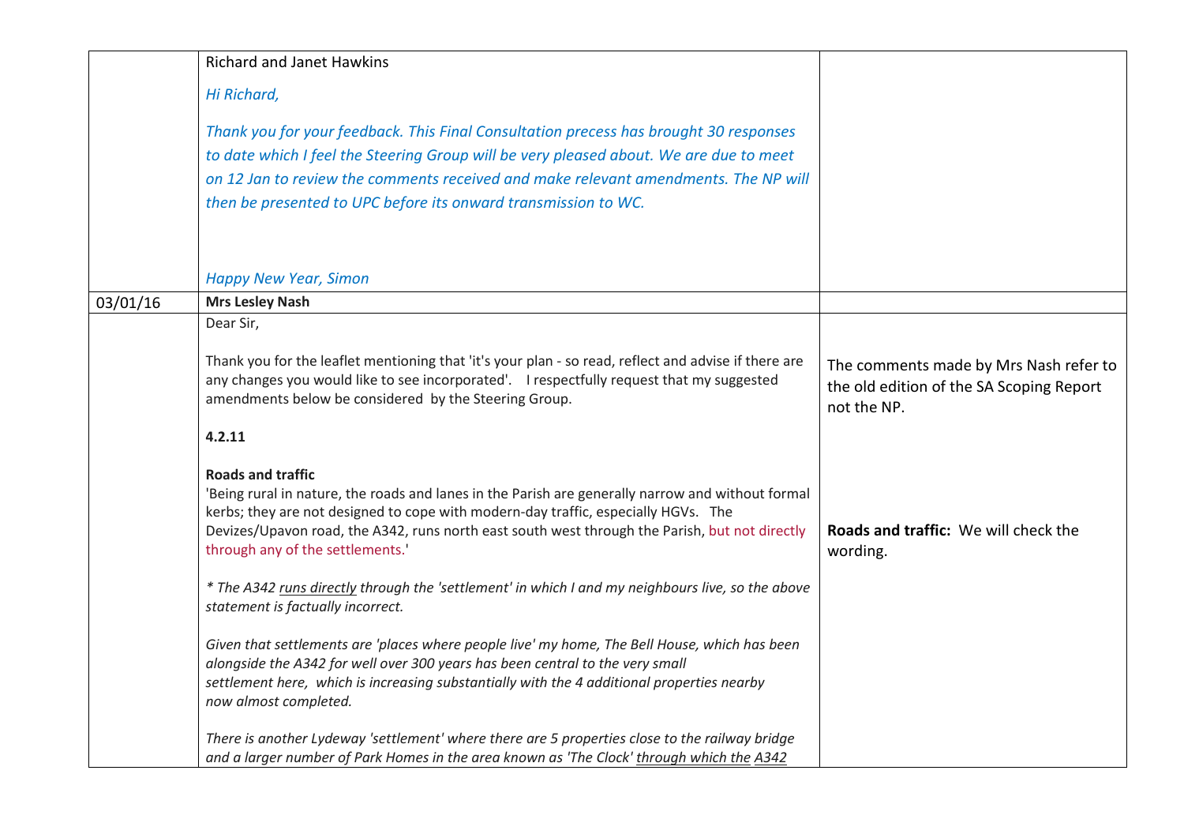| | | |
|---|---|---|
| | Richard and Janet Hawkins<br><br>*Hi Richard,*<br><br>*Thank you for your feedback. This Final Consultation precess has brought 30 responses to date which I feel the Steering Group will be very pleased about. We are due to meet on 12 Jan to review the comments received and make relevant amendments. The NP will then be presented to UPC before its onward transmission to WC.*<br><br>*Happy New Year, Simon* | |
| 03/01/16 | **Mrs Lesley Nash** | |
| | Dear Sir,<br><br>Thank you for the leaflet mentioning that 'it's your plan - so read, reflect and advise if there are any changes you would like to see incorporated'. I respectfully request that my suggested amendments below be considered by the Steering Group.<br><br>**4.2.11**<br><br>**Roads and traffic**<br>'Being rural in nature, the roads and lanes in the Parish are generally narrow and without formal kerbs; they are not designed to cope with modern-day traffic, especially HGVs. The Devizes/Upavon road, the A342, runs north east south west through the Parish, but not directly through any of the settlements.'<br><br>*\* The A342 runs directly through the 'settlement' in which I and my neighbours live, so the above statement is factually incorrect.*<br><br>*Given that settlements are 'places where people live' my home, The Bell House, which has been alongside the A342 for well over 300 years has been central to the very small settlement here, which is increasing substantially with the 4 additional properties nearby now almost completed.*<br><br>*There is another Lydeway 'settlement' where there are 5 properties close to the railway bridge and a larger number of Park Homes in the area known as 'The Clock' through which the A342* | The comments made by Mrs Nash refer to the old edition of the SA Scoping Report not the NP.<br><br>**Roads and traffic:** We will check the wording. |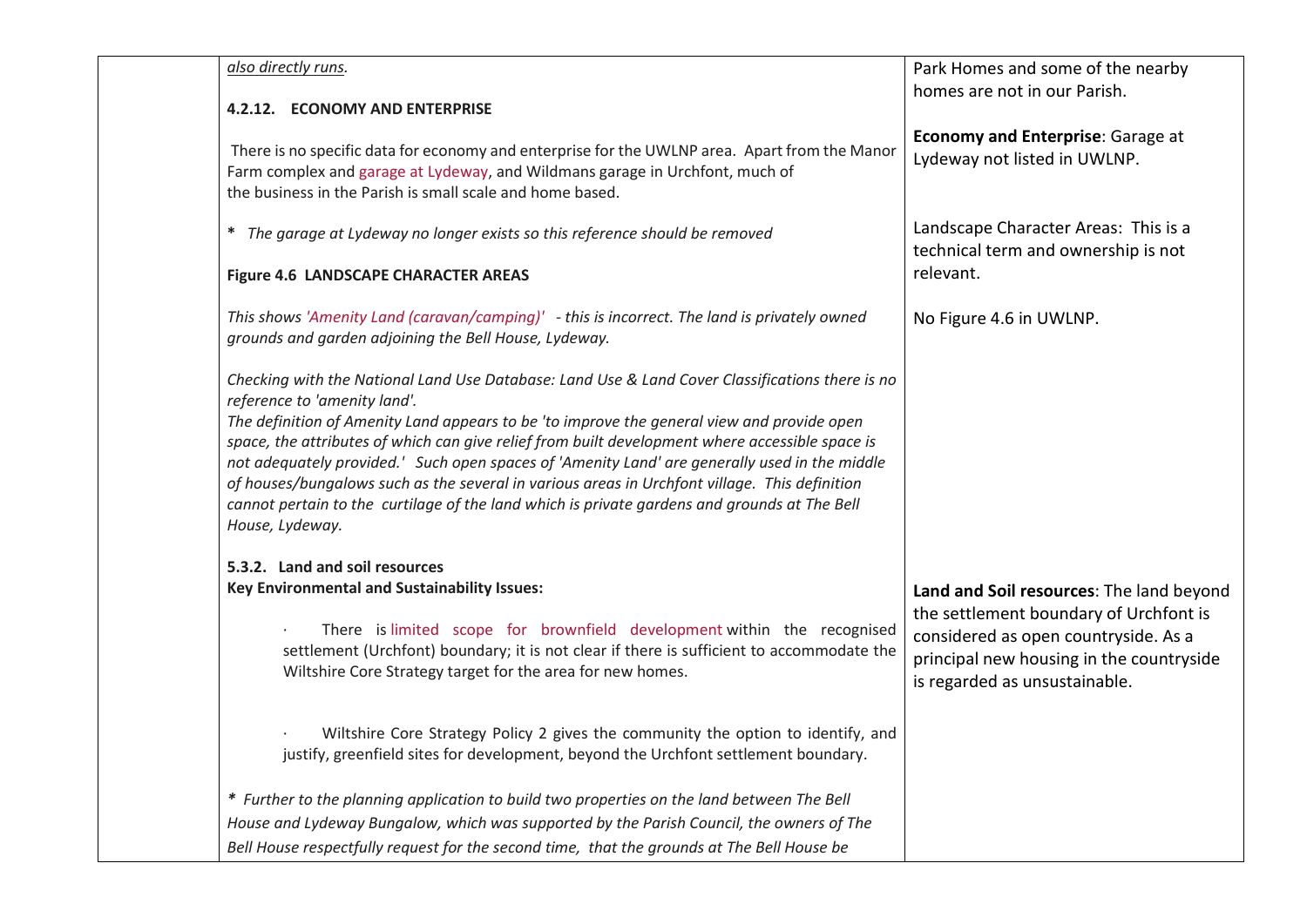| | | |
|---|---|---|
| | *also directly runs.*<br><br>**4.2.12. ECONOMY AND ENTERPRISE**<br><br>There is no specific data for economy and enterprise for the UWLNP area. Apart from the Manor Farm complex and garage at Lydeway, and Wildmans garage in Urchfont, much of the business in the Parish is small scale and home based.<br><br>* *The garage at Lydeway no longer exists so this reference should be removed*<br><br>**Figure 4.6 LANDSCAPE CHARACTER AREAS**<br><br>*This shows 'Amenity Land (caravan/camping)' - this is incorrect. The land is privately owned grounds and garden adjoining the Bell House, Lydeway.*<br><br>*Checking with the National Land Use Database: Land Use & Land Cover Classifications there is no reference to 'amenity land'.*<br>*The definition of Amenity Land appears to be 'to improve the general view and provide open space, the attributes of which can give relief from built development where accessible space is not adequately provided.' Such open spaces of 'Amenity Land' are generally used in the middle of houses/bungalows such as the several in various areas in Urchfont village. This definition cannot pertain to the curtilage of the land which is private gardens and grounds at The Bell House, Lydeway.*<br><br>**5.3.2. Land and soil resources**<br>**Key Environmental and Sustainability Issues:**<br><br>· There is limited scope for brownfield development within the recognised settlement (Urchfont) boundary; it is not clear if there is sufficient to accommodate the Wiltshire Core Strategy target for the area for new homes.<br><br>· Wiltshire Core Strategy Policy 2 gives the community the option to identify, and justify, greenfield sites for development, beyond the Urchfont settlement boundary.<br><br>* *Further to the planning application to build two properties on the land between The Bell House and Lydeway Bungalow, which was supported by the Parish Council, the owners of The Bell House respectfully request for the second time, that the grounds at The Bell House be* | Park Homes and some of the nearby homes are not in our Parish.<br><br>**Economy and Enterprise**: Garage at Lydeway not listed in UWLNP.<br><br>Landscape Character Areas: This is a technical term and ownership is not relevant.<br><br>No Figure 4.6 in UWLNP.<br><br>**Land and Soil resources**: The land beyond the settlement boundary of Urchfont is considered as open countryside. As a principal new housing in the countryside is regarded as unsustainable. |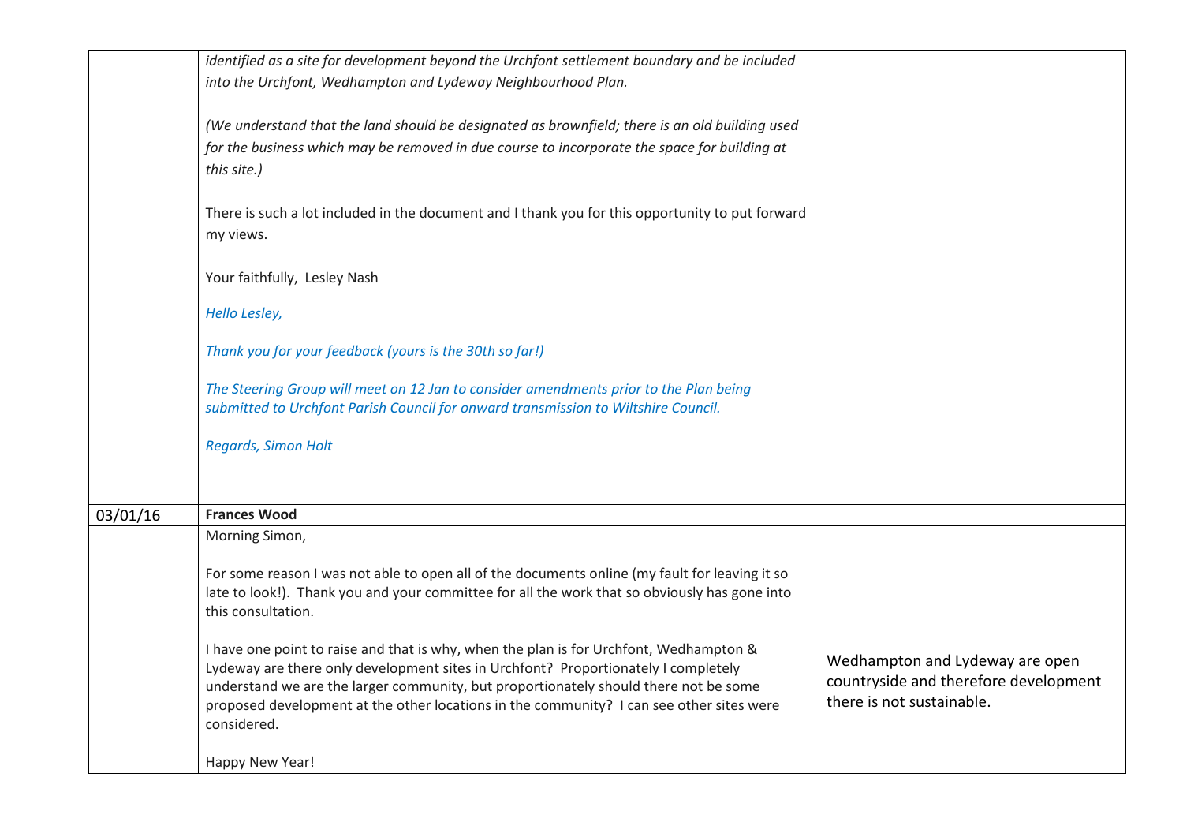| | | |
|---|---|---|
| | *identified as a site for development beyond the Urchfont settlement boundary and be included into the Urchfont, Wedhampton and Lydeway Neighbourhood Plan.*<br><br>*(We understand that the land should be designated as brownfield; there is an old building used for the business which may be removed in due course to incorporate the space for building at this site.)*<br><br>There is such a lot included in the document and I thank you for this opportunity to put forward my views.<br><br>Your faithfully, Lesley Nash<br><br>*Hello Lesley,*<br><br>*Thank you for your feedback (yours is the 30th so far!)*<br><br>*The Steering Group will meet on 12 Jan to consider amendments prior to the Plan being submitted to Urchfont Parish Council for onward transmission to Wiltshire Council.*<br><br>*Regards, Simon Holt* | |
| 03/01/16 | **Frances Wood** | |
| | Morning Simon,<br><br>For some reason I was not able to open all of the documents online (my fault for leaving it so late to look!). Thank you and your committee for all the work that so obviously has gone into this consultation.<br><br>I have one point to raise and that is why, when the plan is for Urchfont, Wedhampton & Lydeway are there only development sites in Urchfont? Proportionately I completely understand we are the larger community, but proportionately should there not be some proposed development at the other locations in the community? I can see other sites were considered.<br><br>Happy New Year! | Wedhampton and Lydeway are open countryside and therefore development there is not sustainable. |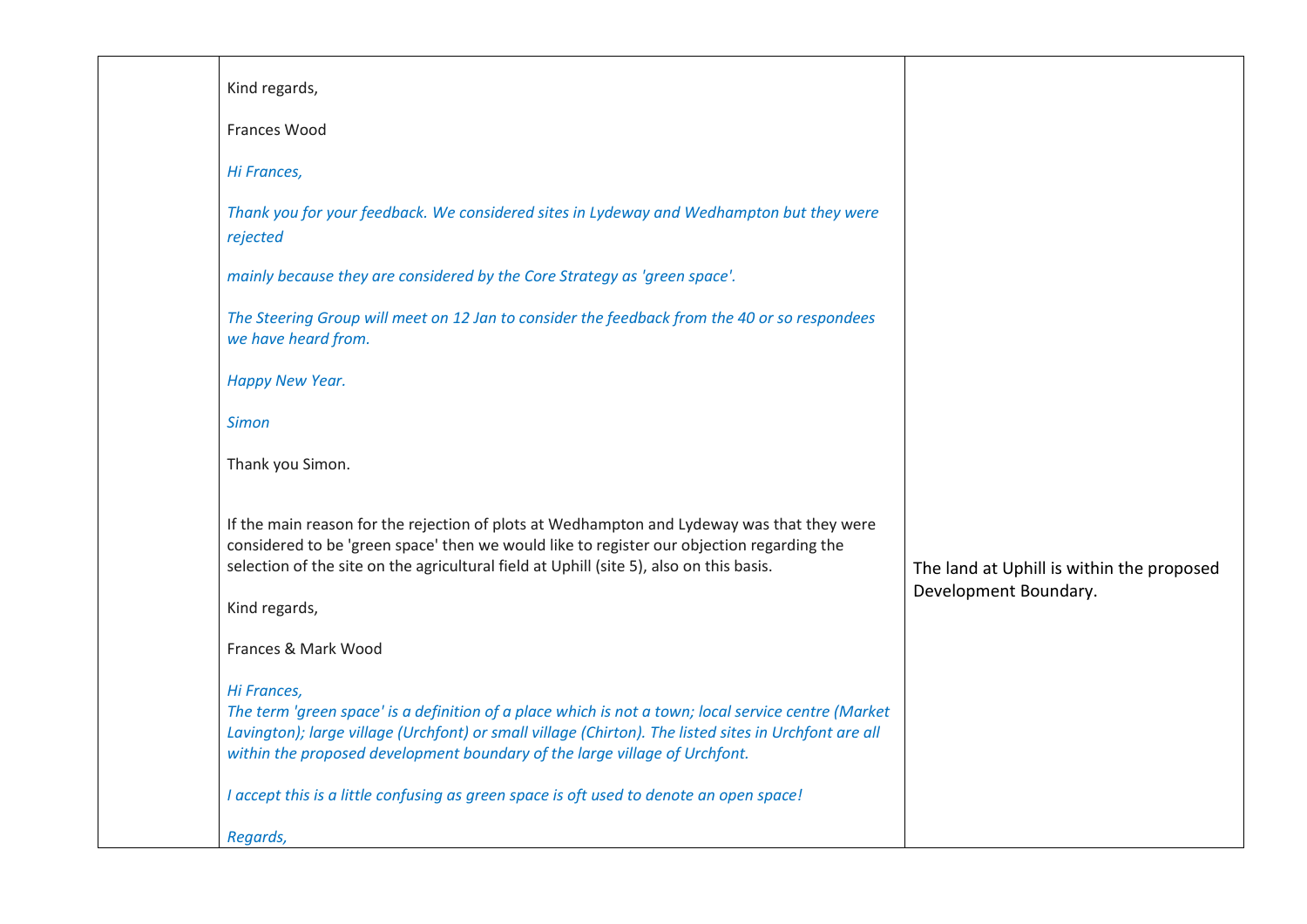| | | |
|---|---|---|
| | Kind regards,<br><br>Frances Wood<br><br>*Hi Frances,*<br><br>*Thank you for your feedback. We considered sites in Lydeway and Wedhampton but they were rejected*<br><br>*mainly because they are considered by the Core Strategy as 'green space'.*<br><br>*The Steering Group will meet on 12 Jan to consider the feedback from the 40 or so respondees we have heard from.*<br><br>*Happy New Year.*<br><br>*Simon*<br><br>Thank you Simon.<br><br>If the main reason for the rejection of plots at Wedhampton and Lydeway was that they were considered to be 'green space' then we would like to register our objection regarding the selection of the site on the agricultural field at Uphill (site 5), also on this basis.<br><br>Kind regards,<br><br>Frances & Mark Wood<br><br>*Hi Frances,*<br>*The term 'green space' is a definition of a place which is not a town; local service centre (Market Lavington); large village (Urchfont) or small village (Chirton). The listed sites in Urchfont are all within the proposed development boundary of the large village of Urchfont.*<br><br>*I accept this is a little confusing as green space is oft used to denote an open space!*<br><br>*Regards,* | The land at Uphill is within the proposed Development Boundary. |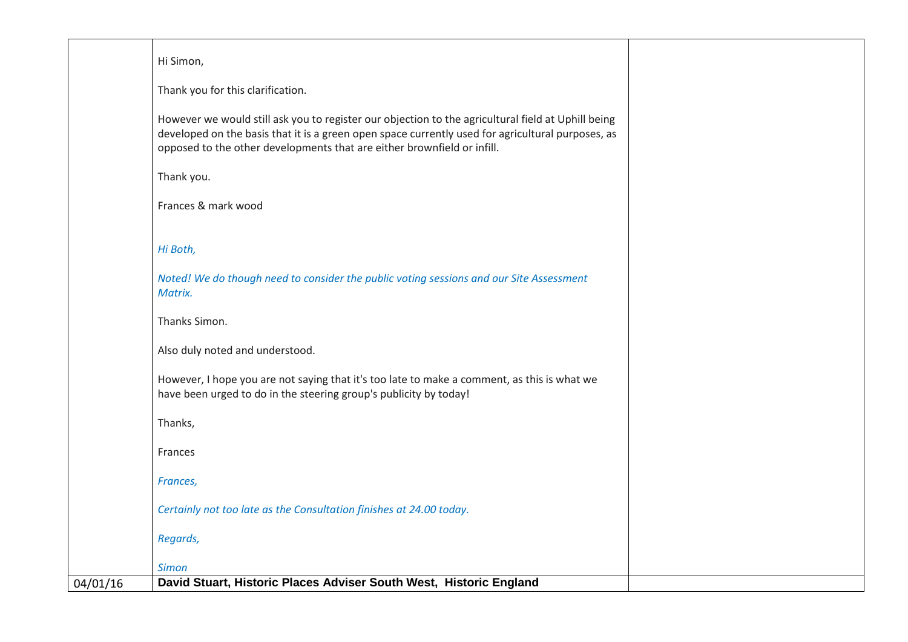| | | |
|---|---|---|
| | Hi Simon,<br><br>Thank you for this clarification.<br><br>However we would still ask you to register our objection to the agricultural field at Uphill being developed on the basis that it is a green open space currently used for agricultural purposes, as opposed to the other developments that are either brownfield or infill.<br><br>Thank you.<br><br>Frances & mark wood<br><br>*Hi Both,*<br><br>*Noted! We do though need to consider the public voting sessions and our Site Assessment Matrix.*<br><br>Thanks Simon.<br><br>Also duly noted and understood.<br><br>However, I hope you are not saying that it's too late to make a comment, as this is what we have been urged to do in the steering group's publicity by today!<br><br>Thanks,<br><br>Frances<br><br>*Frances,*<br><br>*Certainly not too late as the Consultation finishes at 24.00 today.*<br><br>*Regards,*<br><br>*Simon* | |
| 04/01/16 | **David Stuart, Historic Places Adviser South West, Historic England** | |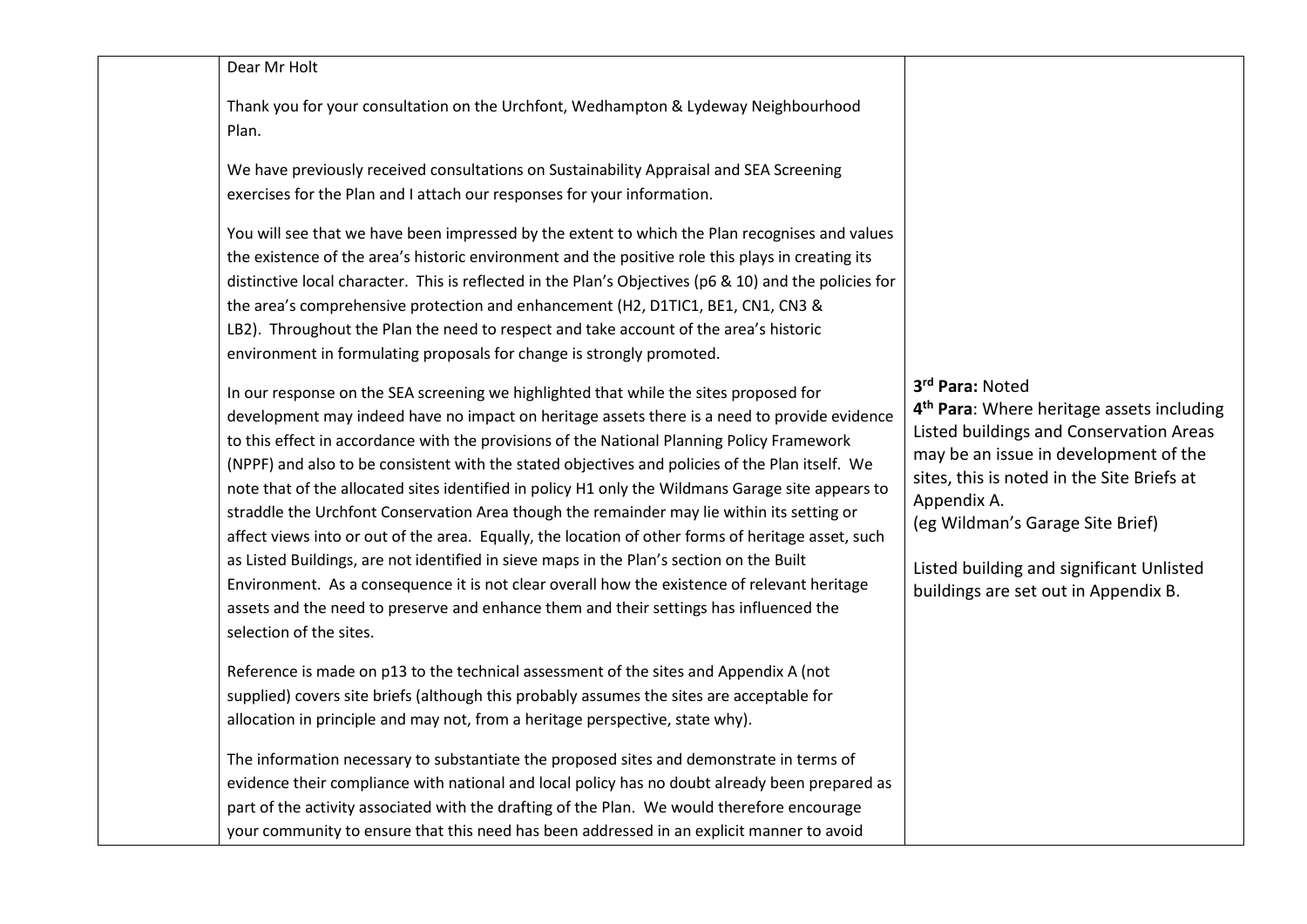| | | |
|---|---|---|
| | Dear Mr Holt<br><br>Thank you for your consultation on the Urchfont, Wedhampton & Lydeway Neighbourhood Plan.<br><br>We have previously received consultations on Sustainability Appraisal and SEA Screening exercises for the Plan and I attach our responses for your information.<br><br>You will see that we have been impressed by the extent to which the Plan recognises and values the existence of the area's historic environment and the positive role this plays in creating its distinctive local character. This is reflected in the Plan's Objectives (p6 & 10) and the policies for the area's comprehensive protection and enhancement (H2, D1TIC1, BE1, CN1, CN3 & LB2). Throughout the Plan the need to respect and take account of the area's historic environment in formulating proposals for change is strongly promoted.<br><br>In our response on the SEA screening we highlighted that while the sites proposed for development may indeed have no impact on heritage assets there is a need to provide evidence to this effect in accordance with the provisions of the National Planning Policy Framework (NPPF) and also to be consistent with the stated objectives and policies of the Plan itself. We note that of the allocated sites identified in policy H1 only the Wildmans Garage site appears to straddle the Urchfont Conservation Area though the remainder may lie within its setting or affect views into or out of the area. Equally, the location of other forms of heritage asset, such as Listed Buildings, are not identified in sieve maps in the Plan's section on the Built Environment. As a consequence it is not clear overall how the existence of relevant heritage assets and the need to preserve and enhance them and their settings has influenced the selection of the sites.<br><br>Reference is made on p13 to the technical assessment of the sites and Appendix A (not supplied) covers site briefs (although this probably assumes the sites are acceptable for allocation in principle and may not, from a heritage perspective, state why).<br><br>The information necessary to substantiate the proposed sites and demonstrate in terms of evidence their compliance with national and local policy has no doubt already been prepared as part of the activity associated with the drafting of the Plan. We would therefore encourage your community to ensure that this need has been addressed in an explicit manner to avoid | **3rd Para:** Noted<br>**4th Para**: Where heritage assets including Listed buildings and Conservation Areas may be an issue in development of the sites, this is noted in the Site Briefs at Appendix A.<br>(eg Wildman's Garage Site Brief)<br><br>Listed building and significant Unlisted buildings are set out in Appendix B. |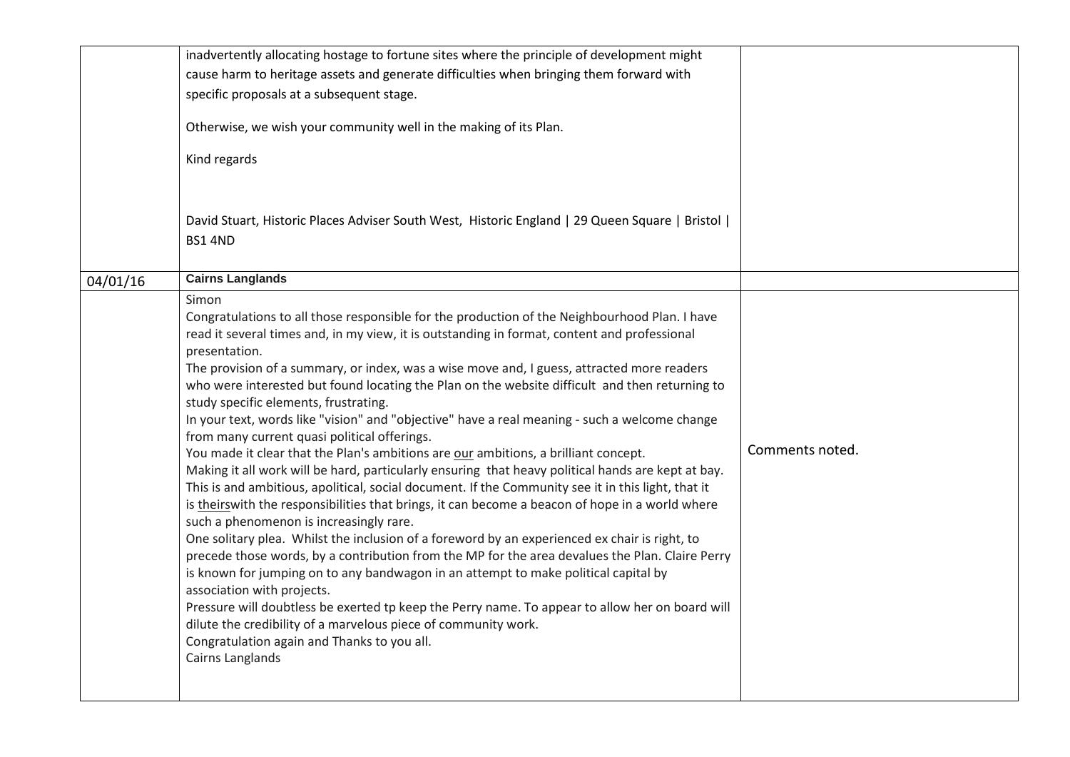| | | |
|---|---|---|
| | inadvertently allocating hostage to fortune sites where the principle of development might cause harm to heritage assets and generate difficulties when bringing them forward with specific proposals at a subsequent stage.<br><br>Otherwise, we wish your community well in the making of its Plan.<br><br>Kind regards<br><br>David Stuart, Historic Places Adviser South West, Historic England \| 29 Queen Square \| Bristol \| BS1 4ND | |
| 04/01/16 | **Cairns Langlands** | |
| | Simon<br>Congratulations to all those responsible for the production of the Neighbourhood Plan. I have read it several times and, in my view, it is outstanding in format, content and professional presentation.<br>The provision of a summary, or index, was a wise move and, I guess, attracted more readers who were interested but found locating the Plan on the website difficult and then returning to study specific elements, frustrating.<br>In your text, words like "vision" and "objective" have a real meaning - such a welcome change from many current quasi political offerings.<br>You made it clear that the Plan's ambitions are <u>our</u> ambitions, a brilliant concept.<br>Making it all work will be hard, particularly ensuring that heavy political hands are kept at bay. This is and ambitious, apolitical, social document. If the Community see it in this light, that it is <u>theirs</u>with the responsibilities that brings, it can become a beacon of hope in a world where such a phenomenon is increasingly rare.<br>One solitary plea. Whilst the inclusion of a foreword by an experienced ex chair is right, to precede those words, by a contribution from the MP for the area devalues the Plan. Claire Perry is known for jumping on to any bandwagon in an attempt to make political capital by association with projects.<br>Pressure will doubtless be exerted tp keep the Perry name. To appear to allow her on board will dilute the credibility of a marvelous piece of community work.<br>Congratulation again and Thanks to you all.<br>Cairns Langlands | Comments noted. |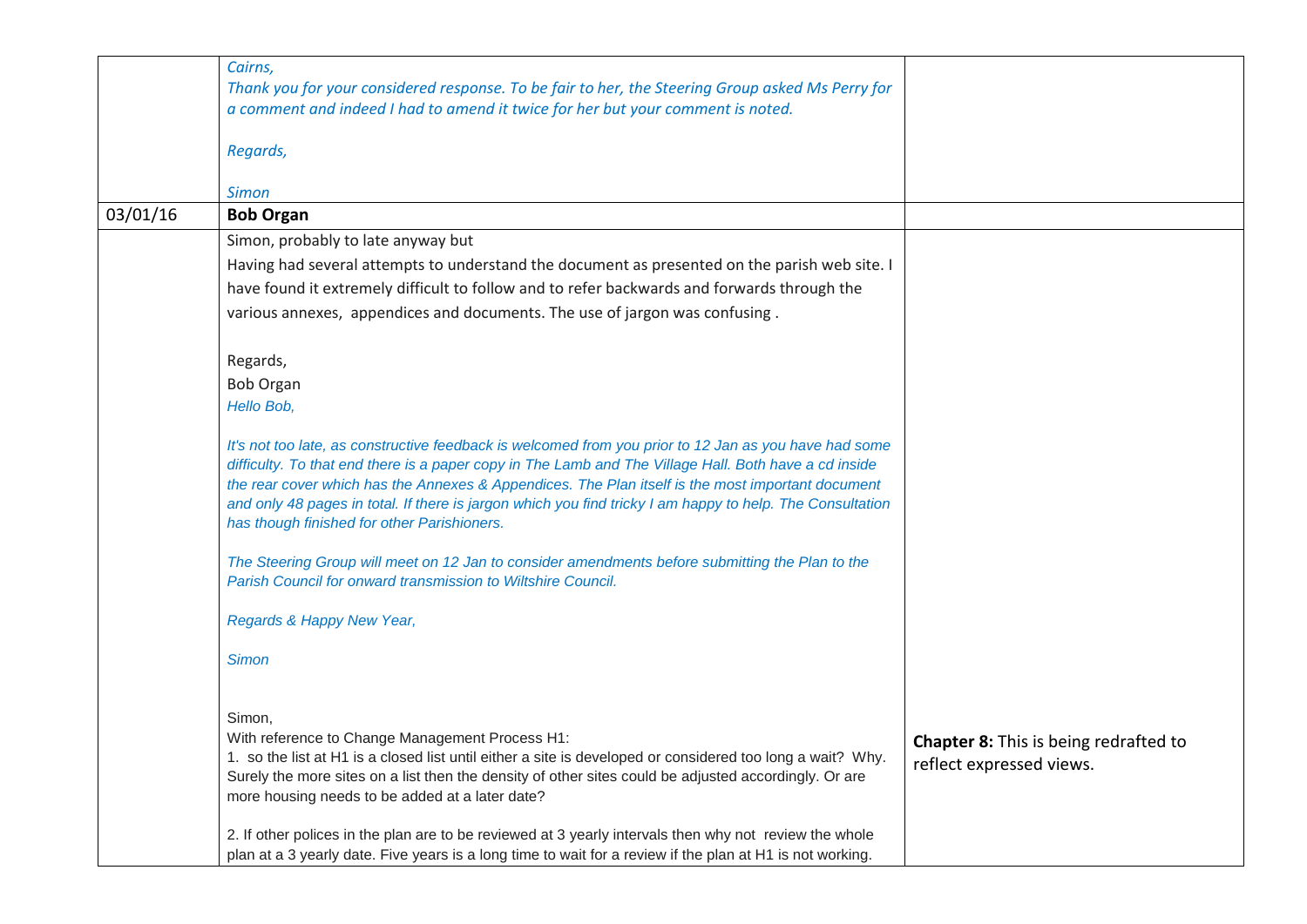| | | |
|---|---|---|
| | *Cairns,*<br>*Thank you for your considered response. To be fair to her, the Steering Group asked Ms Perry for a comment and indeed I had to amend it twice for her but your comment is noted.*<br><br>*Regards,*<br><br>*Simon* | |
| 03/01/16 | **Bob Organ** | |
| | Simon, probably to late anyway but<br>Having had several attempts to understand the document as presented on the parish web site. I have found it extremely difficult to follow and to refer backwards and forwards through the various annexes, appendices and documents. The use of jargon was confusing .<br><br>Regards,<br>Bob Organ<br>*Hello Bob,*<br><br>*It's not too late, as constructive feedback is welcomed from you prior to 12 Jan as you have had some difficulty. To that end there is a paper copy in The Lamb and The Village Hall. Both have a cd inside the rear cover which has the Annexes & Appendices. The Plan itself is the most important document and only 48 pages in total. If there is jargon which you find tricky I am happy to help. The Consultation has though finished for other Parishioners.*<br><br>*The Steering Group will meet on 12 Jan to consider amendments before submitting the Plan to the Parish Council for onward transmission to Wiltshire Council.*<br><br>*Regards & Happy New Year,*<br><br>*Simon*<br><br>Simon,<br>With reference to Change Management Process H1:<br>1. so the list at H1 is a closed list until either a site is developed or considered too long a wait? Why. Surely the more sites on a list then the density of other sites could be adjusted accordingly. Or are more housing needs to be added at a later date?<br><br>2. If other polices in the plan are to be reviewed at 3 yearly intervals then why not review the whole plan at a 3 yearly date. Five years is a long time to wait for a review if the plan at H1 is not working. | **Chapter 8:** This is being redrafted to reflect expressed views. |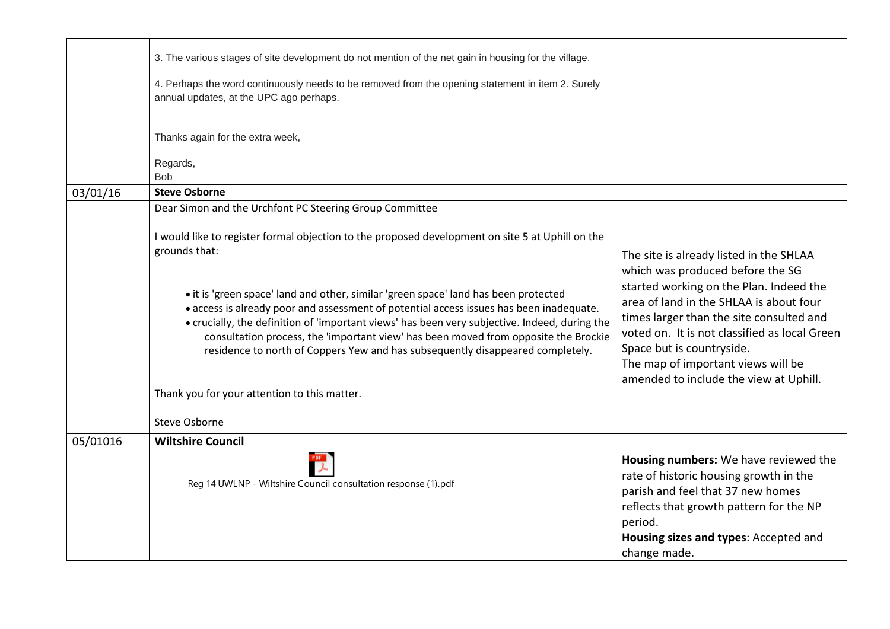| | | |
|---|---|---|
| | 3. The various stages of site development do not mention of the net gain in housing for the village.<br><br>4. Perhaps the word continuously needs to be removed from the opening statement in item 2. Surely annual updates, at the UPC ago perhaps.<br><br>Thanks again for the extra week,<br><br>Regards,<br>Bob | |
| 03/01/16 | **Steve Osborne** | |
| | Dear Simon and the Urchfont PC Steering Group Committee<br><br>I would like to register formal objection to the proposed development on site 5 at Uphill on the grounds that:<br><br>• it is 'green space' land and other, similar 'green space' land has been protected<br>• access is already poor and assessment of potential access issues has been inadequate.<br>• crucially, the definition of 'important views' has been very subjective. Indeed, during the consultation process, the 'important view' has been moved from opposite the Brockie residence to north of Coppers Yew and has subsequently disappeared completely.<br><br>Thank you for your attention to this matter.<br><br>Steve Osborne | The site is already listed in the SHLAA which was produced before the SG started working on the Plan. Indeed the area of land in the SHLAA is about four times larger than the site consulted and voted on. It is not classified as local Green Space but is countryside.<br>The map of important views will be amended to include the view at Uphill. |
| 05/01016 | **Wiltshire Council** | |
| | Reg 14 UWLNP - Wiltshire Council consultation response (1).pdf | **Housing numbers:** We have reviewed the rate of historic housing growth in the parish and feel that 37 new homes reflects that growth pattern for the NP period.<br>**Housing sizes and types**: Accepted and change made. |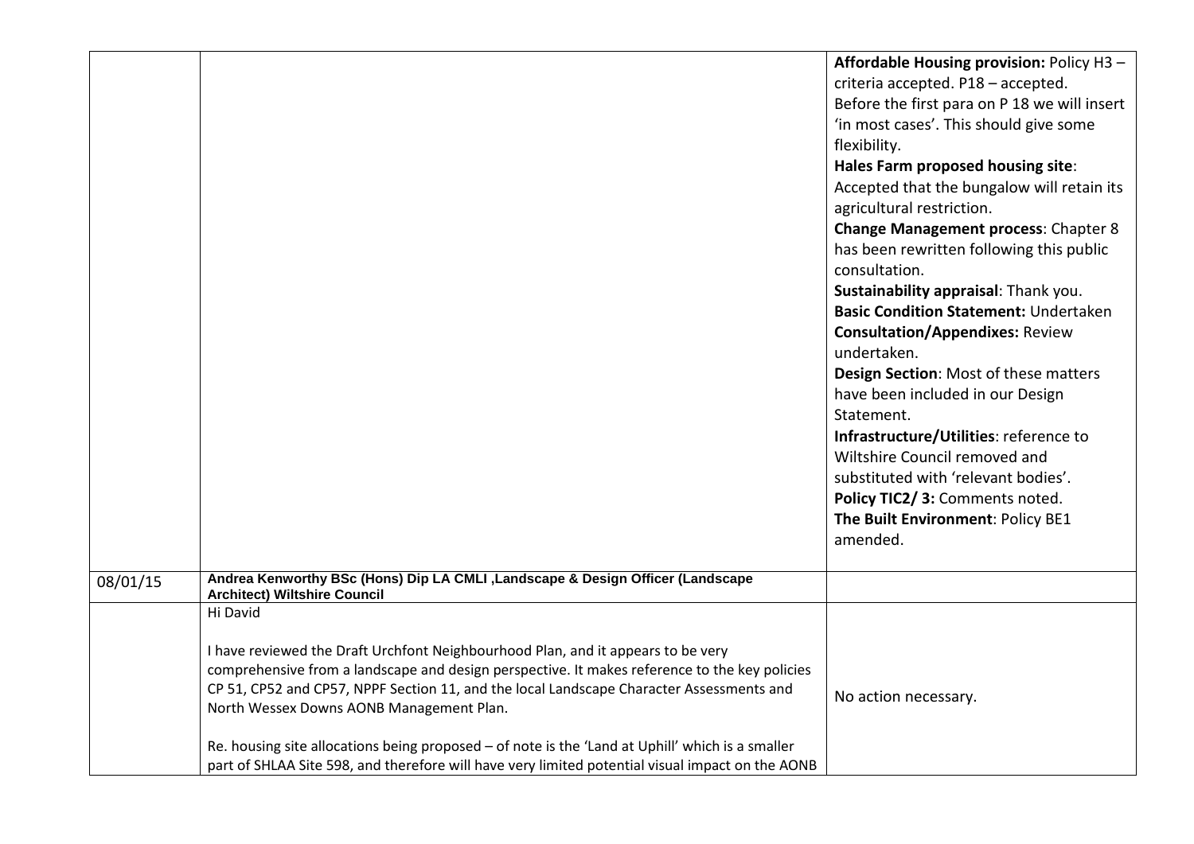| | | |
|---|---|---|
| | | **Affordable Housing provision:** Policy H3 – criteria accepted. P18 – accepted.<br>Before the first para on P 18 we will insert 'in most cases'. This should give some flexibility.<br>**Hales Farm proposed housing site**: Accepted that the bungalow will retain its agricultural restriction.<br>**Change Management process**: Chapter 8 has been rewritten following this public consultation.<br>**Sustainability appraisal**: Thank you.<br>**Basic Condition Statement:** Undertaken<br>**Consultation/Appendixes:** Review undertaken.<br>**Design Section**: Most of these matters have been included in our Design Statement.<br>**Infrastructure/Utilities**: reference to Wiltshire Council removed and substituted with 'relevant bodies'.<br>**Policy TIC2/ 3:** Comments noted.<br>**The Built Environment**: Policy BE1 amended. |
| 08/01/15 | **Andrea Kenworthy BSc (Hons) Dip LA CMLI ,Landscape & Design Officer (Landscape Architect) Wiltshire Council** | |
| | Hi David<br><br>I have reviewed the Draft Urchfont Neighbourhood Plan, and it appears to be very comprehensive from a landscape and design perspective. It makes reference to the key policies CP 51, CP52 and CP57, NPPF Section 11, and the local Landscape Character Assessments and North Wessex Downs AONB Management Plan.<br><br>Re. housing site allocations being proposed – of note is the 'Land at Uphill' which is a smaller part of SHLAA Site 598, and therefore will have very limited potential visual impact on the AONB | No action necessary. |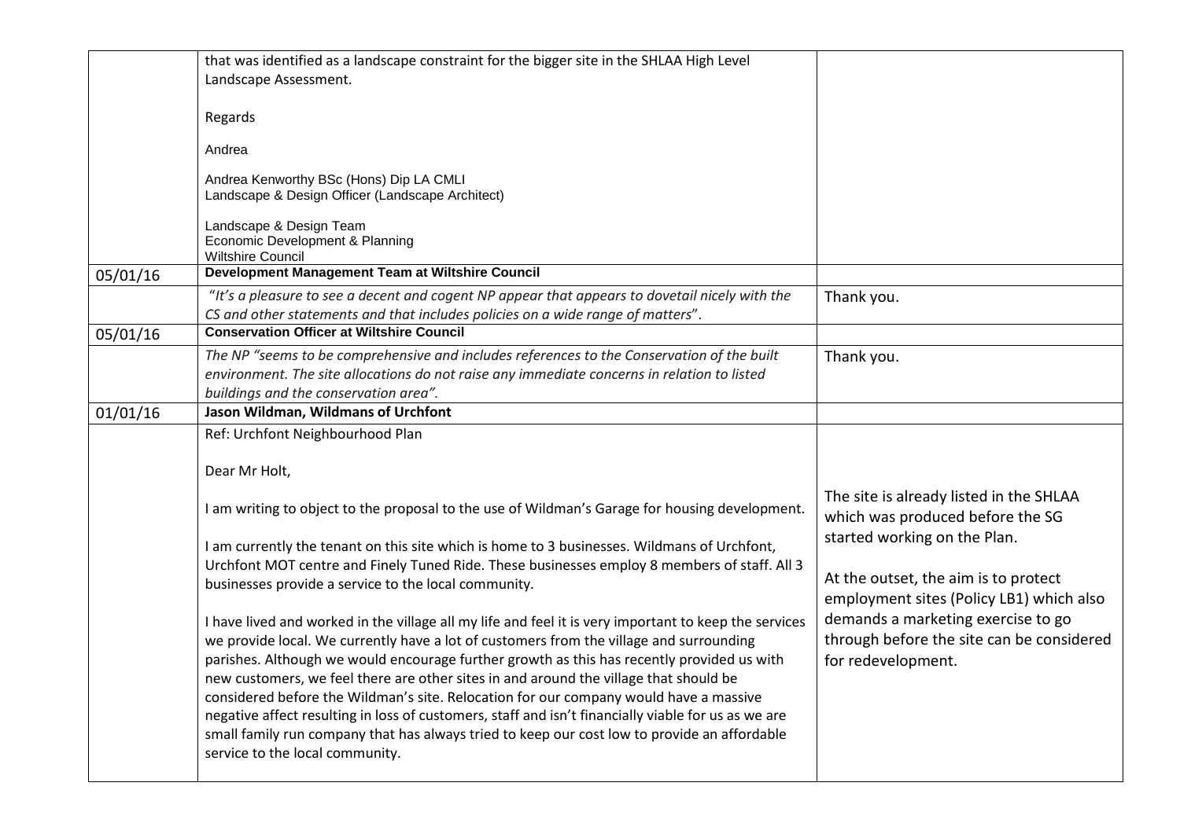| | | |
|---|---|---|
| | that was identified as a landscape constraint for the bigger site in the SHLAA High Level Landscape Assessment.<br><br>Regards<br><br>Andrea<br><br>Andrea Kenworthy BSc (Hons) Dip LA CMLI<br>Landscape & Design Officer (Landscape Architect)<br><br>Landscape & Design Team<br>Economic Development & Planning<br>Wiltshire Council | |
| 05/01/16 | **Development Management Team at Wiltshire Council** | |
| | *"It's a pleasure to see a decent and cogent NP appear that appears to dovetail nicely with the CS and other statements and that includes policies on a wide range of matters*". | Thank you. |
| 05/01/16 | **Conservation Officer at Wiltshire Council** | |
| | *The NP "seems to be comprehensive and includes references to the Conservation of the built environment. The site allocations do not raise any immediate concerns in relation to listed buildings and the conservation area".* | Thank you. |
| 01/01/16 | **Jason Wildman, Wildmans of Urchfont** | |
| | Ref: Urchfont Neighbourhood Plan<br><br>Dear Mr Holt,<br><br>I am writing to object to the proposal to the use of Wildman's Garage for housing development.<br><br>I am currently the tenant on this site which is home to 3 businesses. Wildmans of Urchfont, Urchfont MOT centre and Finely Tuned Ride. These businesses employ 8 members of staff. All 3 businesses provide a service to the local community.<br><br>I have lived and worked in the village all my life and feel it is very important to keep the services we provide local. We currently have a lot of customers from the village and surrounding parishes. Although we would encourage further growth as this has recently provided us with new customers, we feel there are other sites in and around the village that should be considered before the Wildman's site. Relocation for our company would have a massive negative affect resulting in loss of customers, staff and isn't financially viable for us as we are small family run company that has always tried to keep our cost low to provide an affordable service to the local community. | The site is already listed in the SHLAA which was produced before the SG started working on the Plan.<br><br>At the outset, the aim is to protect employment sites (Policy LB1) which also demands a marketing exercise to go through before the site can be considered for redevelopment. |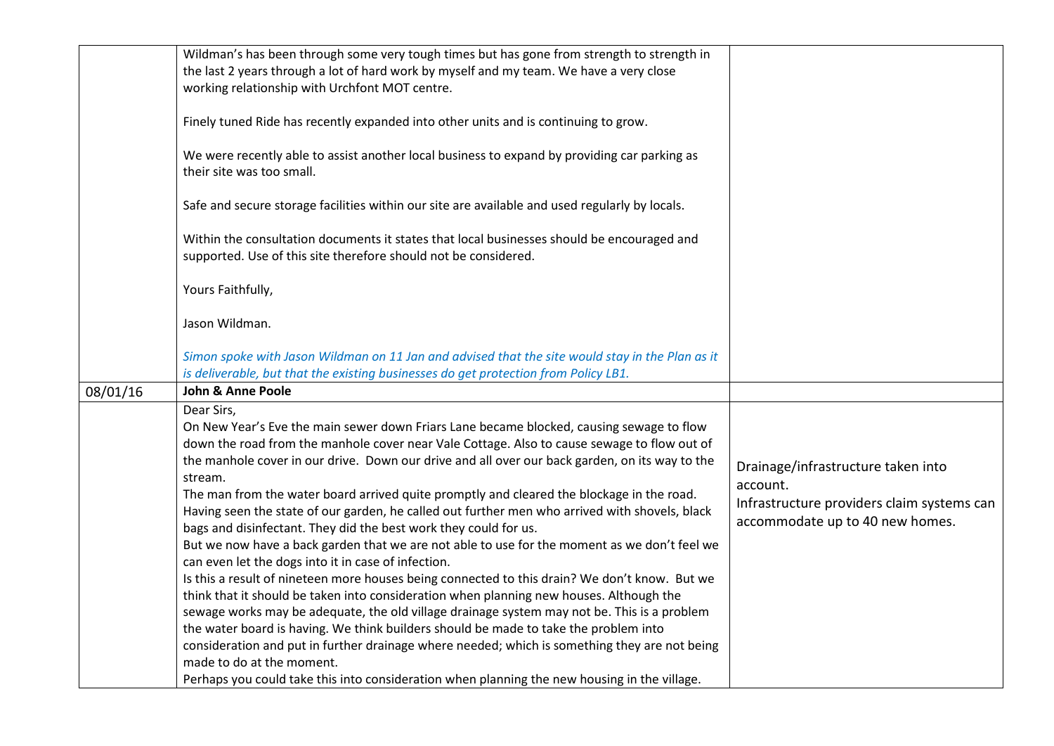| | | |
|---|---|---|
| | Wildman's has been through some very tough times but has gone from strength to strength in the last 2 years through a lot of hard work by myself and my team. We have a very close working relationship with Urchfont MOT centre.<br><br>Finely tuned Ride has recently expanded into other units and is continuing to grow.<br><br>We were recently able to assist another local business to expand by providing car parking as their site was too small.<br><br>Safe and secure storage facilities within our site are available and used regularly by locals.<br><br>Within the consultation documents it states that local businesses should be encouraged and supported. Use of this site therefore should not be considered.<br><br>Yours Faithfully,<br><br>Jason Wildman.<br><br>*Simon spoke with Jason Wildman on 11 Jan and advised that the site would stay in the Plan as it is deliverable, but that the existing businesses do get protection from Policy LB1.* | |
| 08/01/16 | **John & Anne Poole** | |
| | Dear Sirs,<br>On New Year's Eve the main sewer down Friars Lane became blocked, causing sewage to flow down the road from the manhole cover near Vale Cottage. Also to cause sewage to flow out of the manhole cover in our drive. Down our drive and all over our back garden, on its way to the stream.<br>The man from the water board arrived quite promptly and cleared the blockage in the road. Having seen the state of our garden, he called out further men who arrived with shovels, black bags and disinfectant. They did the best work they could for us.<br>But we now have a back garden that we are not able to use for the moment as we don't feel we can even let the dogs into it in case of infection.<br>Is this a result of nineteen more houses being connected to this drain? We don't know. But we think that it should be taken into consideration when planning new houses. Although the sewage works may be adequate, the old village drainage system may not be. This is a problem the water board is having. We think builders should be made to take the problem into consideration and put in further drainage where needed; which is something they are not being made to do at the moment.<br>Perhaps you could take this into consideration when planning the new housing in the village. | Drainage/infrastructure taken into account.<br>Infrastructure providers claim systems can accommodate up to 40 new homes. |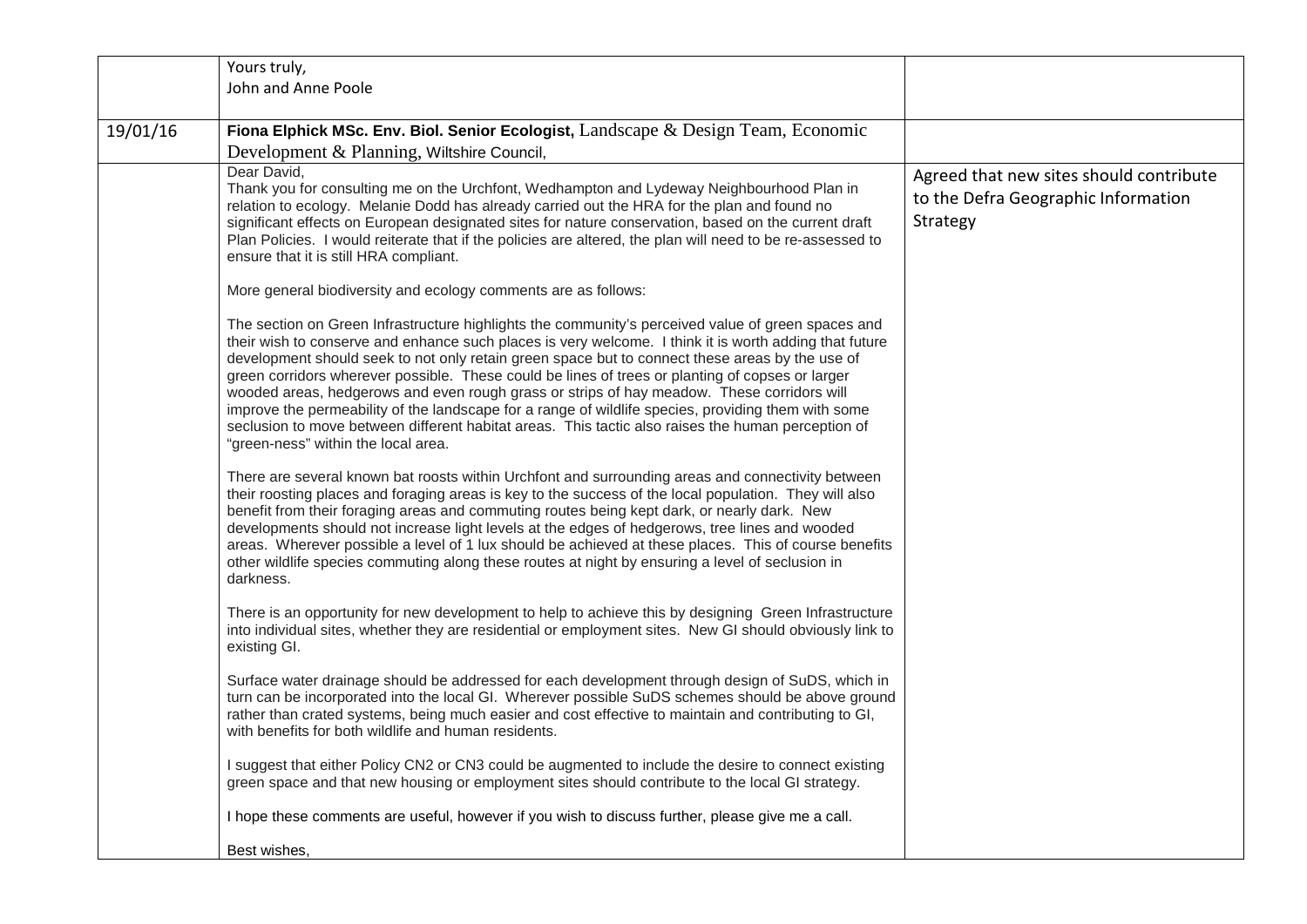| | | |
|---|---|---|
| | Yours truly,<br>John and Anne Poole | |
| 19/01/16 | **Fiona Elphick MSc. Env. Biol. Senior Ecologist,** Landscape & Design Team, Economic Development & Planning, Wiltshire Council, | |
| | Dear David,<br>Thank you for consulting me on the Urchfont, Wedhampton and Lydeway Neighbourhood Plan in relation to ecology. Melanie Dodd has already carried out the HRA for the plan and found no significant effects on European designated sites for nature conservation, based on the current draft Plan Policies. I would reiterate that if the policies are altered, the plan will need to be re-assessed to ensure that it is still HRA compliant.<br><br>More general biodiversity and ecology comments are as follows:<br><br>The section on Green Infrastructure highlights the community's perceived value of green spaces and their wish to conserve and enhance such places is very welcome. I think it is worth adding that future development should seek to not only retain green space but to connect these areas by the use of green corridors wherever possible. These could be lines of trees or planting of copses or larger wooded areas, hedgerows and even rough grass or strips of hay meadow. These corridors will improve the permeability of the landscape for a range of wildlife species, providing them with some seclusion to move between different habitat areas. This tactic also raises the human perception of "green-ness" within the local area.<br><br>There are several known bat roosts within Urchfont and surrounding areas and connectivity between their roosting places and foraging areas is key to the success of the local population. They will also benefit from their foraging areas and commuting routes being kept dark, or nearly dark. New developments should not increase light levels at the edges of hedgerows, tree lines and wooded areas. Wherever possible a level of 1 lux should be achieved at these places. This of course benefits other wildlife species commuting along these routes at night by ensuring a level of seclusion in darkness.<br><br>There is an opportunity for new development to help to achieve this by designing Green Infrastructure into individual sites, whether they are residential or employment sites. New GI should obviously link to existing GI.<br><br>Surface water drainage should be addressed for each development through design of SuDS, which in turn can be incorporated into the local GI. Wherever possible SuDS schemes should be above ground rather than crated systems, being much easier and cost effective to maintain and contributing to GI, with benefits for both wildlife and human residents.<br><br>I suggest that either Policy CN2 or CN3 could be augmented to include the desire to connect existing green space and that new housing or employment sites should contribute to the local GI strategy.<br><br>I hope these comments are useful, however if you wish to discuss further, please give me a call.<br><br>Best wishes, | Agreed that new sites should contribute to the Defra Geographic Information Strategy |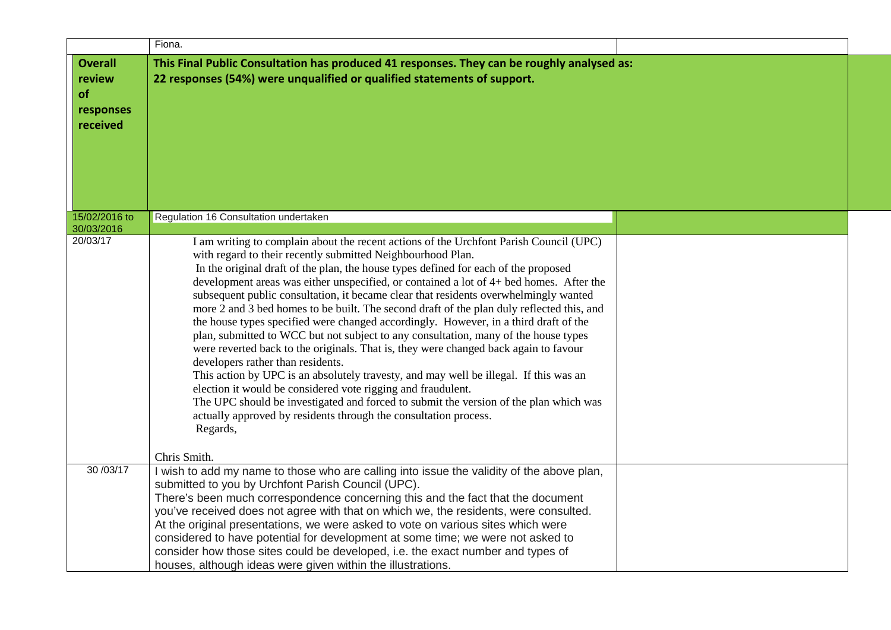|  | Fiona. |  |
|---|---|---|
| **Overall review of responses received** | **This Final Public Consultation has produced 41 responses. They can be roughly analysed as:**<br>**22 responses (54%) were unqualified or qualified statements of support.** |  |
| 15/02/2016 to 30/03/2016 | Regulation 16 Consultation undertaken |  |
| 20/03/17 | I am writing to complain about the recent actions of the Urchfont Parish Council (UPC) with regard to their recently submitted Neighbourhood Plan.<br>In the original draft of the plan, the house types defined for each of the proposed development areas was either unspecified, or contained a lot of 4+ bed homes. After the subsequent public consultation, it became clear that residents overwhelmingly wanted more 2 and 3 bed homes to be built. The second draft of the plan duly reflected this, and the house types specified were changed accordingly. However, in a third draft of the plan, submitted to WCC but not subject to any consultation, many of the house types were reverted back to the originals. That is, they were changed back again to favour developers rather than residents.<br>This action by UPC is an absolutely travesty, and may well be illegal. If this was an election it would be considered vote rigging and fraudulent.<br>The UPC should be investigated and forced to submit the version of the plan which was actually approved by residents through the consultation process.<br>Regards,<br><br>Chris Smith. |  |
| 30 /03/17 | I wish to add my name to those who are calling into issue the validity of the above plan, submitted to you by Urchfont Parish Council (UPC).<br>There's been much correspondence concerning this and the fact that the document you've received does not agree with that on which we, the residents, were consulted.<br>At the original presentations, we were asked to vote on various sites which were considered to have potential for development at some time; we were not asked to consider how those sites could be developed, i.e. the exact number and types of houses, although ideas were given within the illustrations. |  |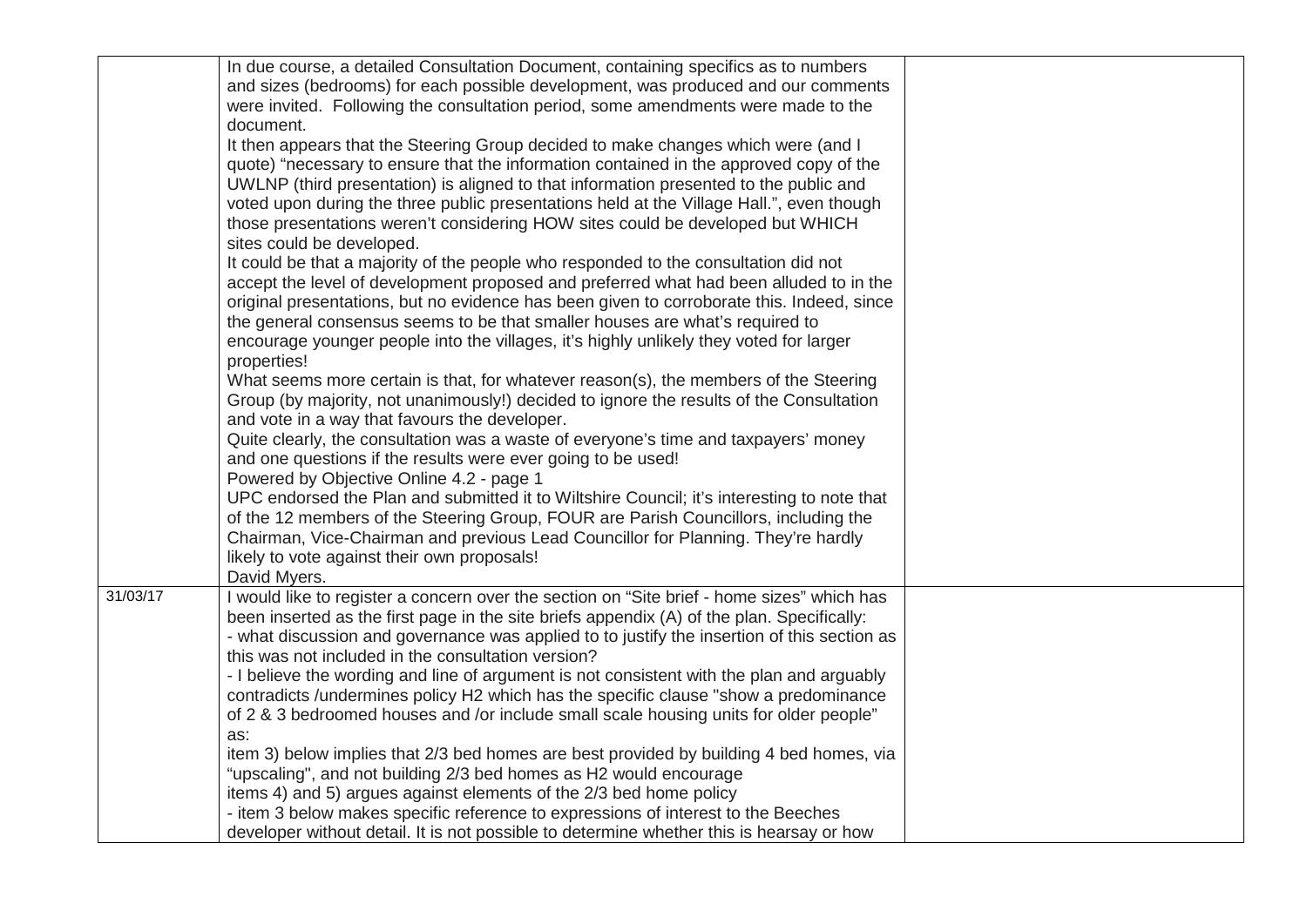| | | |
|---|---|---|
| | In due course, a detailed Consultation Document, containing specifics as to numbers and sizes (bedrooms) for each possible development, was produced and our comments were invited. Following the consultation period, some amendments were made to the document.<br>It then appears that the Steering Group decided to make changes which were (and I quote) "necessary to ensure that the information contained in the approved copy of the UWLNP (third presentation) is aligned to that information presented to the public and voted upon during the three public presentations held at the Village Hall.", even though those presentations weren't considering HOW sites could be developed but WHICH sites could be developed.<br>It could be that a majority of the people who responded to the consultation did not accept the level of development proposed and preferred what had been alluded to in the original presentations, but no evidence has been given to corroborate this. Indeed, since the general consensus seems to be that smaller houses are what's required to encourage younger people into the villages, it's highly unlikely they voted for larger properties!<br>What seems more certain is that, for whatever reason(s), the members of the Steering Group (by majority, not unanimously!) decided to ignore the results of the Consultation and vote in a way that favours the developer.<br>Quite clearly, the consultation was a waste of everyone's time and taxpayers' money and one questions if the results were ever going to be used!<br>Powered by Objective Online 4.2 - page 1<br>UPC endorsed the Plan and submitted it to Wiltshire Council; it's interesting to note that of the 12 members of the Steering Group, FOUR are Parish Councillors, including the Chairman, Vice-Chairman and previous Lead Councillor for Planning. They're hardly likely to vote against their own proposals!<br>David Myers. | |
| 31/03/17 | I would like to register a concern over the section on "Site brief - home sizes" which has been inserted as the first page in the site briefs appendix (A) of the plan. Specifically:<br>- what discussion and governance was applied to to justify the insertion of this section as this was not included in the consultation version?<br>- I believe the wording and line of argument is not consistent with the plan and arguably contradicts /undermines policy H2 which has the specific clause "show a predominance of 2 & 3 bedroomed houses and /or include small scale housing units for older people" as:<br>item 3) below implies that 2/3 bed homes are best provided by building 4 bed homes, via "upscaling", and not building 2/3 bed homes as H2 would encourage<br>items 4) and 5) argues against elements of the 2/3 bed home policy<br>- item 3 below makes specific reference to expressions of interest to the Beeches developer without detail. It is not possible to determine whether this is hearsay or how | |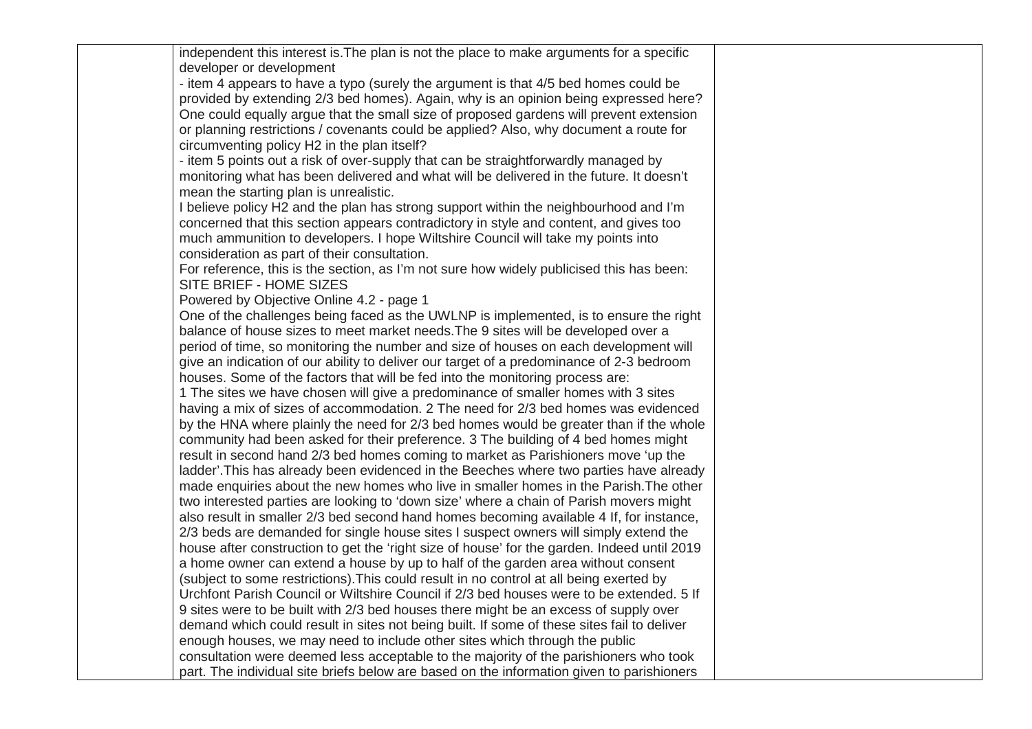| | | |
|---|---|---|
| | independent this interest is.The plan is not the place to make arguments for a specific developer or development<br>- item 4 appears to have a typo (surely the argument is that 4/5 bed homes could be provided by extending 2/3 bed homes). Again, why is an opinion being expressed here? One could equally argue that the small size of proposed gardens will prevent extension or planning restrictions / covenants could be applied? Also, why document a route for circumventing policy H2 in the plan itself?<br>- item 5 points out a risk of over-supply that can be straightforwardly managed by monitoring what has been delivered and what will be delivered in the future. It doesn't mean the starting plan is unrealistic.<br>I believe policy H2 and the plan has strong support within the neighbourhood and I'm concerned that this section appears contradictory in style and content, and gives too much ammunition to developers. I hope Wiltshire Council will take my points into consideration as part of their consultation.<br>For reference, this is the section, as I'm not sure how widely publicised this has been:<br>SITE BRIEF - HOME SIZES<br>Powered by Objective Online 4.2 - page 1<br>One of the challenges being faced as the UWLNP is implemented, is to ensure the right balance of house sizes to meet market needs.The 9 sites will be developed over a period of time, so monitoring the number and size of houses on each development will give an indication of our ability to deliver our target of a predominance of 2-3 bedroom houses. Some of the factors that will be fed into the monitoring process are:<br>1 The sites we have chosen will give a predominance of smaller homes with 3 sites having a mix of sizes of accommodation. 2 The need for 2/3 bed homes was evidenced by the HNA where plainly the need for 2/3 bed homes would be greater than if the whole community had been asked for their preference. 3 The building of 4 bed homes might result in second hand 2/3 bed homes coming to market as Parishioners move 'up the ladder'.This has already been evidenced in the Beeches where two parties have already made enquiries about the new homes who live in smaller homes in the Parish.The other two interested parties are looking to 'down size' where a chain of Parish movers might also result in smaller 2/3 bed second hand homes becoming available 4 If, for instance, 2/3 beds are demanded for single house sites I suspect owners will simply extend the house after construction to get the 'right size of house' for the garden. Indeed until 2019 a home owner can extend a house by up to half of the garden area without consent (subject to some restrictions).This could result in no control at all being exerted by Urchfont Parish Council or Wiltshire Council if 2/3 bed houses were to be extended. 5 If 9 sites were to be built with 2/3 bed houses there might be an excess of supply over demand which could result in sites not being built. If some of these sites fail to deliver enough houses, we may need to include other sites which through the public consultation were deemed less acceptable to the majority of the parishioners who took part. The individual site briefs below are based on the information given to parishioners | |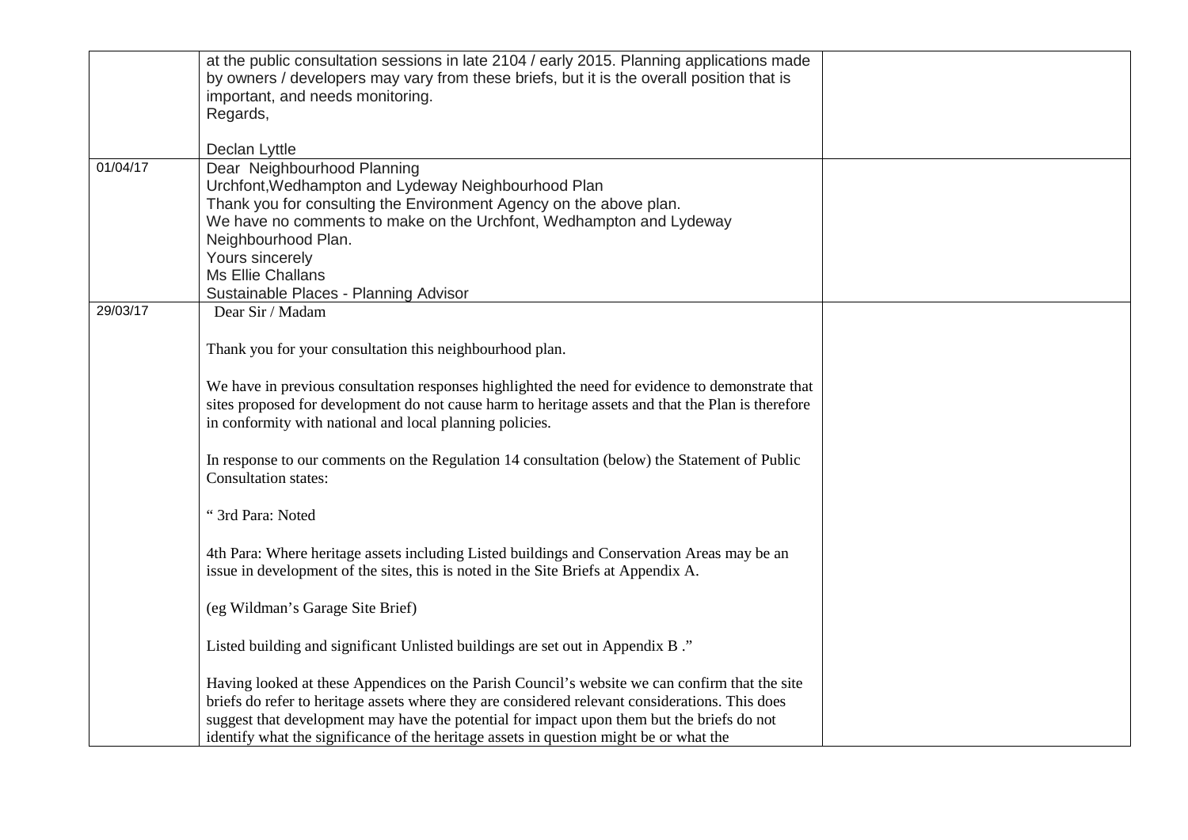| | | |
|---|---|---|
| | at the public consultation sessions in late 2104 / early 2015. Planning applications made by owners / developers may vary from these briefs, but it is the overall position that is important, and needs monitoring.<br>Regards,<br><br>Declan Lyttle | |
| 01/04/17 | Dear Neighbourhood Planning<br>Urchfont,Wedhampton and Lydeway Neighbourhood Plan<br>Thank you for consulting the Environment Agency on the above plan.<br>We have no comments to make on the Urchfont, Wedhampton and Lydeway Neighbourhood Plan.<br>Yours sincerely<br>Ms Ellie Challans<br>Sustainable Places - Planning Advisor | |
| 29/03/17 | Dear Sir / Madam<br><br>Thank you for your consultation this neighbourhood plan.<br><br>We have in previous consultation responses highlighted the need for evidence to demonstrate that sites proposed for development do not cause harm to heritage assets and that the Plan is therefore in conformity with national and local planning policies.<br><br>In response to our comments on the Regulation 14 consultation (below) the Statement of Public Consultation states:<br><br>" 3rd Para: Noted<br><br>4th Para: Where heritage assets including Listed buildings and Conservation Areas may be an issue in development of the sites, this is noted in the Site Briefs at Appendix A.<br><br>(eg Wildman's Garage Site Brief)<br><br>Listed building and significant Unlisted buildings are set out in Appendix B ."<br><br>Having looked at these Appendices on the Parish Council's website we can confirm that the site briefs do refer to heritage assets where they are considered relevant considerations. This does suggest that development may have the potential for impact upon them but the briefs do not identify what the significance of the heritage assets in question might be or what the | |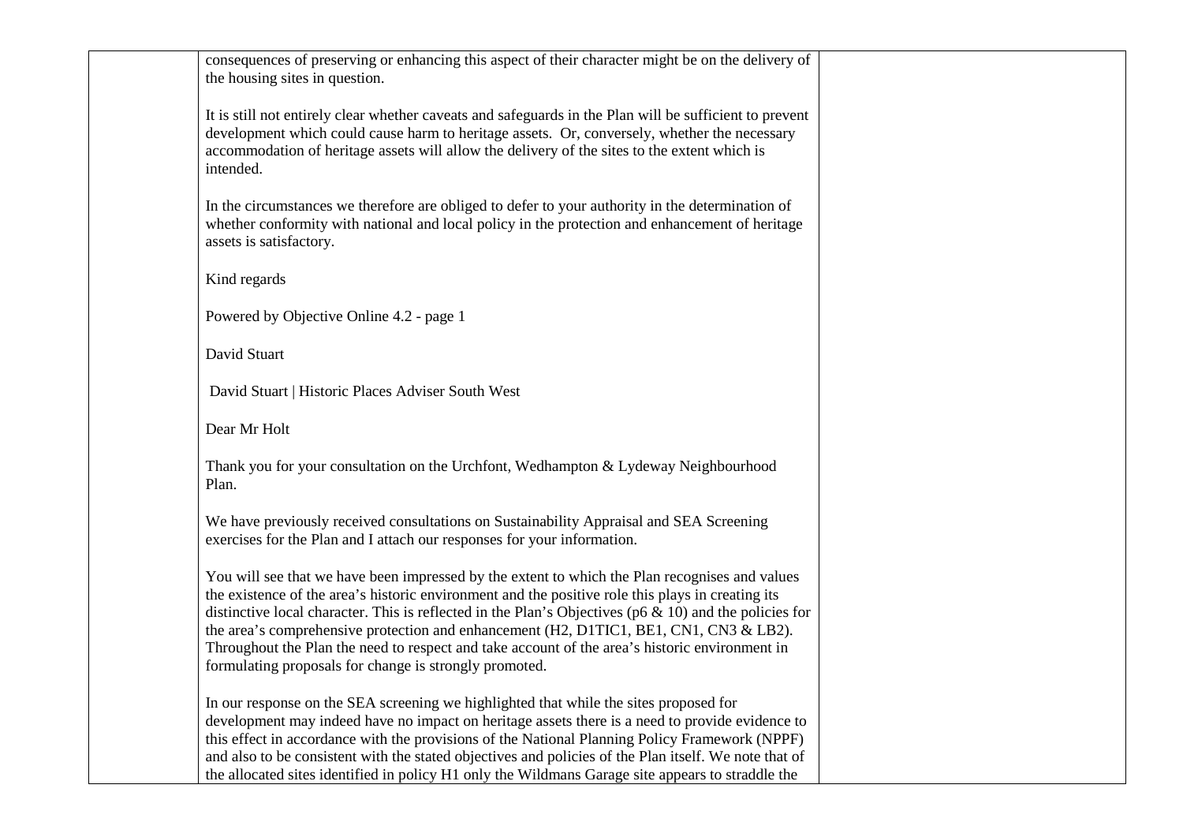| | | |
|---|---|---|
| | consequences of preserving or enhancing this aspect of their character might be on the delivery of the housing sites in question.<br><br>It is still not entirely clear whether caveats and safeguards in the Plan will be sufficient to prevent development which could cause harm to heritage assets. Or, conversely, whether the necessary accommodation of heritage assets will allow the delivery of the sites to the extent which is intended.<br><br>In the circumstances we therefore are obliged to defer to your authority in the determination of whether conformity with national and local policy in the protection and enhancement of heritage assets is satisfactory.<br><br>Kind regards<br><br>Powered by Objective Online 4.2 - page 1<br><br>David Stuart<br><br>David Stuart \| Historic Places Adviser South West<br><br>Dear Mr Holt<br><br>Thank you for your consultation on the Urchfont, Wedhampton & Lydeway Neighbourhood Plan.<br><br>We have previously received consultations on Sustainability Appraisal and SEA Screening exercises for the Plan and I attach our responses for your information.<br><br>You will see that we have been impressed by the extent to which the Plan recognises and values the existence of the area's historic environment and the positive role this plays in creating its distinctive local character. This is reflected in the Plan's Objectives (p6 & 10) and the policies for the area's comprehensive protection and enhancement (H2, D1TIC1, BE1, CN1, CN3 & LB2). Throughout the Plan the need to respect and take account of the area's historic environment in formulating proposals for change is strongly promoted.<br><br>In our response on the SEA screening we highlighted that while the sites proposed for development may indeed have no impact on heritage assets there is a need to provide evidence to this effect in accordance with the provisions of the National Planning Policy Framework (NPPF) and also to be consistent with the stated objectives and policies of the Plan itself. We note that of the allocated sites identified in policy H1 only the Wildmans Garage site appears to straddle the | |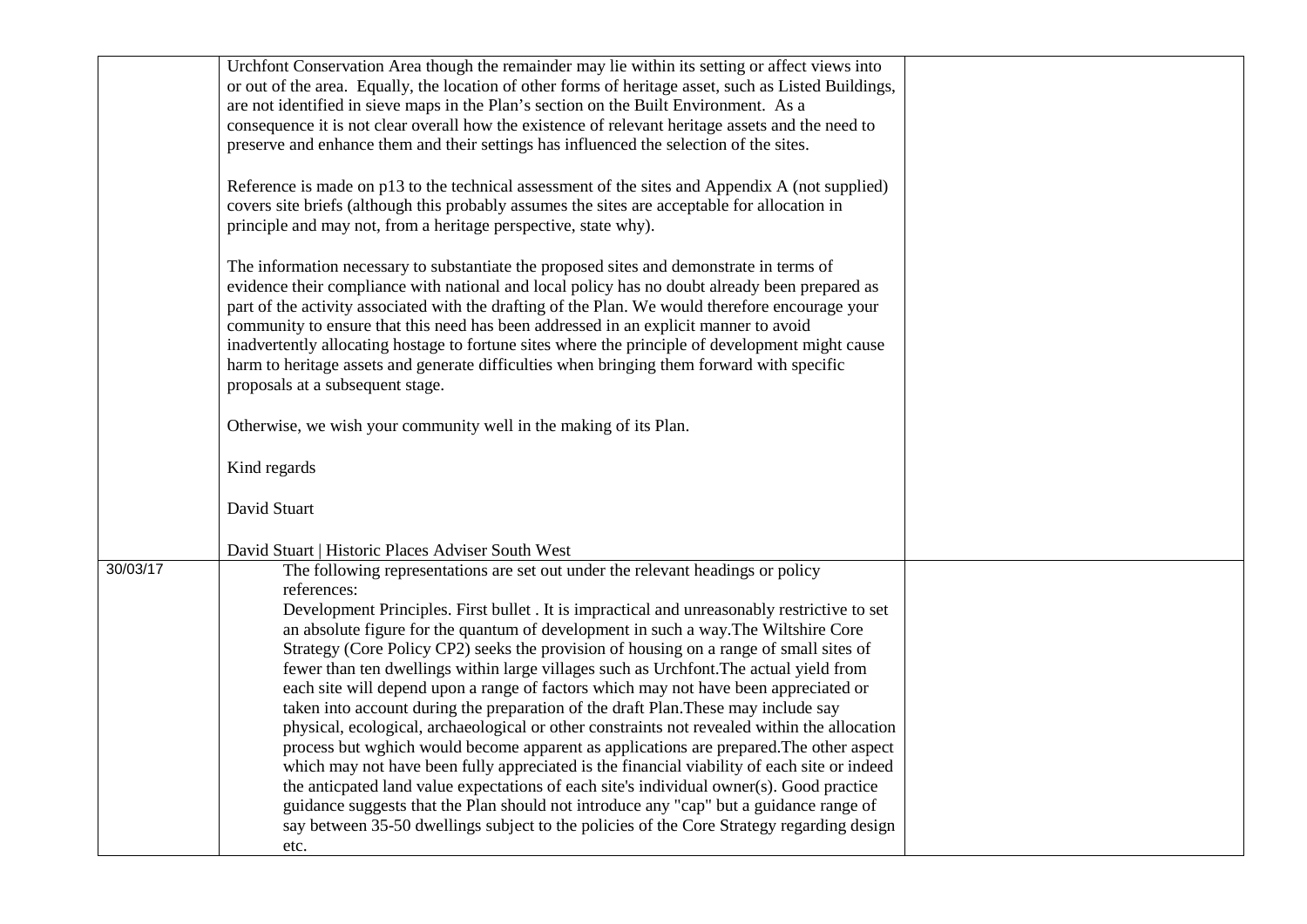| | | |
|---|---|---|
| | Urchfont Conservation Area though the remainder may lie within its setting or affect views into or out of the area. Equally, the location of other forms of heritage asset, such as Listed Buildings, are not identified in sieve maps in the Plan's section on the Built Environment. As a consequence it is not clear overall how the existence of relevant heritage assets and the need to preserve and enhance them and their settings has influenced the selection of the sites.<br><br>Reference is made on p13 to the technical assessment of the sites and Appendix A (not supplied) covers site briefs (although this probably assumes the sites are acceptable for allocation in principle and may not, from a heritage perspective, state why).<br><br>The information necessary to substantiate the proposed sites and demonstrate in terms of evidence their compliance with national and local policy has no doubt already been prepared as part of the activity associated with the drafting of the Plan. We would therefore encourage your community to ensure that this need has been addressed in an explicit manner to avoid inadvertently allocating hostage to fortune sites where the principle of development might cause harm to heritage assets and generate difficulties when bringing them forward with specific proposals at a subsequent stage.<br><br>Otherwise, we wish your community well in the making of its Plan.<br><br>Kind regards<br><br>David Stuart<br><br>David Stuart \| Historic Places Adviser South West | |
| 30/03/17 | The following representations are set out under the relevant headings or policy references:<br>Development Principles. First bullet . It is impractical and unreasonably restrictive to set an absolute figure for the quantum of development in such a way.The Wiltshire Core Strategy (Core Policy CP2) seeks the provision of housing on a range of small sites of fewer than ten dwellings within large villages such as Urchfont.The actual yield from each site will depend upon a range of factors which may not have been appreciated or taken into account during the preparation of the draft Plan.These may include say physical, ecological, archaeological or other constraints not revealed within the allocation process but wghich would become apparent as applications are prepared.The other aspect which may not have been fully appreciated is the financial viability of each site or indeed the anticpated land value expectations of each site's individual owner(s). Good practice guidance suggests that the Plan should not introduce any "cap" but a guidance range of say between 35-50 dwellings subject to the policies of the Core Strategy regarding design etc. | |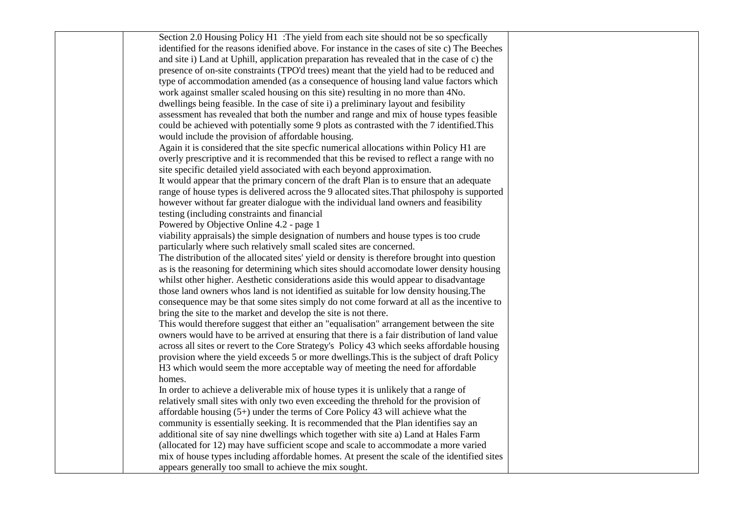| | | |
|---|---|---|
| | Section 2.0 Housing Policy H1 :The yield from each site should not be so specfically identified for the reasons idenified above. For instance in the cases of site c) The Beeches and site i) Land at Uphill, application preparation has revealed that in the case of c) the presence of on-site constraints (TPO'd trees) meant that the yield had to be reduced and type of accommodation amended (as a consequence of housing land value factors which work against smaller scaled housing on this site) resulting in no more than 4No. dwellings being feasible. In the case of site i) a preliminary layout and fesibility assessment has revealed that both the number and range and mix of house types feasible could be achieved with potentially some 9 plots as contrasted with the 7 identified.This would include the provision of affordable housing.<br>Again it is considered that the site specfic numerical allocations within Policy H1 are overly prescriptive and it is recommended that this be revised to reflect a range with no site specific detailed yield associated with each beyond approximation.<br>It would appear that the primary concern of the draft Plan is to ensure that an adequate range of house types is delivered across the 9 allocated sites.That philospohy is supported however without far greater dialogue with the individual land owners and feasibility testing (including constraints and financial<br>Powered by Objective Online 4.2 - page 1<br>viability appraisals) the simple designation of numbers and house types is too crude particularly where such relatively small scaled sites are concerned.<br>The distribution of the allocated sites' yield or density is therefore brought into question as is the reasoning for determining which sites should accomodate lower density housing whilst other higher. Aesthetic considerations aside this would appear to disadvantage those land owners whos land is not identified as suitable for low density housing.The consequence may be that some sites simply do not come forward at all as the incentive to bring the site to the market and develop the site is not there.<br>This would therefore suggest that either an "equalisation" arrangement between the site owners would have to be arrived at ensuring that there is a fair distribution of land value across all sites or revert to the Core Strategy's Policy 43 which seeks affordable housing provision where the yield exceeds 5 or more dwellings.This is the subject of draft Policy H3 which would seem the more acceptable way of meeting the need for affordable homes.<br>In order to achieve a deliverable mix of house types it is unlikely that a range of relatively small sites with only two even exceeding the threhold for the provision of affordable housing (5+) under the terms of Core Policy 43 will achieve what the community is essentially seeking. It is recommended that the Plan identifies say an additional site of say nine dwellings which together with site a) Land at Hales Farm (allocated for 12) may have sufficient scope and scale to accommodate a more varied mix of house types including affordable homes. At present the scale of the identified sites appears generally too small to achieve the mix sought. | |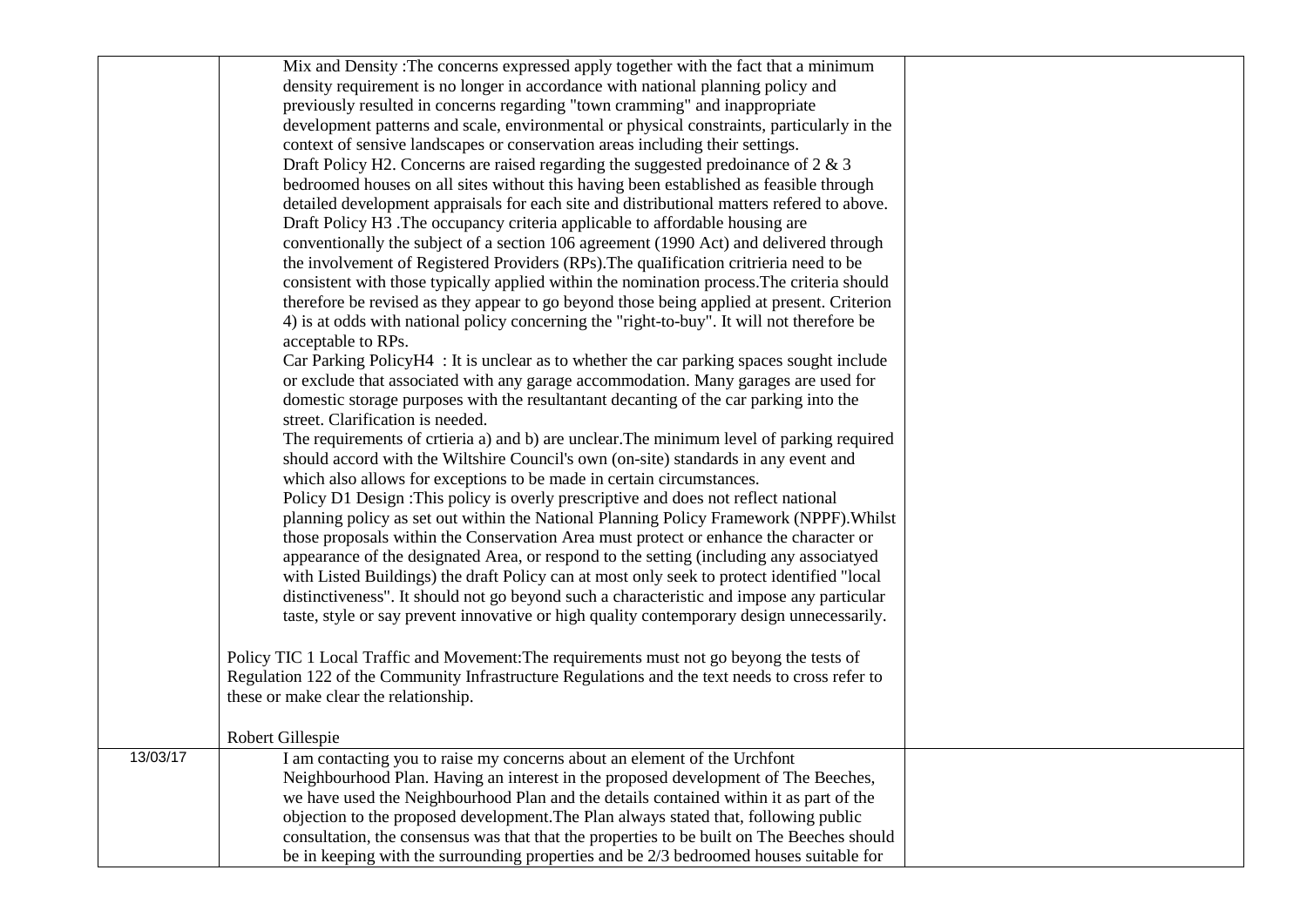|  |  |  |
|---|---|---|
|  | Mix and Density :The concerns expressed apply together with the fact that a minimum density requirement is no longer in accordance with national planning policy and previously resulted in concerns regarding "town cramming" and inappropriate development patterns and scale, environmental or physical constraints, particularly in the context of sensive landscapes or conservation areas including their settings.<br>Draft Policy H2. Concerns are raised regarding the suggested predoinance of 2 & 3 bedroomed houses on all sites without this having been established as feasible through detailed development appraisals for each site and distributional matters refered to above.<br>Draft Policy H3 .The occupancy criteria applicable to affordable housing are conventionally the subject of a section 106 agreement (1990 Act) and delivered through the involvement of Registered Providers (RPs).The qualification critrieria need to be consistent with those typically applied within the nomination process.The criteria should therefore be revised as they appear to go beyond those being applied at present. Criterion 4) is at odds with national policy concerning the "right-to-buy". It will not therefore be acceptable to RPs.<br>Car Parking PolicyH4 : It is unclear as to whether the car parking spaces sought include or exclude that associated with any garage accommodation. Many garages are used for domestic storage purposes with the resultantant decanting of the car parking into the street. Clarification is needed.<br>The requirements of crtieria a) and b) are unclear.The minimum level of parking required should accord with the Wiltshire Council's own (on-site) standards in any event and which also allows for exceptions to be made in certain circumstances.<br>Policy D1 Design :This policy is overly prescriptive and does not reflect national planning policy as set out within the National Planning Policy Framework (NPPF).Whilst those proposals within the Conservation Area must protect or enhance the character or appearance of the designated Area, or respond to the setting (including any associatyed with Listed Buildings) the draft Policy can at most only seek to protect identified "local distinctiveness". It should not go beyond such a characteristic and impose any particular taste, style or say prevent innovative or high quality contemporary design unnecessarily.<br><br>Policy TIC 1 Local Traffic and Movement:The requirements must not go beyong the tests of Regulation 122 of the Community Infrastructure Regulations and the text needs to cross refer to these or make clear the relationship.<br><br>Robert Gillespie |  |
| 13/03/17 | I am contacting you to raise my concerns about an element of the Urchfont Neighbourhood Plan. Having an interest in the proposed development of The Beeches, we have used the Neighbourhood Plan and the details contained within it as part of the objection to the proposed development.The Plan always stated that, following public consultation, the consensus was that that the properties to be built on The Beeches should be in keeping with the surrounding properties and be 2/3 bedroomed houses suitable for |  |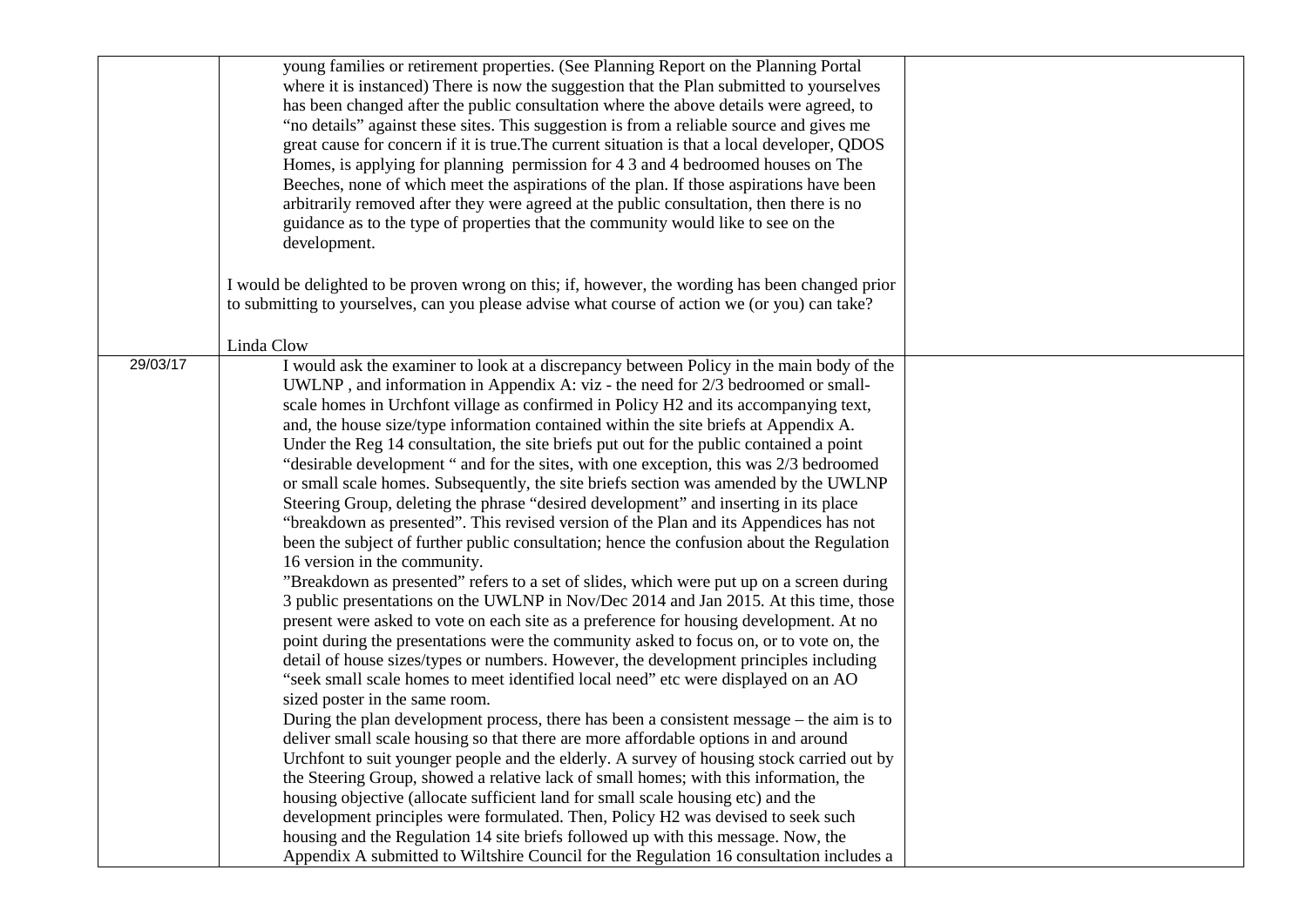| | | |
|---|---|---|
| | young families or retirement properties. (See Planning Report on the Planning Portal where it is instanced) There is now the suggestion that the Plan submitted to yourselves has been changed after the public consultation where the above details were agreed, to "no details" against these sites. This suggestion is from a reliable source and gives me great cause for concern if it is true.The current situation is that a local developer, QDOS Homes, is applying for planning permission for 4 3 and 4 bedroomed houses on The Beeches, none of which meet the aspirations of the plan. If those aspirations have been arbitrarily removed after they were agreed at the public consultation, then there is no guidance as to the type of properties that the community would like to see on the development.<br><br>I would be delighted to be proven wrong on this; if, however, the wording has been changed prior to submitting to yourselves, can you please advise what course of action we (or you) can take?<br><br>Linda Clow | |
| 29/03/17 | I would ask the examiner to look at a discrepancy between Policy in the main body of the UWLNP , and information in Appendix A: viz - the need for 2/3 bedroomed or small-scale homes in Urchfont village as confirmed in Policy H2 and its accompanying text, and, the house size/type information contained within the site briefs at Appendix A. Under the Reg 14 consultation, the site briefs put out for the public contained a point "desirable development " and for the sites, with one exception, this was 2/3 bedroomed or small scale homes. Subsequently, the site briefs section was amended by the UWLNP Steering Group, deleting the phrase "desired development" and inserting in its place "breakdown as presented". This revised version of the Plan and its Appendices has not been the subject of further public consultation; hence the confusion about the Regulation 16 version in the community.<br>"Breakdown as presented" refers to a set of slides, which were put up on a screen during 3 public presentations on the UWLNP in Nov/Dec 2014 and Jan 2015. At this time, those present were asked to vote on each site as a preference for housing development. At no point during the presentations were the community asked to focus on, or to vote on, the detail of house sizes/types or numbers. However, the development principles including "seek small scale homes to meet identified local need" etc were displayed on an AO sized poster in the same room.<br>During the plan development process, there has been a consistent message – the aim is to deliver small scale housing so that there are more affordable options in and around Urchfont to suit younger people and the elderly. A survey of housing stock carried out by the Steering Group, showed a relative lack of small homes; with this information, the housing objective (allocate sufficient land for small scale housing etc) and the development principles were formulated. Then, Policy H2 was devised to seek such housing and the Regulation 14 site briefs followed up with this message. Now, the Appendix A submitted to Wiltshire Council for the Regulation 16 consultation includes a | |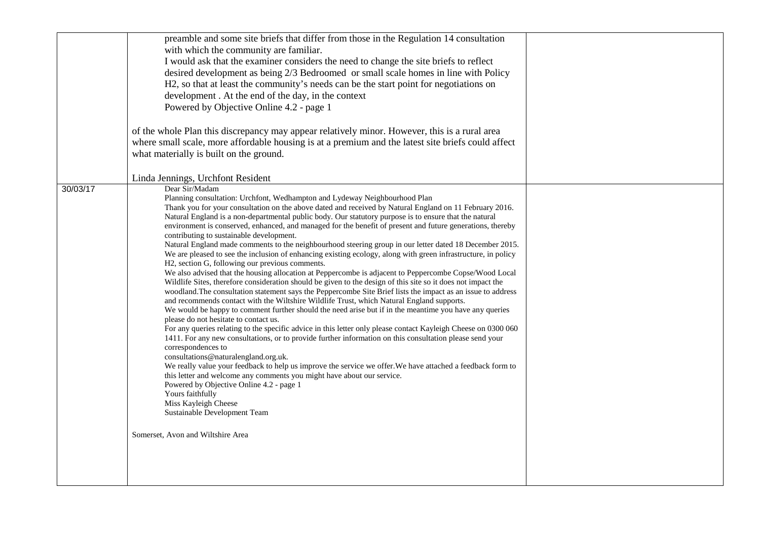| | | |
|---|---|---|
| | preamble and some site briefs that differ from those in the Regulation 14 consultation with which the community are familiar.<br>I would ask that the examiner considers the need to change the site briefs to reflect desired development as being 2/3 Bedroomed or small scale homes in line with Policy H2, so that at least the community's needs can be the start point for negotiations on development . At the end of the day, in the context<br>Powered by Objective Online 4.2 - page 1<br><br>of the whole Plan this discrepancy may appear relatively minor. However, this is a rural area where small scale, more affordable housing is at a premium and the latest site briefs could affect what materially is built on the ground.<br><br>Linda Jennings, Urchfont Resident | |
| 30/03/17 | Dear Sir/Madam<br>Planning consultation: Urchfont, Wedhampton and Lydeway Neighbourhood Plan<br>Thank you for your consultation on the above dated and received by Natural England on 11 February 2016.<br>Natural England is a non-departmental public body. Our statutory purpose is to ensure that the natural environment is conserved, enhanced, and managed for the benefit of present and future generations, thereby contributing to sustainable development.<br>Natural England made comments to the neighbourhood steering group in our letter dated 18 December 2015.<br>We are pleased to see the inclusion of enhancing existing ecology, along with green infrastructure, in policy H2, section G, following our previous comments.<br>We also advised that the housing allocation at Peppercombe is adjacent to Peppercombe Copse/Wood Local Wildlife Sites, therefore consideration should be given to the design of this site so it does not impact the woodland.The consultation statement says the Peppercombe Site Brief lists the impact as an issue to address and recommends contact with the Wiltshire Wildlife Trust, which Natural England supports.<br>We would be happy to comment further should the need arise but if in the meantime you have any queries please do not hesitate to contact us.<br>For any queries relating to the specific advice in this letter only please contact Kayleigh Cheese on 0300 060 1411. For any new consultations, or to provide further information on this consultation please send your correspondences to<br>consultations@naturalengland.org.uk.<br>We really value your feedback to help us improve the service we offer.We have attached a feedback form to this letter and welcome any comments you might have about our service.<br>Powered by Objective Online 4.2 - page 1<br>Yours faithfully<br>Miss Kayleigh Cheese<br>Sustainable Development Team<br><br>Somerset, Avon and Wiltshire Area | |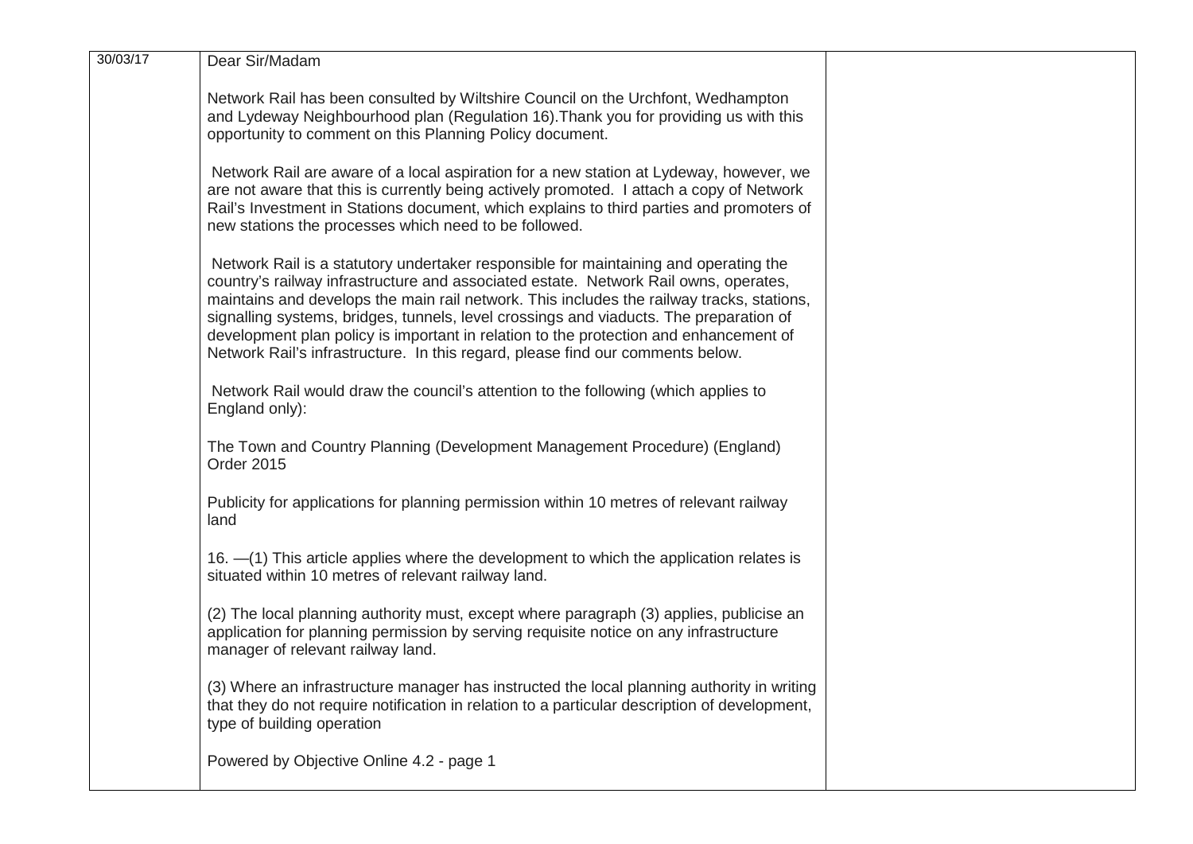| | | |
|---|---|---|
| 30/03/17 | Dear Sir/Madam<br><br>Network Rail has been consulted by Wiltshire Council on the Urchfont, Wedhampton and Lydeway Neighbourhood plan (Regulation 16).Thank you for providing us with this opportunity to comment on this Planning Policy document.<br><br>Network Rail are aware of a local aspiration for a new station at Lydeway, however, we are not aware that this is currently being actively promoted. I attach a copy of Network Rail's Investment in Stations document, which explains to third parties and promoters of new stations the processes which need to be followed.<br><br>Network Rail is a statutory undertaker responsible for maintaining and operating the country's railway infrastructure and associated estate. Network Rail owns, operates, maintains and develops the main rail network. This includes the railway tracks, stations, signalling systems, bridges, tunnels, level crossings and viaducts. The preparation of development plan policy is important in relation to the protection and enhancement of Network Rail's infrastructure. In this regard, please find our comments below.<br><br>Network Rail would draw the council's attention to the following (which applies to England only):<br><br>The Town and Country Planning (Development Management Procedure) (England) Order 2015<br><br>Publicity for applications for planning permission within 10 metres of relevant railway land<br><br>16. —(1) This article applies where the development to which the application relates is situated within 10 metres of relevant railway land.<br><br>(2) The local planning authority must, except where paragraph (3) applies, publicise an application for planning permission by serving requisite notice on any infrastructure manager of relevant railway land.<br><br>(3) Where an infrastructure manager has instructed the local planning authority in writing that they do not require notification in relation to a particular description of development, type of building operation<br><br>Powered by Objective Online 4.2 - page 1 | |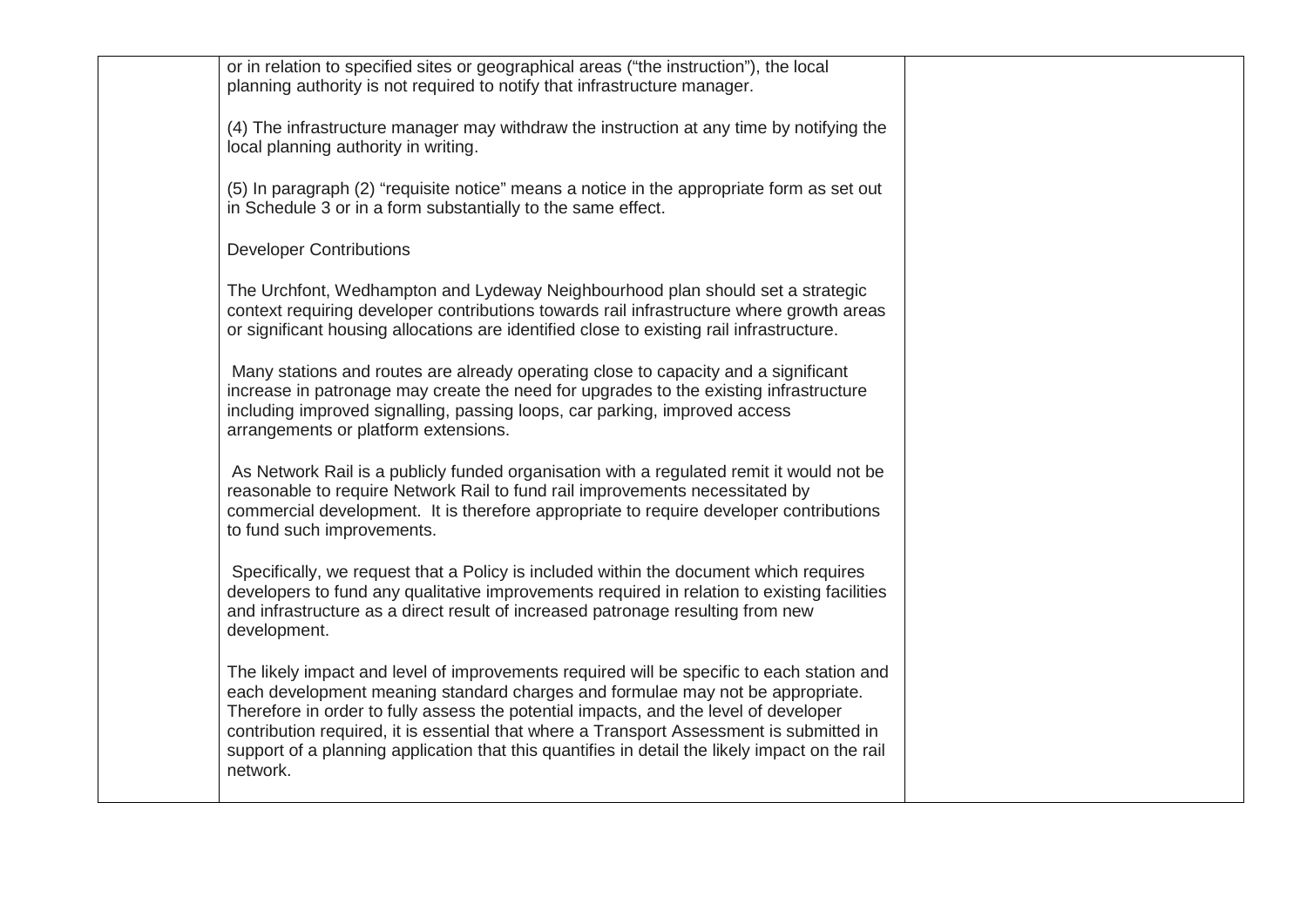| | or in relation to specified sites or geographical areas ("the instruction"), the local planning authority is not required to notify that infrastructure manager.<br><br>(4) The infrastructure manager may withdraw the instruction at any time by notifying the local planning authority in writing.<br><br>(5) In paragraph (2) "requisite notice" means a notice in the appropriate form as set out in Schedule 3 or in a form substantially to the same effect.<br><br>Developer Contributions<br><br>The Urchfont, Wedhampton and Lydeway Neighbourhood plan should set a strategic context requiring developer contributions towards rail infrastructure where growth areas or significant housing allocations are identified close to existing rail infrastructure.<br><br>Many stations and routes are already operating close to capacity and a significant increase in patronage may create the need for upgrades to the existing infrastructure including improved signalling, passing loops, car parking, improved access arrangements or platform extensions.<br><br>As Network Rail is a publicly funded organisation with a regulated remit it would not be reasonable to require Network Rail to fund rail improvements necessitated by commercial development. It is therefore appropriate to require developer contributions to fund such improvements.<br><br>Specifically, we request that a Policy is included within the document which requires developers to fund any qualitative improvements required in relation to existing facilities and infrastructure as a direct result of increased patronage resulting from new development.<br><br>The likely impact and level of improvements required will be specific to each station and each development meaning standard charges and formulae may not be appropriate. Therefore in order to fully assess the potential impacts, and the level of developer contribution required, it is essential that where a Transport Assessment is submitted in support of a planning application that this quantifies in detail the likely impact on the rail network. | |
|---|---|---|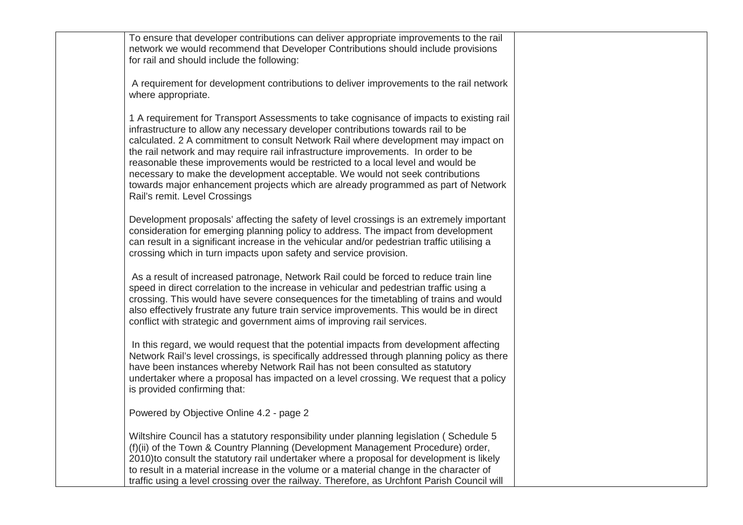| | | |
|---|---|---|
| | To ensure that developer contributions can deliver appropriate improvements to the rail network we would recommend that Developer Contributions should include provisions for rail and should include the following:<br><br>A requirement for development contributions to deliver improvements to the rail network where appropriate.<br><br>1 A requirement for Transport Assessments to take cognisance of impacts to existing rail infrastructure to allow any necessary developer contributions towards rail to be calculated. 2 A commitment to consult Network Rail where development may impact on the rail network and may require rail infrastructure improvements. In order to be reasonable these improvements would be restricted to a local level and would be necessary to make the development acceptable. We would not seek contributions towards major enhancement projects which are already programmed as part of Network Rail's remit. Level Crossings<br><br>Development proposals' affecting the safety of level crossings is an extremely important consideration for emerging planning policy to address. The impact from development can result in a significant increase in the vehicular and/or pedestrian traffic utilising a crossing which in turn impacts upon safety and service provision.<br><br>As a result of increased patronage, Network Rail could be forced to reduce train line speed in direct correlation to the increase in vehicular and pedestrian traffic using a crossing. This would have severe consequences for the timetabling of trains and would also effectively frustrate any future train service improvements. This would be in direct conflict with strategic and government aims of improving rail services.<br><br>In this regard, we would request that the potential impacts from development affecting Network Rail's level crossings, is specifically addressed through planning policy as there have been instances whereby Network Rail has not been consulted as statutory undertaker where a proposal has impacted on a level crossing. We request that a policy is provided confirming that:<br><br>Powered by Objective Online 4.2 - page 2<br><br>Wiltshire Council has a statutory responsibility under planning legislation ( Schedule 5 (f)(ii) of the Town & Country Planning (Development Management Procedure) order, 2010)to consult the statutory rail undertaker where a proposal for development is likely to result in a material increase in the volume or a material change in the character of traffic using a level crossing over the railway. Therefore, as Urchfont Parish Council will | |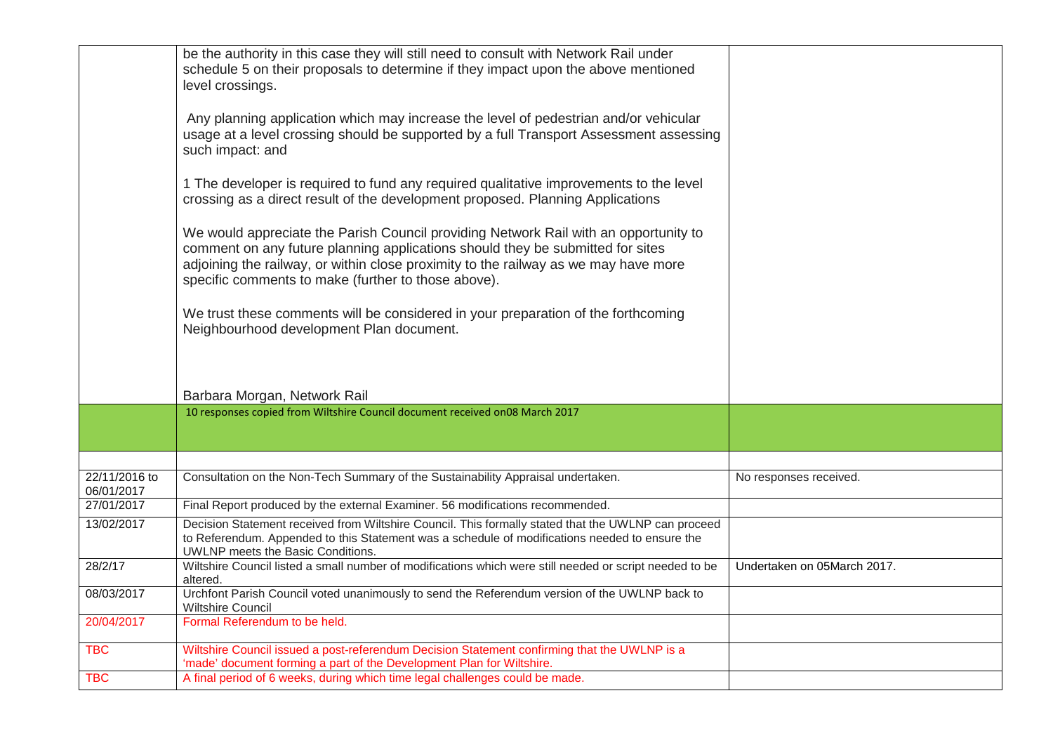| | | |
|---|---|---|
| | be the authority in this case they will still need to consult with Network Rail under schedule 5 on their proposals to determine if they impact upon the above mentioned level crossings.<br><br>Any planning application which may increase the level of pedestrian and/or vehicular usage at a level crossing should be supported by a full Transport Assessment assessing such impact: and<br><br>1 The developer is required to fund any required qualitative improvements to the level crossing as a direct result of the development proposed. Planning Applications<br><br>We would appreciate the Parish Council providing Network Rail with an opportunity to comment on any future planning applications should they be submitted for sites adjoining the railway, or within close proximity to the railway as we may have more specific comments to make (further to those above).<br><br>We trust these comments will be considered in your preparation of the forthcoming Neighbourhood development Plan document.<br><br>Barbara Morgan, Network Rail | |
| | 10 responses copied from Wiltshire Council document received on08 March 2017 | |
| | | |
| 22/11/2016 to 06/01/2017 | Consultation on the Non-Tech Summary of the Sustainability Appraisal undertaken. | No responses received. |
| 27/01/2017 | Final Report produced by the external Examiner. 56 modifications recommended. | |
| 13/02/2017 | Decision Statement received from Wiltshire Council. This formally stated that the UWLNP can proceed to Referendum. Appended to this Statement was a schedule of modifications needed to ensure the UWLNP meets the Basic Conditions. | |
| 28/2/17 | Wiltshire Council listed a small number of modifications which were still needed or script needed to be altered. | Undertaken on 05March 2017. |
| 08/03/2017 | Urchfont Parish Council voted unanimously to send the Referendum version of the UWLNP back to Wiltshire Council | |
| 20/04/2017 | Formal Referendum to be held. | |
| TBC | Wiltshire Council issued a post-referendum Decision Statement confirming that the UWLNP is a 'made' document forming a part of the Development Plan for Wiltshire. | |
| TBC | A final period of 6 weeks, during which time legal challenges could be made. | |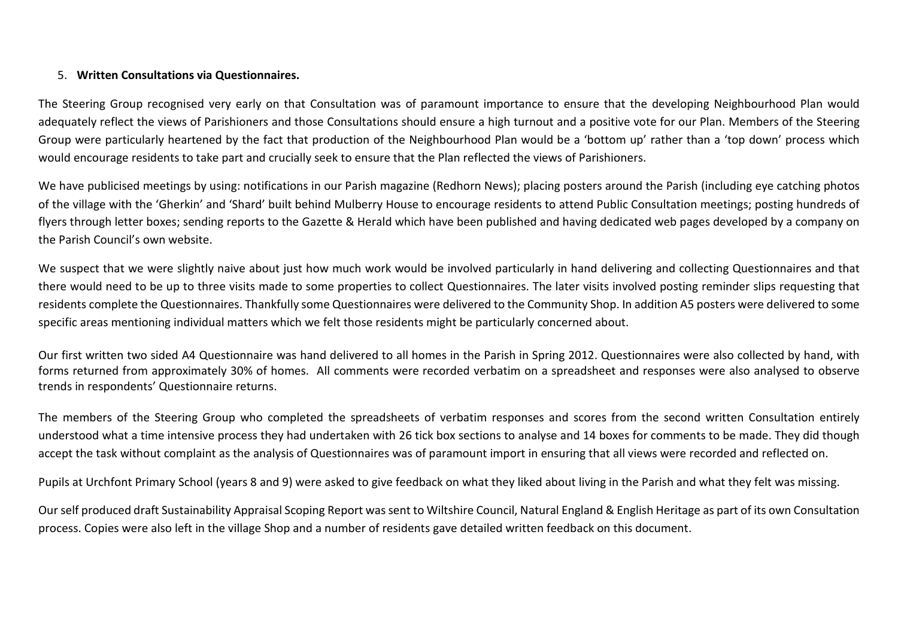5. **Written Consultations via Questionnaires.**

The Steering Group recognised very early on that Consultation was of paramount importance to ensure that the developing Neighbourhood Plan would adequately reflect the views of Parishioners and those Consultations should ensure a high turnout and a positive vote for our Plan. Members of the Steering Group were particularly heartened by the fact that production of the Neighbourhood Plan would be a 'bottom up' rather than a 'top down' process which would encourage residents to take part and crucially seek to ensure that the Plan reflected the views of Parishioners.

We have publicised meetings by using: notifications in our Parish magazine (Redhorn News); placing posters around the Parish (including eye catching photos of the village with the 'Gherkin' and 'Shard' built behind Mulberry House to encourage residents to attend Public Consultation meetings; posting hundreds of flyers through letter boxes; sending reports to the Gazette & Herald which have been published and having dedicated web pages developed by a company on the Parish Council's own website.

We suspect that we were slightly naive about just how much work would be involved particularly in hand delivering and collecting Questionnaires and that there would need to be up to three visits made to some properties to collect Questionnaires. The later visits involved posting reminder slips requesting that residents complete the Questionnaires. Thankfully some Questionnaires were delivered to the Community Shop. In addition A5 posters were delivered to some specific areas mentioning individual matters which we felt those residents might be particularly concerned about.

Our first written two sided A4 Questionnaire was hand delivered to all homes in the Parish in Spring 2012. Questionnaires were also collected by hand, with forms returned from approximately 30% of homes. All comments were recorded verbatim on a spreadsheet and responses were also analysed to observe trends in respondents' Questionnaire returns.

The members of the Steering Group who completed the spreadsheets of verbatim responses and scores from the second written Consultation entirely understood what a time intensive process they had undertaken with 26 tick box sections to analyse and 14 boxes for comments to be made. They did though accept the task without complaint as the analysis of Questionnaires was of paramount import in ensuring that all views were recorded and reflected on.

Pupils at Urchfont Primary School (years 8 and 9) were asked to give feedback on what they liked about living in the Parish and what they felt was missing.

Our self produced draft Sustainability Appraisal Scoping Report was sent to Wiltshire Council, Natural England & English Heritage as part of its own Consultation process. Copies were also left in the village Shop and a number of residents gave detailed written feedback on this document.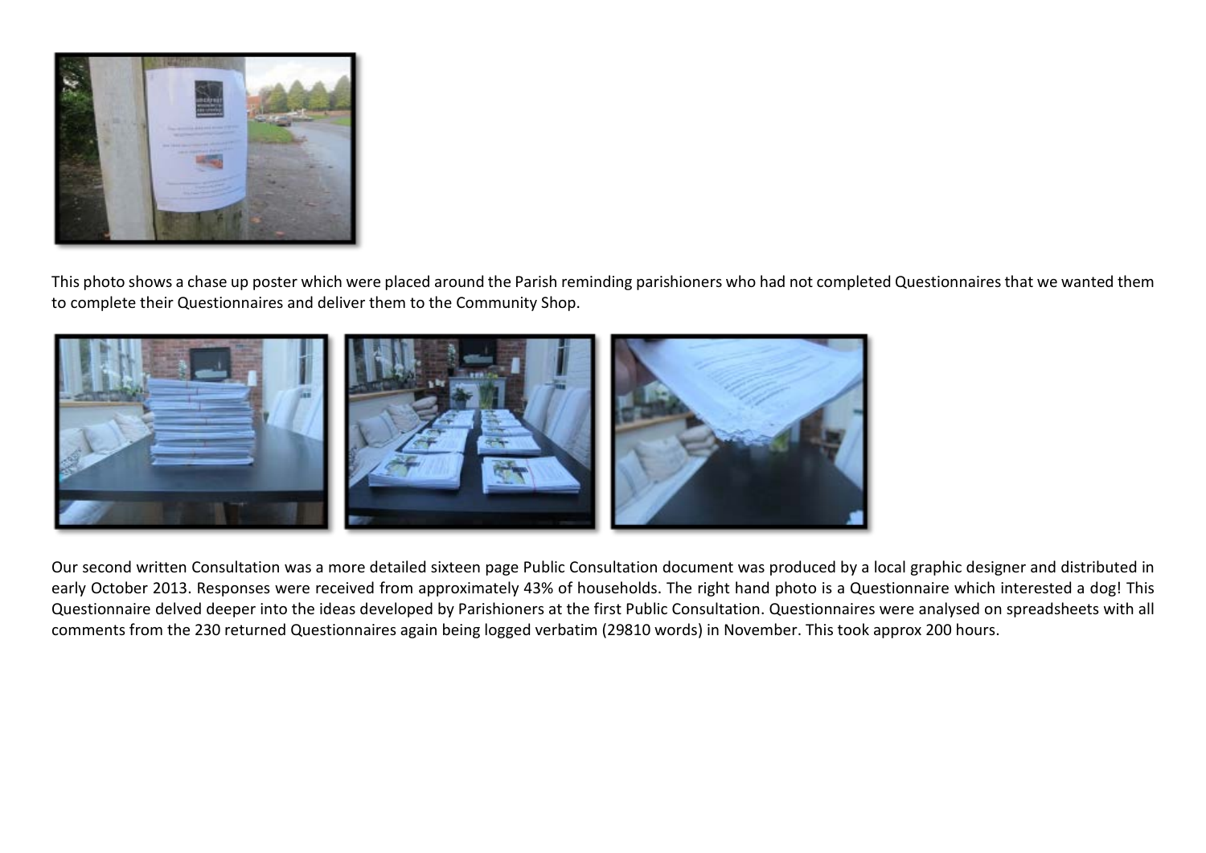This photo shows a chase up poster which were placed around the Parish reminding parishioners who had not completed Questionnaires that we wanted them to complete their Questionnaires and deliver them to the Community Shop.

Our second written Consultation was a more detailed sixteen page Public Consultation document was produced by a local graphic designer and distributed in early October 2013. Responses were received from approximately 43% of households. The right hand photo is a Questionnaire which interested a dog! This Questionnaire delved deeper into the ideas developed by Parishioners at the first Public Consultation. Questionnaires were analysed on spreadsheets with all comments from the 230 returned Questionnaires again being logged verbatim (29810 words) in November. This took approx 200 hours.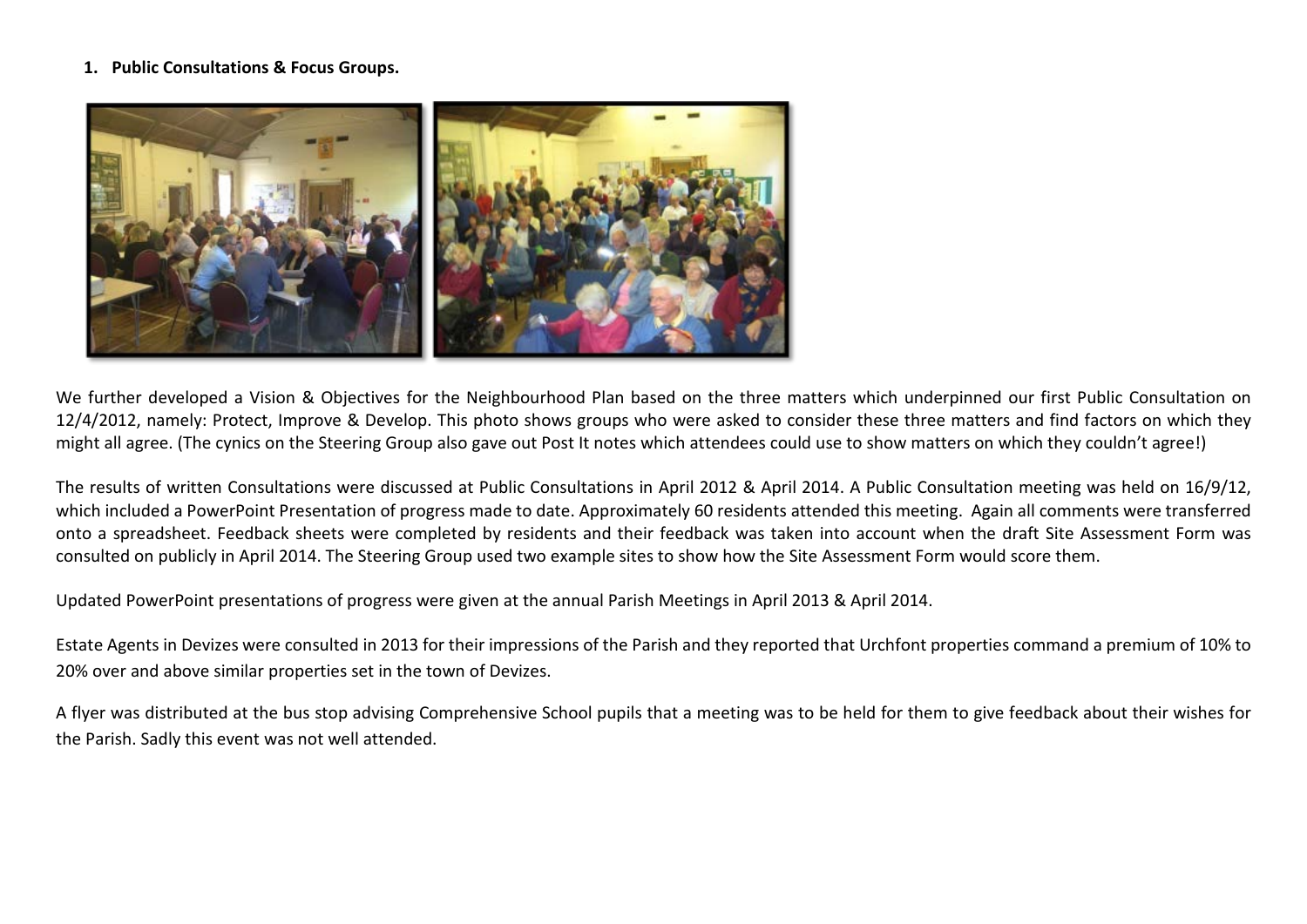1. **Public Consultations & Focus Groups.**

We further developed a Vision & Objectives for the Neighbourhood Plan based on the three matters which underpinned our first Public Consultation on 12/4/2012, namely: Protect, Improve & Develop. This photo shows groups who were asked to consider these three matters and find factors on which they might all agree. (The cynics on the Steering Group also gave out Post It notes which attendees could use to show matters on which they couldn't agree!)

The results of written Consultations were discussed at Public Consultations in April 2012 & April 2014. A Public Consultation meeting was held on 16/9/12, which included a PowerPoint Presentation of progress made to date. Approximately 60 residents attended this meeting. Again all comments were transferred onto a spreadsheet. Feedback sheets were completed by residents and their feedback was taken into account when the draft Site Assessment Form was consulted on publicly in April 2014. The Steering Group used two example sites to show how the Site Assessment Form would score them.

Updated PowerPoint presentations of progress were given at the annual Parish Meetings in April 2013 & April 2014.

Estate Agents in Devizes were consulted in 2013 for their impressions of the Parish and they reported that Urchfont properties command a premium of 10% to 20% over and above similar properties set in the town of Devizes.

A flyer was distributed at the bus stop advising Comprehensive School pupils that a meeting was to be held for them to give feedback about their wishes for the Parish. Sadly this event was not well attended.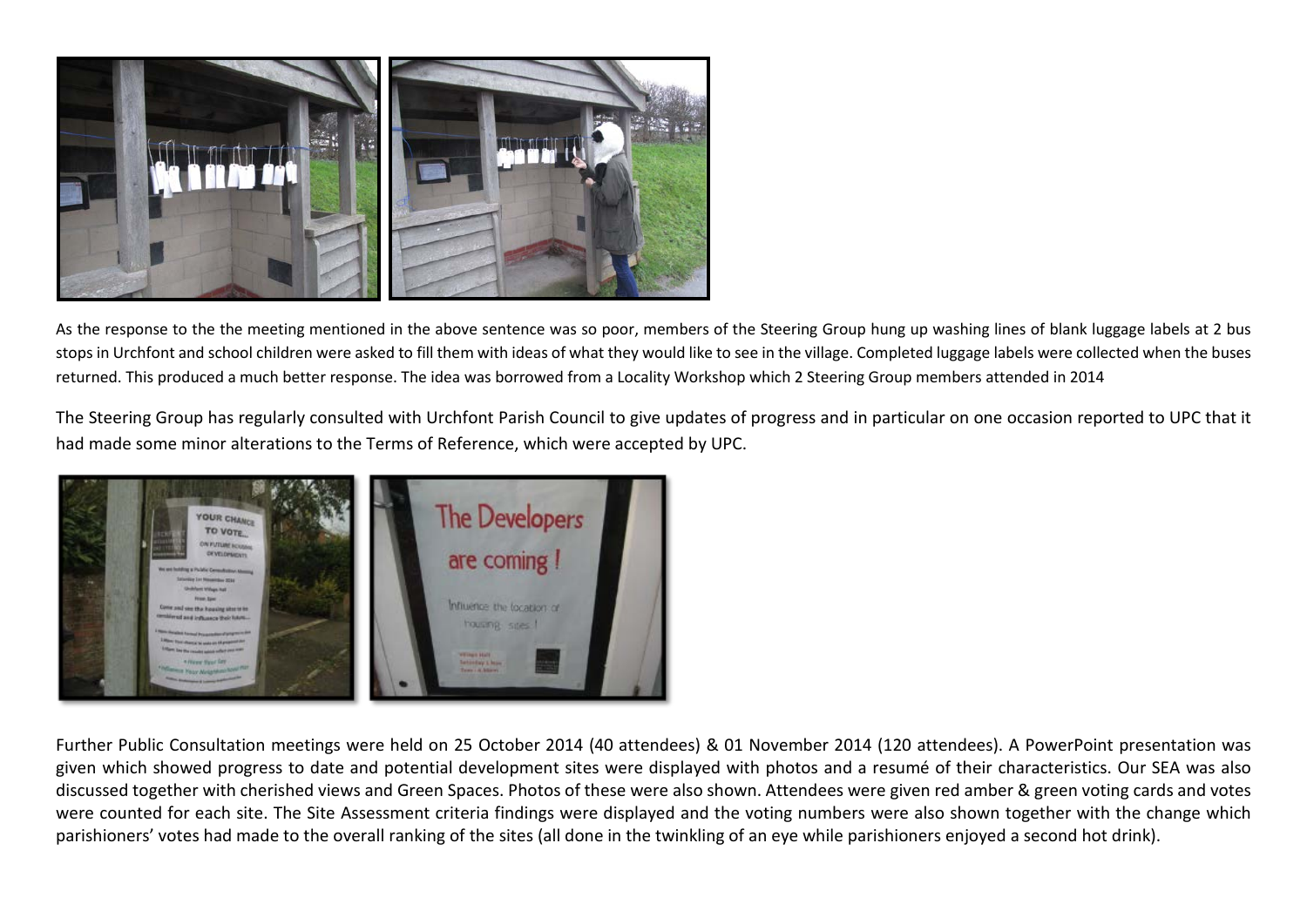As the response to the the meeting mentioned in the above sentence was so poor, members of the Steering Group hung up washing lines of blank luggage labels at 2 bus stops in Urchfont and school children were asked to fill them with ideas of what they would like to see in the village. Completed luggage labels were collected when the buses returned. This produced a much better response. The idea was borrowed from a Locality Workshop which 2 Steering Group members attended in 2014

The Steering Group has regularly consulted with Urchfont Parish Council to give updates of progress and in particular on one occasion reported to UPC that it had made some minor alterations to the Terms of Reference, which were accepted by UPC.

Further Public Consultation meetings were held on 25 October 2014 (40 attendees) & 01 November 2014 (120 attendees). A PowerPoint presentation was given which showed progress to date and potential development sites were displayed with photos and a resumé of their characteristics. Our SEA was also discussed together with cherished views and Green Spaces. Photos of these were also shown. Attendees were given red amber & green voting cards and votes were counted for each site. The Site Assessment criteria findings were displayed and the voting numbers were also shown together with the change which parishioners' votes had made to the overall ranking of the sites (all done in the twinkling of an eye while parishioners enjoyed a second hot drink).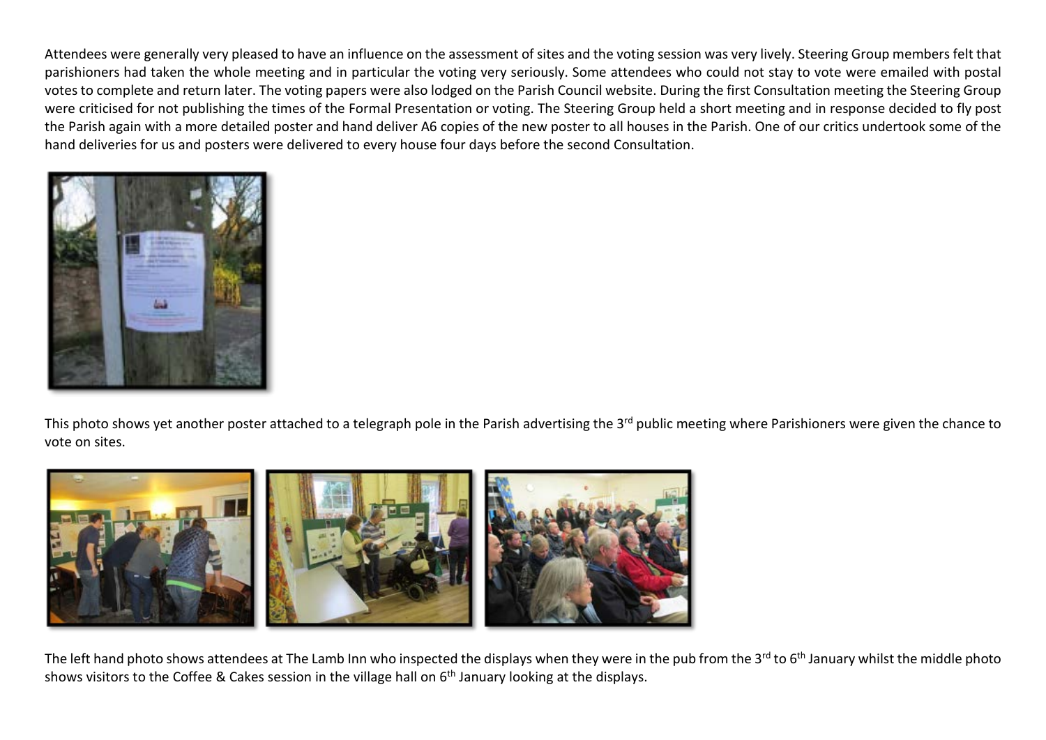Attendees were generally very pleased to have an influence on the assessment of sites and the voting session was very lively. Steering Group members felt that parishioners had taken the whole meeting and in particular the voting very seriously. Some attendees who could not stay to vote were emailed with postal votes to complete and return later. The voting papers were also lodged on the Parish Council website. During the first Consultation meeting the Steering Group were criticised for not publishing the times of the Formal Presentation or voting. The Steering Group held a short meeting and in response decided to fly post the Parish again with a more detailed poster and hand deliver A6 copies of the new poster to all houses in the Parish. One of our critics undertook some of the hand deliveries for us and posters were delivered to every house four days before the second Consultation.

This photo shows yet another poster attached to a telegraph pole in the Parish advertising the 3rd public meeting where Parishioners were given the chance to vote on sites.

The left hand photo shows attendees at The Lamb Inn who inspected the displays when they were in the pub from the 3rd to 6th January whilst the middle photo shows visitors to the Coffee & Cakes session in the village hall on 6th January looking at the displays.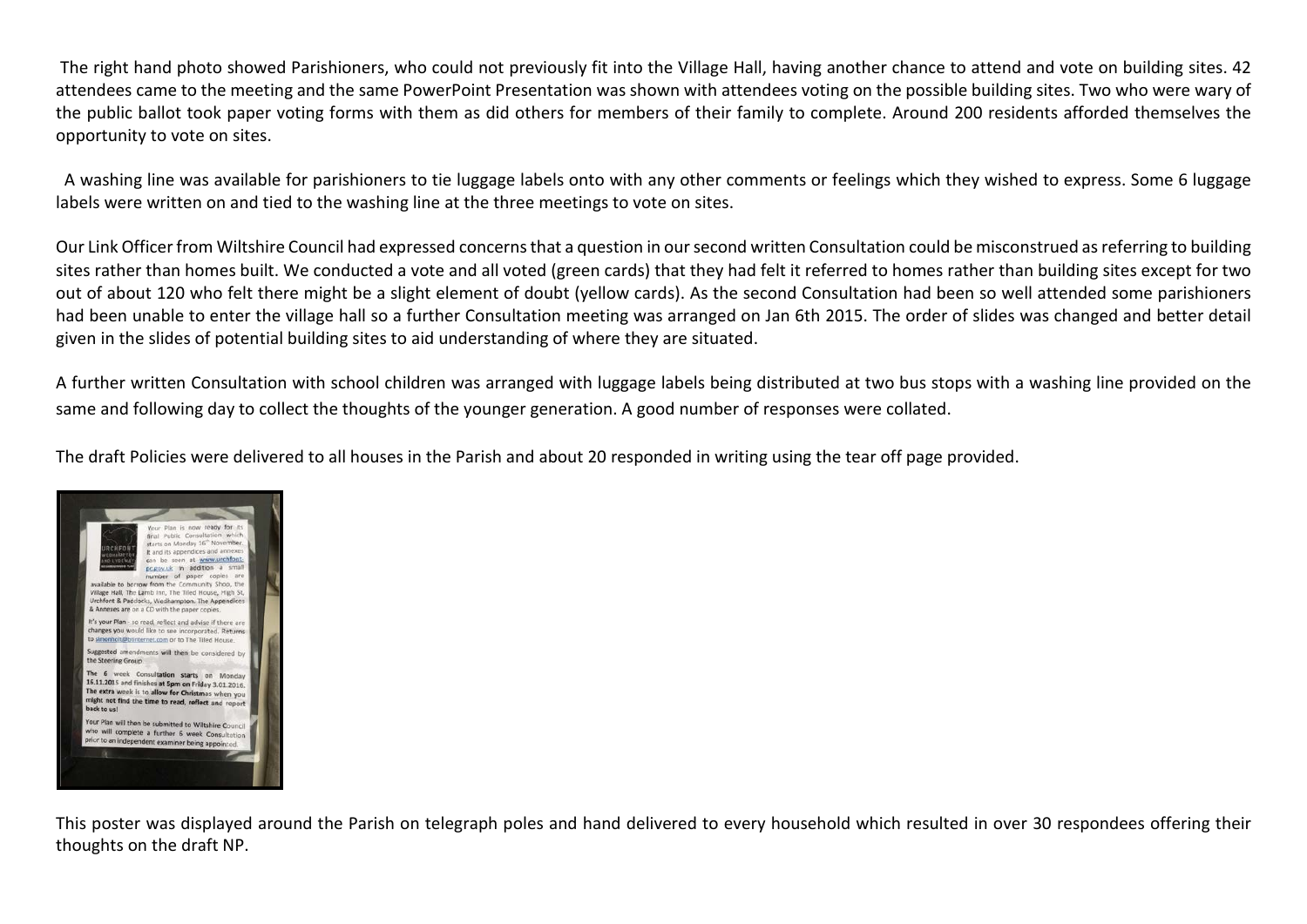The right hand photo showed Parishioners, who could not previously fit into the Village Hall, having another chance to attend and vote on building sites. 42 attendees came to the meeting and the same PowerPoint Presentation was shown with attendees voting on the possible building sites. Two who were wary of the public ballot took paper voting forms with them as did others for members of their family to complete. Around 200 residents afforded themselves the opportunity to vote on sites.

A washing line was available for parishioners to tie luggage labels onto with any other comments or feelings which they wished to express. Some 6 luggage labels were written on and tied to the washing line at the three meetings to vote on sites.

Our Link Officer from Wiltshire Council had expressed concerns that a question in our second written Consultation could be misconstrued as referring to building sites rather than homes built. We conducted a vote and all voted (green cards) that they had felt it referred to homes rather than building sites except for two out of about 120 who felt there might be a slight element of doubt (yellow cards). As the second Consultation had been so well attended some parishioners had been unable to enter the village hall so a further Consultation meeting was arranged on Jan 6th 2015. The order of slides was changed and better detail given in the slides of potential building sites to aid understanding of where they are situated.

A further written Consultation with school children was arranged with luggage labels being distributed at two bus stops with a washing line provided on the same and following day to collect the thoughts of the younger generation. A good number of responses were collated.

The draft Policies were delivered to all houses in the Parish and about 20 responded in writing using the tear off page provided.

This poster was displayed around the Parish on telegraph poles and hand delivered to every household which resulted in over 30 respondees offering their thoughts on the draft NP.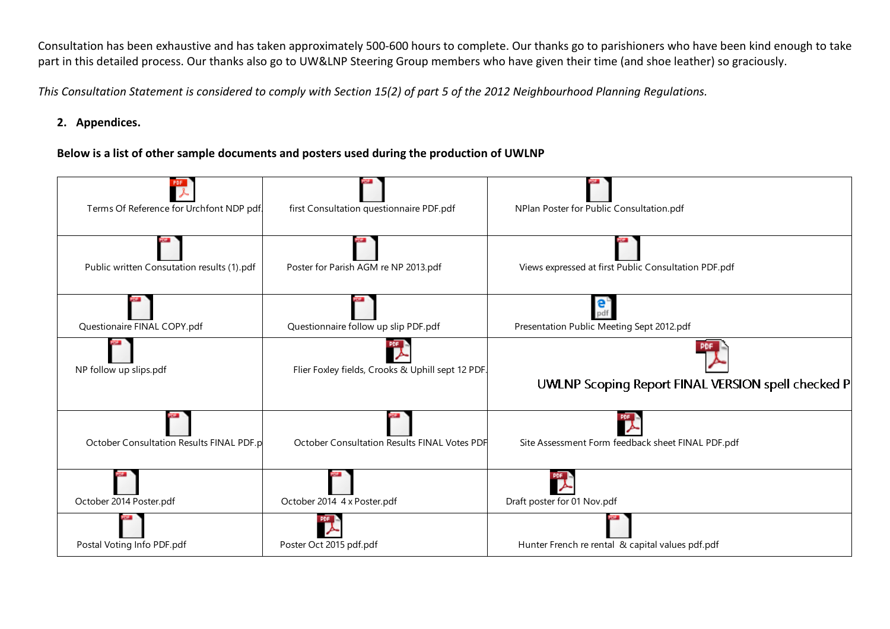Consultation has been exhaustive and has taken approximately 500-600 hours to complete. Our thanks go to parishioners who have been kind enough to take part in this detailed process. Our thanks also go to UW&LNP Steering Group members who have given their time (and shoe leather) so graciously.

*This Consultation Statement is considered to comply with Section 15(2) of part 5 of the 2012 Neighbourhood Planning Regulations.*

## 2. Appendices.

**Below is a list of other sample documents and posters used during the production of UWLNP**

| | | |
|---|---|---|
| Terms Of Reference for Urchfont NDP pdf. | first Consultation questionnaire PDF.pdf | NPlan Poster for Public Consultation.pdf |
| Public written Consutation results (1).pdf | Poster for Parish AGM re NP 2013.pdf | Views expressed at first Public Consultation PDF.pdf |
| Questionaire FINAL COPY.pdf | Questionnaire follow up slip PDF.pdf | Presentation Public Meeting Sept 2012.pdf |
| NP follow up slips.pdf | Flier Foxley fields, Crooks & Uphill sept 12 PDF. | UWLNP Scoping Report FINAL VERSION spell checked P |
| October Consultation Results FINAL PDF.p | October Consultation Results FINAL Votes PDF | Site Assessment Form feedback sheet FINAL PDF.pdf |
| October 2014 Poster.pdf | October 2014 4 x Poster.pdf | Draft poster for 01 Nov.pdf |
| Postal Voting Info PDF.pdf | Poster Oct 2015 pdf.pdf | Hunter French re rental & capital values pdf.pdf |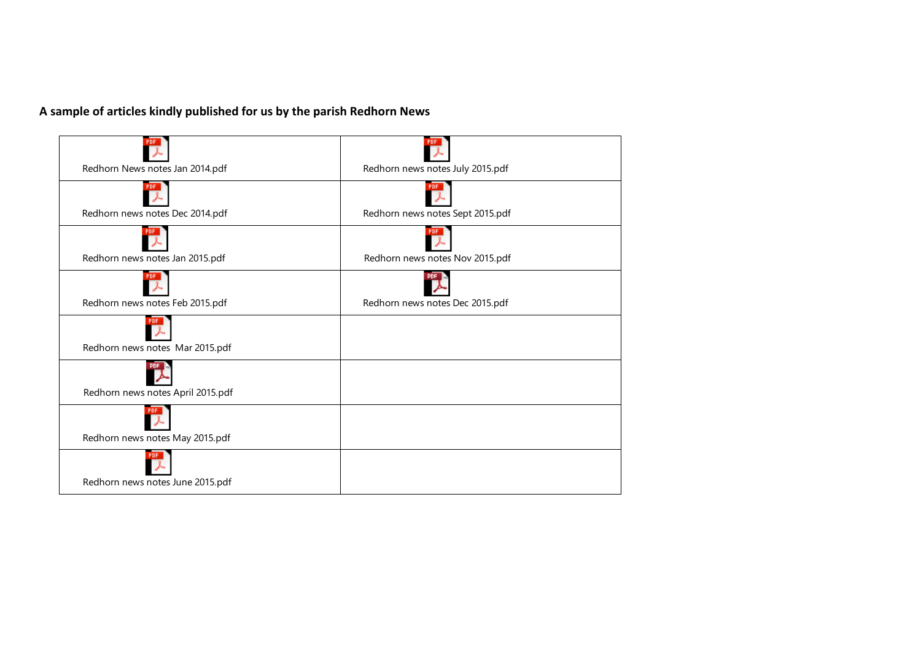**A sample of articles kindly published for us by the parish Redhorn News**

| | |
|---|---|
| Redhorn News notes Jan 2014.pdf | Redhorn news notes July 2015.pdf |
| Redhorn news notes Dec 2014.pdf | Redhorn news notes Sept 2015.pdf |
| Redhorn news notes Jan 2015.pdf | Redhorn news notes Nov 2015.pdf |
| Redhorn news notes Feb 2015.pdf | Redhorn news notes Dec 2015.pdf |
| Redhorn news notes  Mar 2015.pdf | |
| Redhorn news notes April 2015.pdf | |
| Redhorn news notes May 2015.pdf | |
| Redhorn news notes June 2015.pdf | |